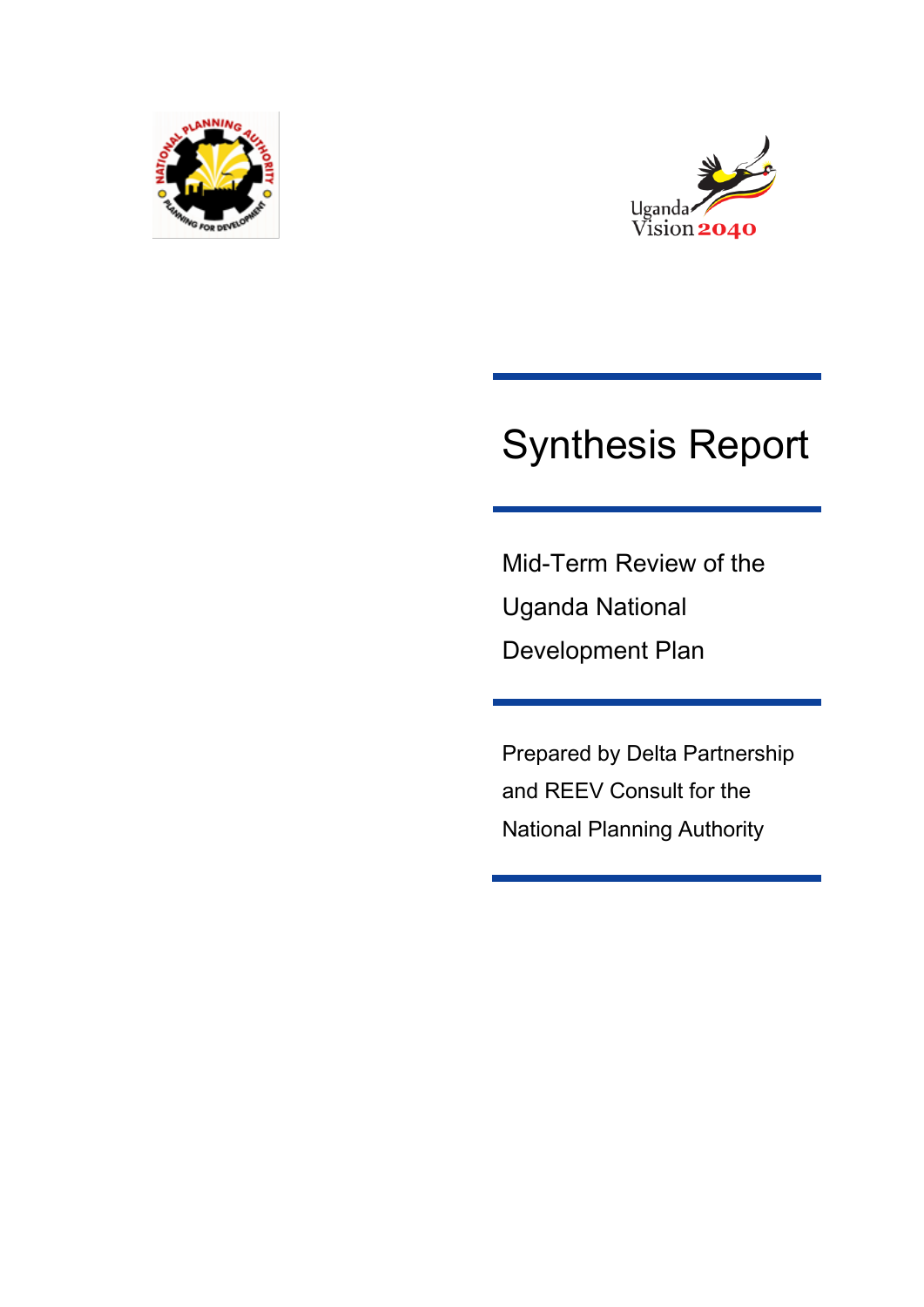# Synthesis Report

Mid-Term Review of the Uganda National Development Plan

Prepared by Delta Partnership and REEV Consult for the National Planning Authority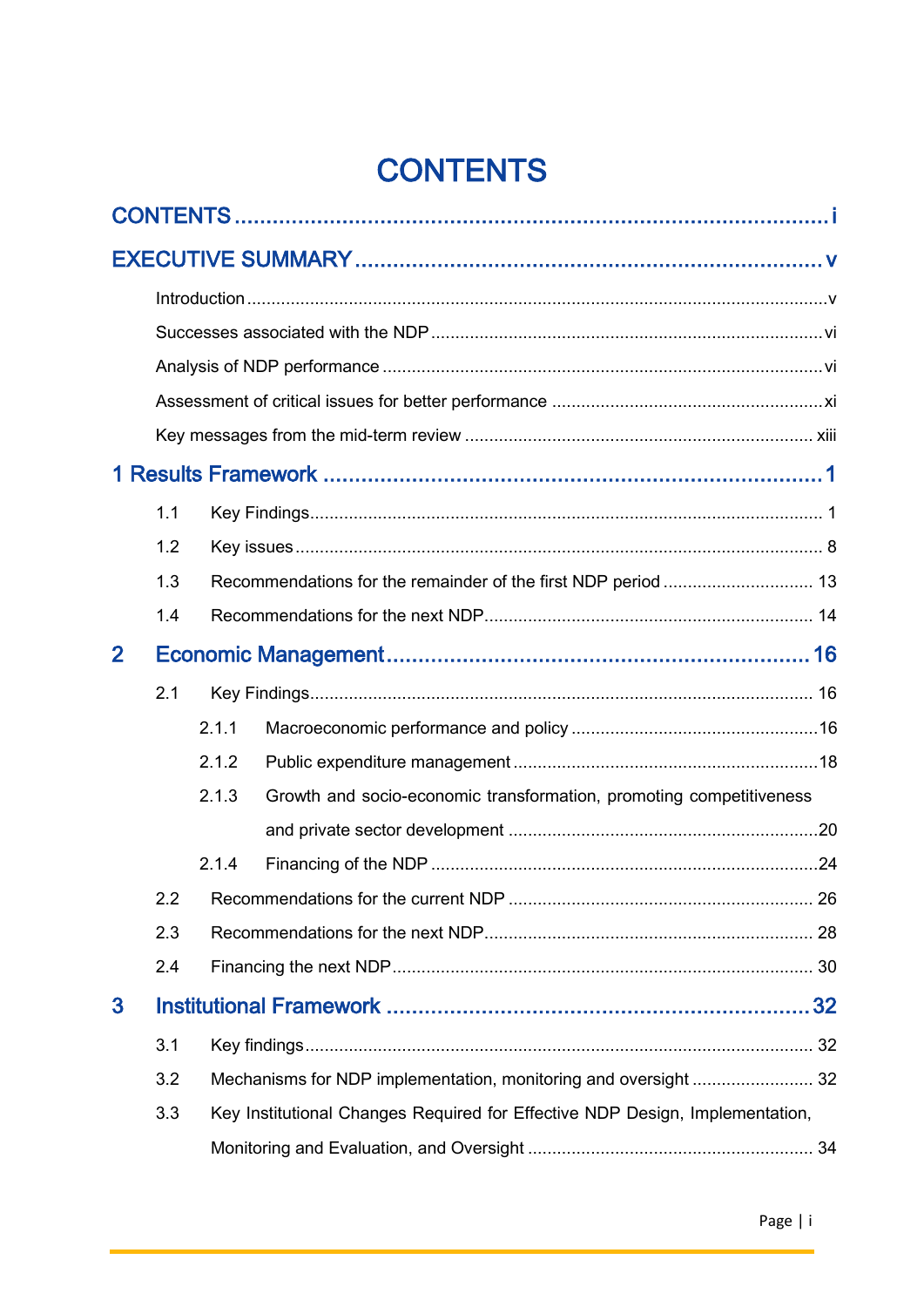# CONTENTS

CONTENTS ..... i

EXECUTIVE SUMMARY ..... v

- Introduction ..... v
- Successes associated with the NDP ..... vi
- Analysis of NDP performance ..... vi
- Assessment of critical issues for better performance ..... xi
- Key messages from the mid-term review ..... xiii

1 Results Framework ..... 1

- 1.1 Key Findings ..... 1
- 1.2 Key issues ..... 8
- 1.3 Recommendations for the remainder of the first NDP period ..... 13
- 1.4 Recommendations for the next NDP ..... 14

2 Economic Management ..... 16

- 2.1 Key Findings ..... 16
  - 2.1.1 Macroeconomic performance and policy ..... 16
  - 2.1.2 Public expenditure management ..... 18
  - 2.1.3 Growth and socio-economic transformation, promoting competitiveness and private sector development ..... 20
  - 2.1.4 Financing of the NDP ..... 24
- 2.2 Recommendations for the current NDP ..... 26
- 2.3 Recommendations for the next NDP ..... 28
- 2.4 Financing the next NDP ..... 30

3 Institutional Framework ..... 32

- 3.1 Key findings ..... 32
- 3.2 Mechanisms for NDP implementation, monitoring and oversight ..... 32
- 3.3 Key Institutional Changes Required for Effective NDP Design, Implementation, Monitoring and Evaluation, and Oversight ..... 34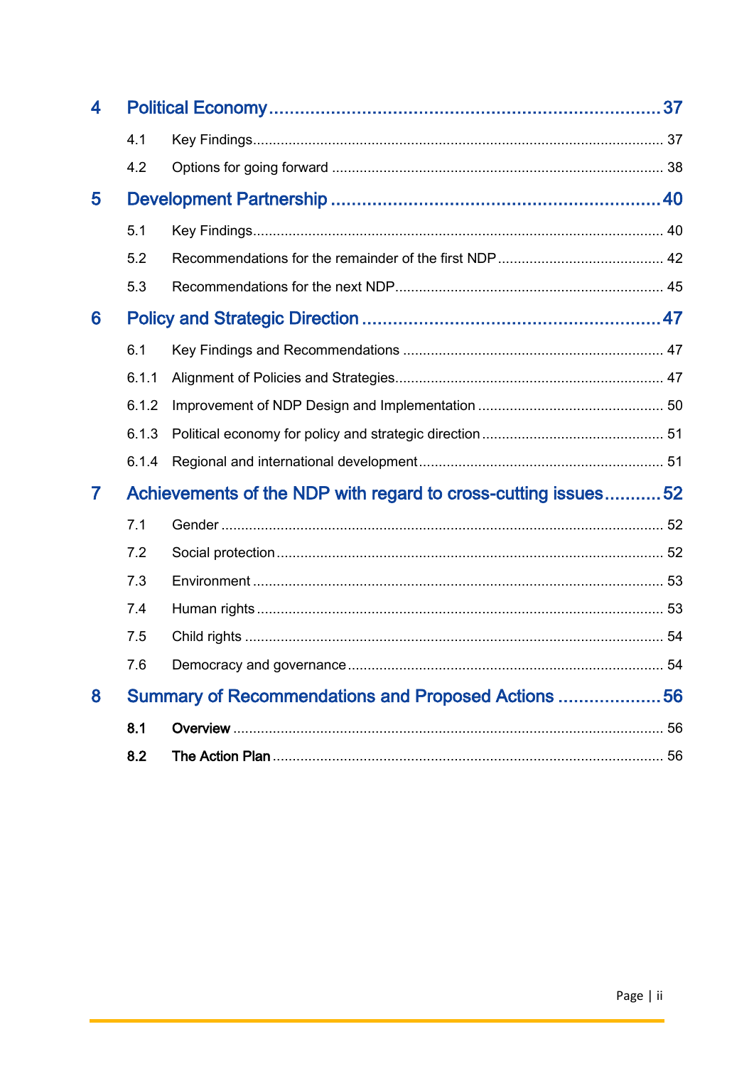4 Political Economy ........................................................................ 37

4.1 Key Findings ........................................................................ 37

4.2 Options for going forward ........................................................................ 38

5 Development Partnership ........................................................................ 40

5.1 Key Findings ........................................................................ 40

5.2 Recommendations for the remainder of the first NDP ........................................................................ 42

5.3 Recommendations for the next NDP ........................................................................ 45

6 Policy and Strategic Direction ........................................................................ 47

6.1 Key Findings and Recommendations ........................................................................ 47

6.1.1 Alignment of Policies and Strategies ........................................................................ 47

6.1.2 Improvement of NDP Design and Implementation ........................................................................ 50

6.1.3 Political economy for policy and strategic direction ........................................................................ 51

6.1.4 Regional and international development ........................................................................ 51

7 Achievements of the NDP with regard to cross-cutting issues ........................................................................ 52

7.1 Gender ........................................................................ 52

7.2 Social protection ........................................................................ 52

7.3 Environment ........................................................................ 53

7.4 Human rights ........................................................................ 53

7.5 Child rights ........................................................................ 54

7.6 Democracy and governance ........................................................................ 54

8 Summary of Recommendations and Proposed Actions ........................................................................ 56

8.1 Overview ........................................................................ 56

8.2 The Action Plan ........................................................................ 56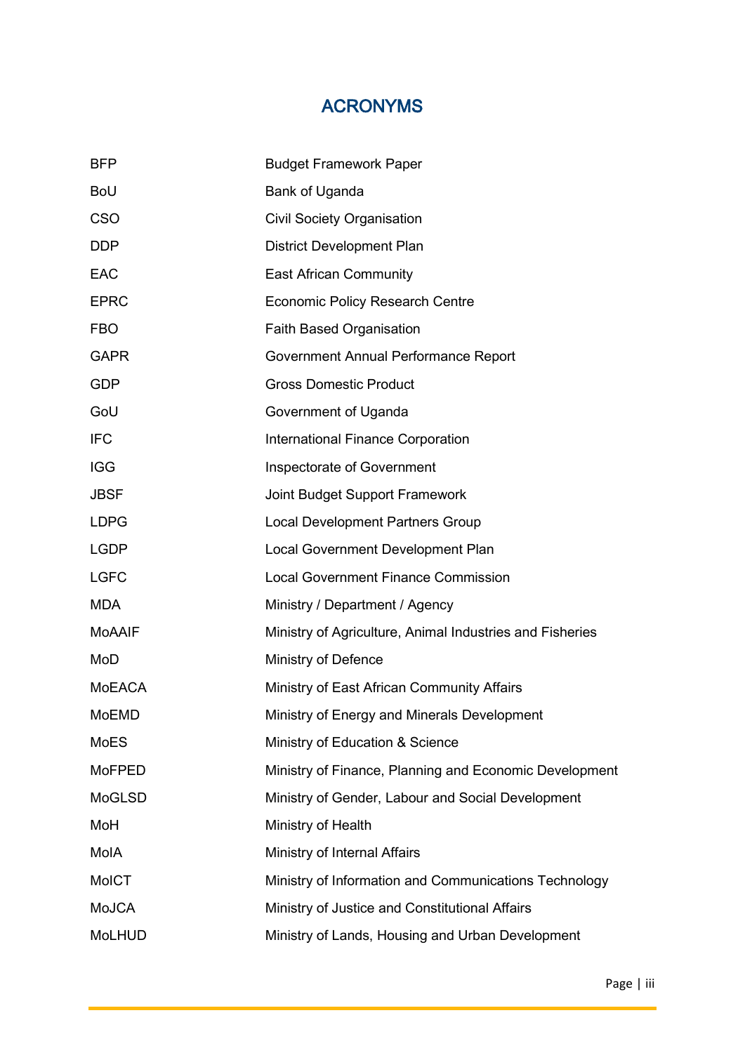# ACRONYMS

| | |
|---|---|
| BFP | Budget Framework Paper |
| BoU | Bank of Uganda |
| CSO | Civil Society Organisation |
| DDP | District Development Plan |
| EAC | East African Community |
| EPRC | Economic Policy Research Centre |
| FBO | Faith Based Organisation |
| GAPR | Government Annual Performance Report |
| GDP | Gross Domestic Product |
| GoU | Government of Uganda |
| IFC | International Finance Corporation |
| IGG | Inspectorate of Government |
| JBSF | Joint Budget Support Framework |
| LDPG | Local Development Partners Group |
| LGDP | Local Government Development Plan |
| LGFC | Local Government Finance Commission |
| MDA | Ministry / Department / Agency |
| MoAAIF | Ministry of Agriculture, Animal Industries and Fisheries |
| MoD | Ministry of Defence |
| MoEACA | Ministry of East African Community Affairs |
| MoEMD | Ministry of Energy and Minerals Development |
| MoES | Ministry of Education & Science |
| MoFPED | Ministry of Finance, Planning and Economic Development |
| MoGLSD | Ministry of Gender, Labour and Social Development |
| MoH | Ministry of Health |
| MoIA | Ministry of Internal Affairs |
| MoICT | Ministry of Information and Communications Technology |
| MoJCA | Ministry of Justice and Constitutional Affairs |
| MoLHUD | Ministry of Lands, Housing and Urban Development |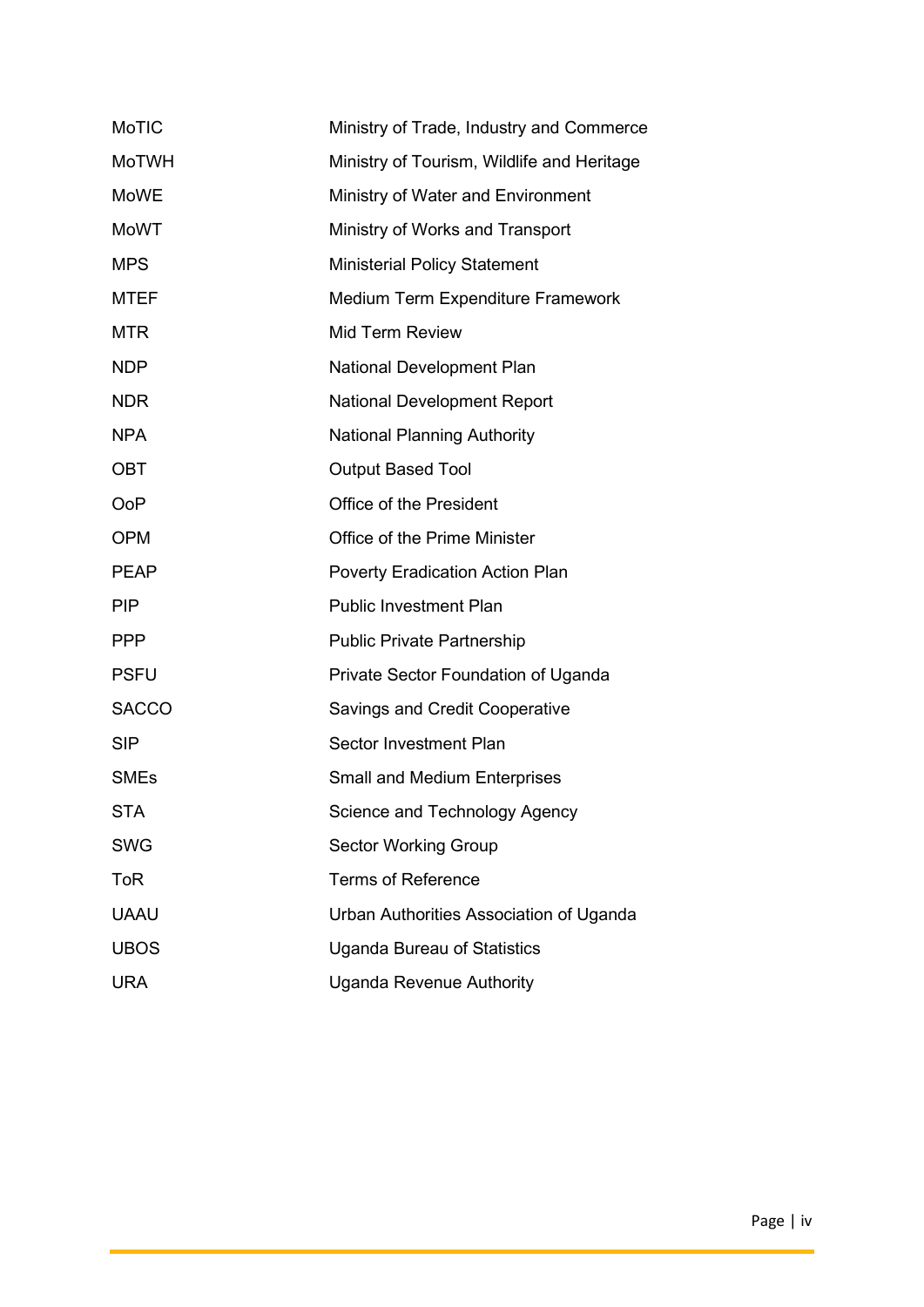| | |
|---|---|
| MoTIC | Ministry of Trade, Industry and Commerce |
| MoTWH | Ministry of Tourism, Wildlife and Heritage |
| MoWE | Ministry of Water and Environment |
| MoWT | Ministry of Works and Transport |
| MPS | Ministerial Policy Statement |
| MTEF | Medium Term Expenditure Framework |
| MTR | Mid Term Review |
| NDP | National Development Plan |
| NDR | National Development Report |
| NPA | National Planning Authority |
| OBT | Output Based Tool |
| OoP | Office of the President |
| OPM | Office of the Prime Minister |
| PEAP | Poverty Eradication Action Plan |
| PIP | Public Investment Plan |
| PPP | Public Private Partnership |
| PSFU | Private Sector Foundation of Uganda |
| SACCO | Savings and Credit Cooperative |
| SIP | Sector Investment Plan |
| SMEs | Small and Medium Enterprises |
| STA | Science and Technology Agency |
| SWG | Sector Working Group |
| ToR | Terms of Reference |
| UAAU | Urban Authorities Association of Uganda |
| UBOS | Uganda Bureau of Statistics |
| URA | Uganda Revenue Authority |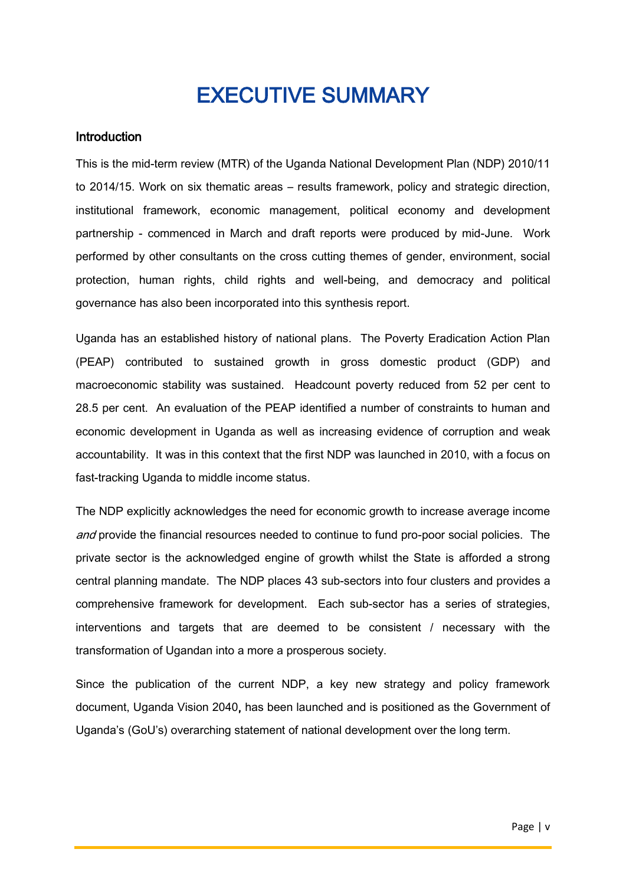# EXECUTIVE SUMMARY

## Introduction

This is the mid-term review (MTR) of the Uganda National Development Plan (NDP) 2010/11 to 2014/15. Work on six thematic areas – results framework, policy and strategic direction, institutional framework, economic management, political economy and development partnership - commenced in March and draft reports were produced by mid-June. Work performed by other consultants on the cross cutting themes of gender, environment, social protection, human rights, child rights and well-being, and democracy and political governance has also been incorporated into this synthesis report.

Uganda has an established history of national plans. The Poverty Eradication Action Plan (PEAP) contributed to sustained growth in gross domestic product (GDP) and macroeconomic stability was sustained. Headcount poverty reduced from 52 per cent to 28.5 per cent. An evaluation of the PEAP identified a number of constraints to human and economic development in Uganda as well as increasing evidence of corruption and weak accountability. It was in this context that the first NDP was launched in 2010, with a focus on fast-tracking Uganda to middle income status.

The NDP explicitly acknowledges the need for economic growth to increase average income *and* provide the financial resources needed to continue to fund pro-poor social policies. The private sector is the acknowledged engine of growth whilst the State is afforded a strong central planning mandate. The NDP places 43 sub-sectors into four clusters and provides a comprehensive framework for development. Each sub-sector has a series of strategies, interventions and targets that are deemed to be consistent / necessary with the transformation of Ugandan into a more a prosperous society.

Since the publication of the current NDP, a key new strategy and policy framework document, Uganda Vision 2040**,** has been launched and is positioned as the Government of Uganda's (GoU's) overarching statement of national development over the long term.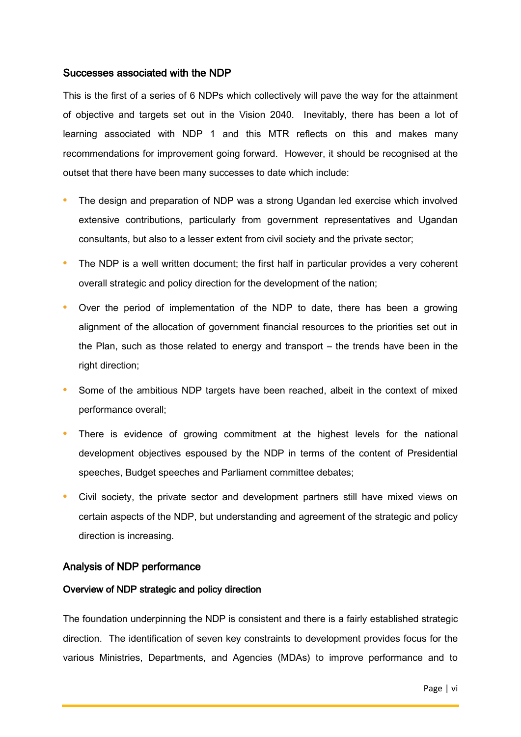## Successes associated with the NDP

This is the first of a series of 6 NDPs which collectively will pave the way for the attainment of objective and targets set out in the Vision 2040. Inevitably, there has been a lot of learning associated with NDP 1 and this MTR reflects on this and makes many recommendations for improvement going forward. However, it should be recognised at the outset that there have been many successes to date which include:

- The design and preparation of NDP was a strong Ugandan led exercise which involved extensive contributions, particularly from government representatives and Ugandan consultants, but also to a lesser extent from civil society and the private sector;
- The NDP is a well written document; the first half in particular provides a very coherent overall strategic and policy direction for the development of the nation;
- Over the period of implementation of the NDP to date, there has been a growing alignment of the allocation of government financial resources to the priorities set out in the Plan, such as those related to energy and transport – the trends have been in the right direction;
- Some of the ambitious NDP targets have been reached, albeit in the context of mixed performance overall;
- There is evidence of growing commitment at the highest levels for the national development objectives espoused by the NDP in terms of the content of Presidential speeches, Budget speeches and Parliament committee debates;
- Civil society, the private sector and development partners still have mixed views on certain aspects of the NDP, but understanding and agreement of the strategic and policy direction is increasing.

## Analysis of NDP performance

### Overview of NDP strategic and policy direction

The foundation underpinning the NDP is consistent and there is a fairly established strategic direction. The identification of seven key constraints to development provides focus for the various Ministries, Departments, and Agencies (MDAs) to improve performance and to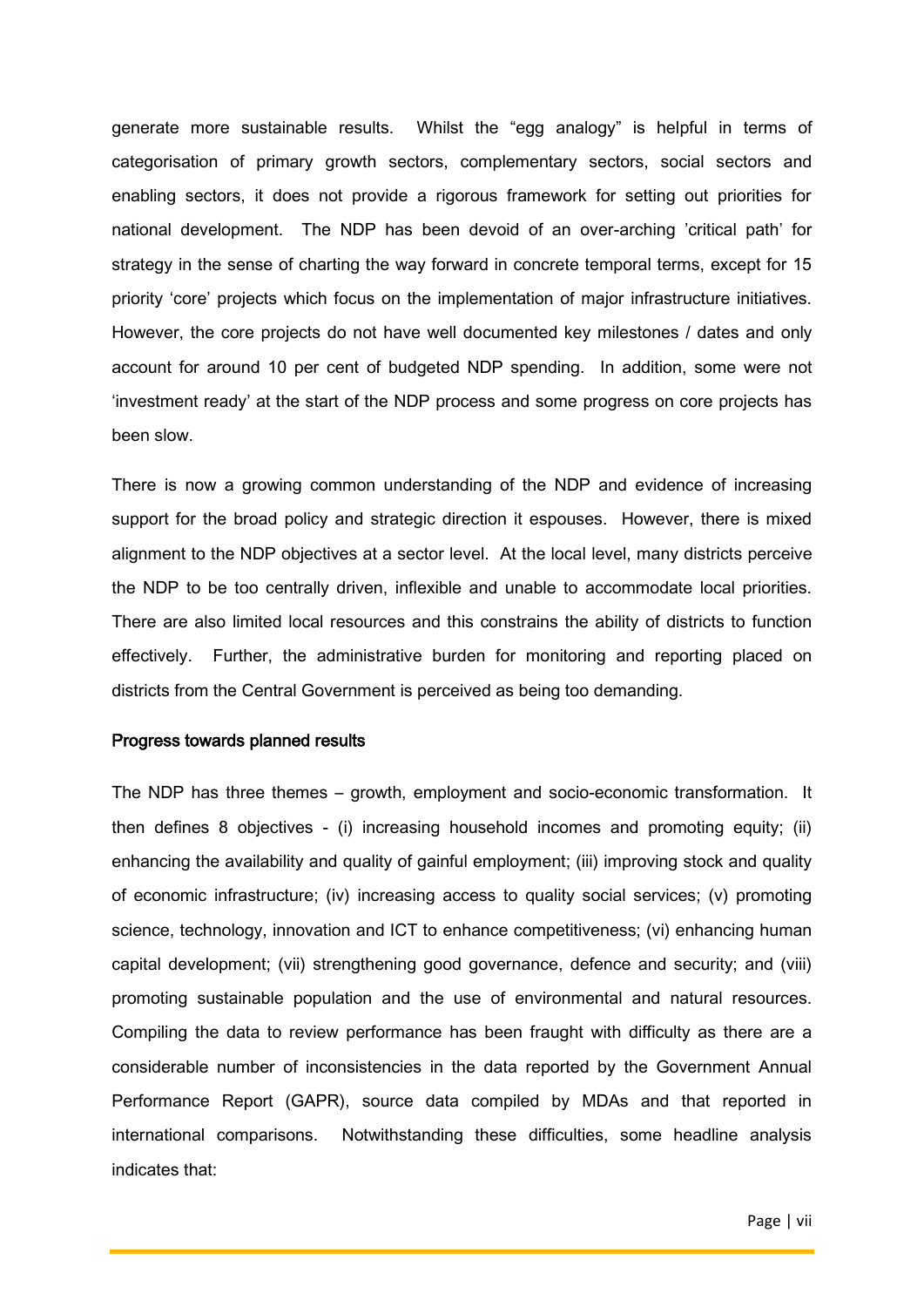generate more sustainable results. Whilst the "egg analogy" is helpful in terms of categorisation of primary growth sectors, complementary sectors, social sectors and enabling sectors, it does not provide a rigorous framework for setting out priorities for national development. The NDP has been devoid of an over-arching 'critical path' for strategy in the sense of charting the way forward in concrete temporal terms, except for 15 priority 'core' projects which focus on the implementation of major infrastructure initiatives. However, the core projects do not have well documented key milestones / dates and only account for around 10 per cent of budgeted NDP spending. In addition, some were not 'investment ready' at the start of the NDP process and some progress on core projects has been slow.

There is now a growing common understanding of the NDP and evidence of increasing support for the broad policy and strategic direction it espouses. However, there is mixed alignment to the NDP objectives at a sector level. At the local level, many districts perceive the NDP to be too centrally driven, inflexible and unable to accommodate local priorities. There are also limited local resources and this constrains the ability of districts to function effectively. Further, the administrative burden for monitoring and reporting placed on districts from the Central Government is perceived as being too demanding.

**Progress towards planned results**

The NDP has three themes – growth, employment and socio-economic transformation. It then defines 8 objectives - (i) increasing household incomes and promoting equity; (ii) enhancing the availability and quality of gainful employment; (iii) improving stock and quality of economic infrastructure; (iv) increasing access to quality social services; (v) promoting science, technology, innovation and ICT to enhance competitiveness; (vi) enhancing human capital development; (vii) strengthening good governance, defence and security; and (viii) promoting sustainable population and the use of environmental and natural resources. Compiling the data to review performance has been fraught with difficulty as there are a considerable number of inconsistencies in the data reported by the Government Annual Performance Report (GAPR), source data compiled by MDAs and that reported in international comparisons. Notwithstanding these difficulties, some headline analysis indicates that: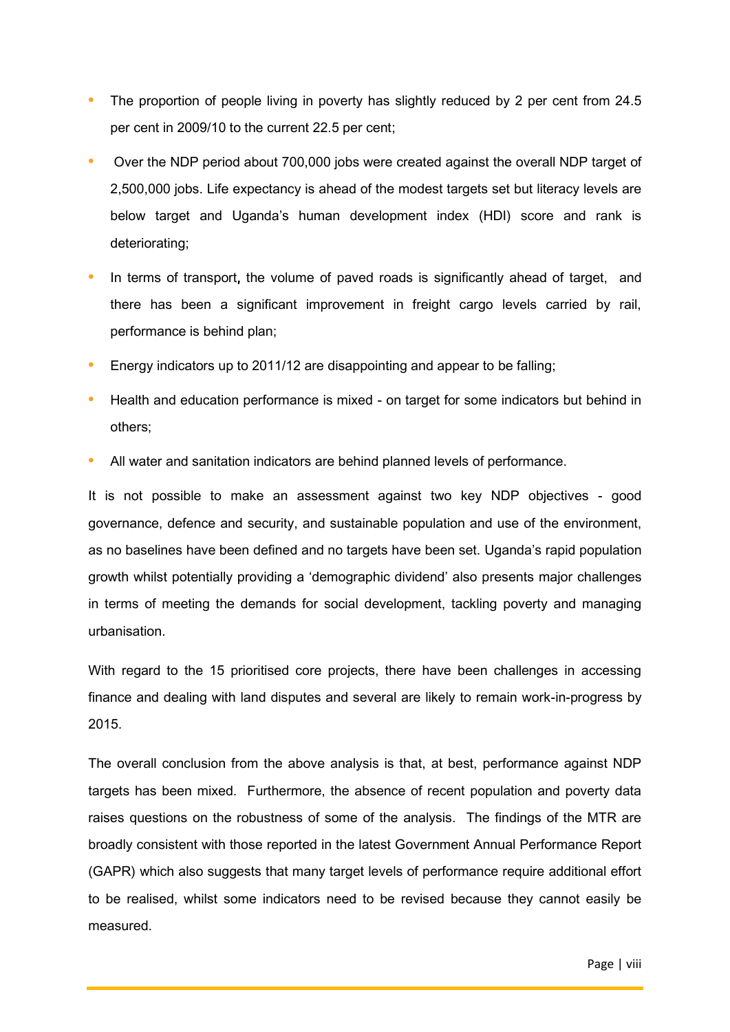- The proportion of people living in poverty has slightly reduced by 2 per cent from 24.5 per cent in 2009/10 to the current 22.5 per cent;
- Over the NDP period about 700,000 jobs were created against the overall NDP target of 2,500,000 jobs. Life expectancy is ahead of the modest targets set but literacy levels are below target and Uganda's human development index (HDI) score and rank is deteriorating;
- In terms of transport**,** the volume of paved roads is significantly ahead of target, and there has been a significant improvement in freight cargo levels carried by rail, performance is behind plan;
- Energy indicators up to 2011/12 are disappointing and appear to be falling;
- Health and education performance is mixed - on target for some indicators but behind in others;
- All water and sanitation indicators are behind planned levels of performance.

It is not possible to make an assessment against two key NDP objectives - good governance, defence and security, and sustainable population and use of the environment, as no baselines have been defined and no targets have been set. Uganda's rapid population growth whilst potentially providing a 'demographic dividend' also presents major challenges in terms of meeting the demands for social development, tackling poverty and managing urbanisation.

With regard to the 15 prioritised core projects, there have been challenges in accessing finance and dealing with land disputes and several are likely to remain work-in-progress by 2015.

The overall conclusion from the above analysis is that, at best, performance against NDP targets has been mixed. Furthermore, the absence of recent population and poverty data raises questions on the robustness of some of the analysis. The findings of the MTR are broadly consistent with those reported in the latest Government Annual Performance Report (GAPR) which also suggests that many target levels of performance require additional effort to be realised, whilst some indicators need to be revised because they cannot easily be measured.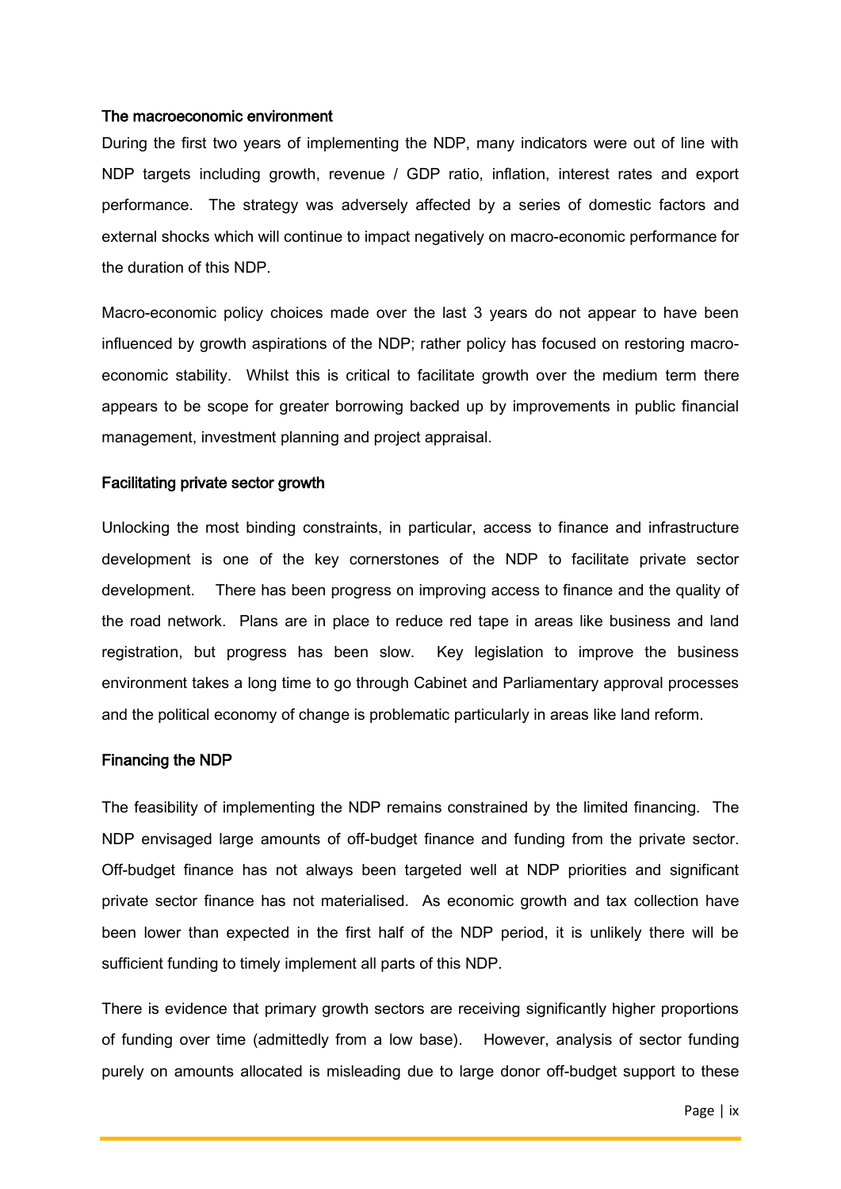### The macroeconomic environment

During the first two years of implementing the NDP, many indicators were out of line with NDP targets including growth, revenue / GDP ratio, inflation, interest rates and export performance. The strategy was adversely affected by a series of domestic factors and external shocks which will continue to impact negatively on macro-economic performance for the duration of this NDP.

Macro-economic policy choices made over the last 3 years do not appear to have been influenced by growth aspirations of the NDP; rather policy has focused on restoring macro-economic stability. Whilst this is critical to facilitate growth over the medium term there appears to be scope for greater borrowing backed up by improvements in public financial management, investment planning and project appraisal.

### Facilitating private sector growth

Unlocking the most binding constraints, in particular, access to finance and infrastructure development is one of the key cornerstones of the NDP to facilitate private sector development. There has been progress on improving access to finance and the quality of the road network. Plans are in place to reduce red tape in areas like business and land registration, but progress has been slow. Key legislation to improve the business environment takes a long time to go through Cabinet and Parliamentary approval processes and the political economy of change is problematic particularly in areas like land reform.

### Financing the NDP

The feasibility of implementing the NDP remains constrained by the limited financing. The NDP envisaged large amounts of off-budget finance and funding from the private sector. Off-budget finance has not always been targeted well at NDP priorities and significant private sector finance has not materialised. As economic growth and tax collection have been lower than expected in the first half of the NDP period, it is unlikely there will be sufficient funding to timely implement all parts of this NDP.

There is evidence that primary growth sectors are receiving significantly higher proportions of funding over time (admittedly from a low base). However, analysis of sector funding purely on amounts allocated is misleading due to large donor off-budget support to these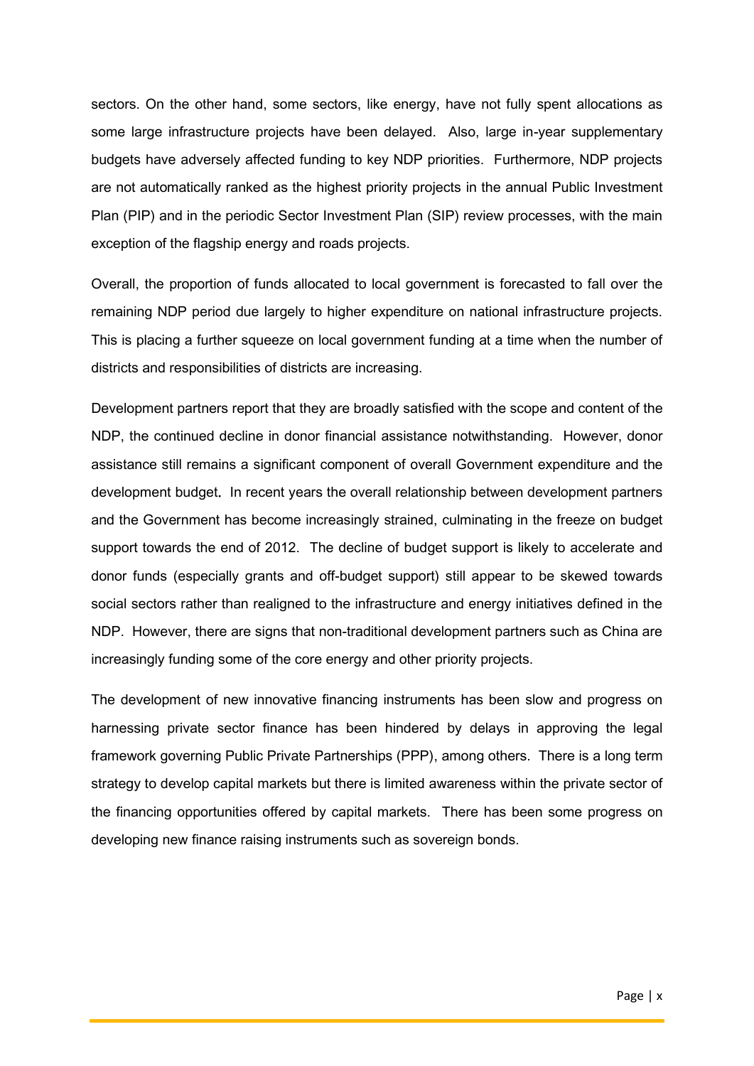sectors. On the other hand, some sectors, like energy, have not fully spent allocations as some large infrastructure projects have been delayed. Also, large in-year supplementary budgets have adversely affected funding to key NDP priorities. Furthermore, NDP projects are not automatically ranked as the highest priority projects in the annual Public Investment Plan (PIP) and in the periodic Sector Investment Plan (SIP) review processes, with the main exception of the flagship energy and roads projects.

Overall, the proportion of funds allocated to local government is forecasted to fall over the remaining NDP period due largely to higher expenditure on national infrastructure projects. This is placing a further squeeze on local government funding at a time when the number of districts and responsibilities of districts are increasing.

Development partners report that they are broadly satisfied with the scope and content of the NDP, the continued decline in donor financial assistance notwithstanding. However, donor assistance still remains a significant component of overall Government expenditure and the development budget. In recent years the overall relationship between development partners and the Government has become increasingly strained, culminating in the freeze on budget support towards the end of 2012. The decline of budget support is likely to accelerate and donor funds (especially grants and off-budget support) still appear to be skewed towards social sectors rather than realigned to the infrastructure and energy initiatives defined in the NDP. However, there are signs that non-traditional development partners such as China are increasingly funding some of the core energy and other priority projects.

The development of new innovative financing instruments has been slow and progress on harnessing private sector finance has been hindered by delays in approving the legal framework governing Public Private Partnerships (PPP), among others. There is a long term strategy to develop capital markets but there is limited awareness within the private sector of the financing opportunities offered by capital markets. There has been some progress on developing new finance raising instruments such as sovereign bonds.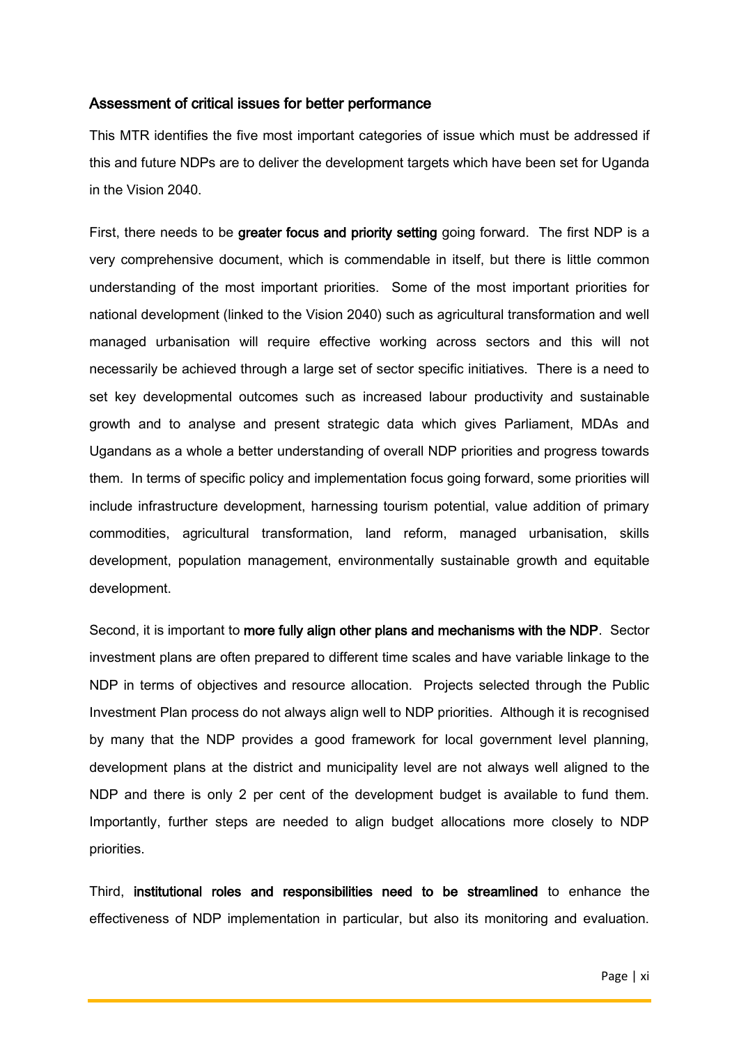## Assessment of critical issues for better performance

This MTR identifies the five most important categories of issue which must be addressed if this and future NDPs are to deliver the development targets which have been set for Uganda in the Vision 2040.

First, there needs to be **greater focus and priority setting** going forward. The first NDP is a very comprehensive document, which is commendable in itself, but there is little common understanding of the most important priorities. Some of the most important priorities for national development (linked to the Vision 2040) such as agricultural transformation and well managed urbanisation will require effective working across sectors and this will not necessarily be achieved through a large set of sector specific initiatives. There is a need to set key developmental outcomes such as increased labour productivity and sustainable growth and to analyse and present strategic data which gives Parliament, MDAs and Ugandans as a whole a better understanding of overall NDP priorities and progress towards them. In terms of specific policy and implementation focus going forward, some priorities will include infrastructure development, harnessing tourism potential, value addition of primary commodities, agricultural transformation, land reform, managed urbanisation, skills development, population management, environmentally sustainable growth and equitable development.

Second, it is important to **more fully align other plans and mechanisms with the NDP**. Sector investment plans are often prepared to different time scales and have variable linkage to the NDP in terms of objectives and resource allocation. Projects selected through the Public Investment Plan process do not always align well to NDP priorities. Although it is recognised by many that the NDP provides a good framework for local government level planning, development plans at the district and municipality level are not always well aligned to the NDP and there is only 2 per cent of the development budget is available to fund them. Importantly, further steps are needed to align budget allocations more closely to NDP priorities.

Third, **institutional roles and responsibilities need to be streamlined** to enhance the effectiveness of NDP implementation in particular, but also its monitoring and evaluation.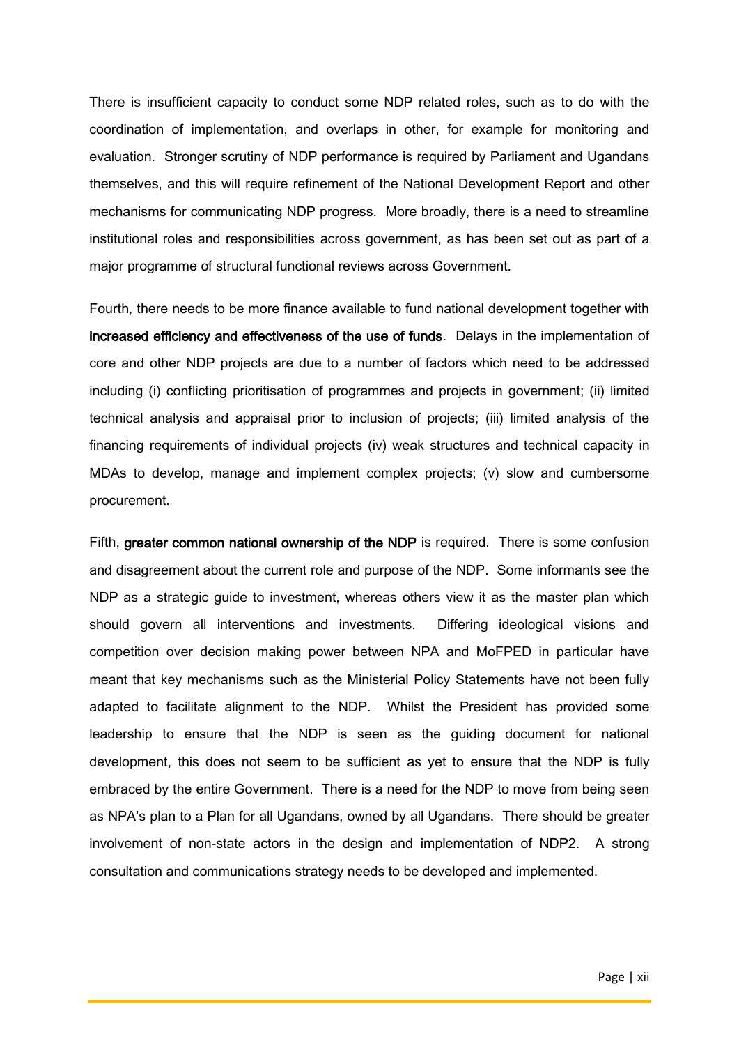There is insufficient capacity to conduct some NDP related roles, such as to do with the coordination of implementation, and overlaps in other, for example for monitoring and evaluation. Stronger scrutiny of NDP performance is required by Parliament and Ugandans themselves, and this will require refinement of the National Development Report and other mechanisms for communicating NDP progress. More broadly, there is a need to streamline institutional roles and responsibilities across government, as has been set out as part of a major programme of structural functional reviews across Government.

Fourth, there needs to be more finance available to fund national development together with **increased efficiency and effectiveness of the use of funds**. Delays in the implementation of core and other NDP projects are due to a number of factors which need to be addressed including (i) conflicting prioritisation of programmes and projects in government; (ii) limited technical analysis and appraisal prior to inclusion of projects; (iii) limited analysis of the financing requirements of individual projects (iv) weak structures and technical capacity in MDAs to develop, manage and implement complex projects; (v) slow and cumbersome procurement.

Fifth, **greater common national ownership of the NDP** is required. There is some confusion and disagreement about the current role and purpose of the NDP. Some informants see the NDP as a strategic guide to investment, whereas others view it as the master plan which should govern all interventions and investments. Differing ideological visions and competition over decision making power between NPA and MoFPED in particular have meant that key mechanisms such as the Ministerial Policy Statements have not been fully adapted to facilitate alignment to the NDP. Whilst the President has provided some leadership to ensure that the NDP is seen as the guiding document for national development, this does not seem to be sufficient as yet to ensure that the NDP is fully embraced by the entire Government. There is a need for the NDP to move from being seen as NPA's plan to a Plan for all Ugandans, owned by all Ugandans. There should be greater involvement of non-state actors in the design and implementation of NDP2. A strong consultation and communications strategy needs to be developed and implemented.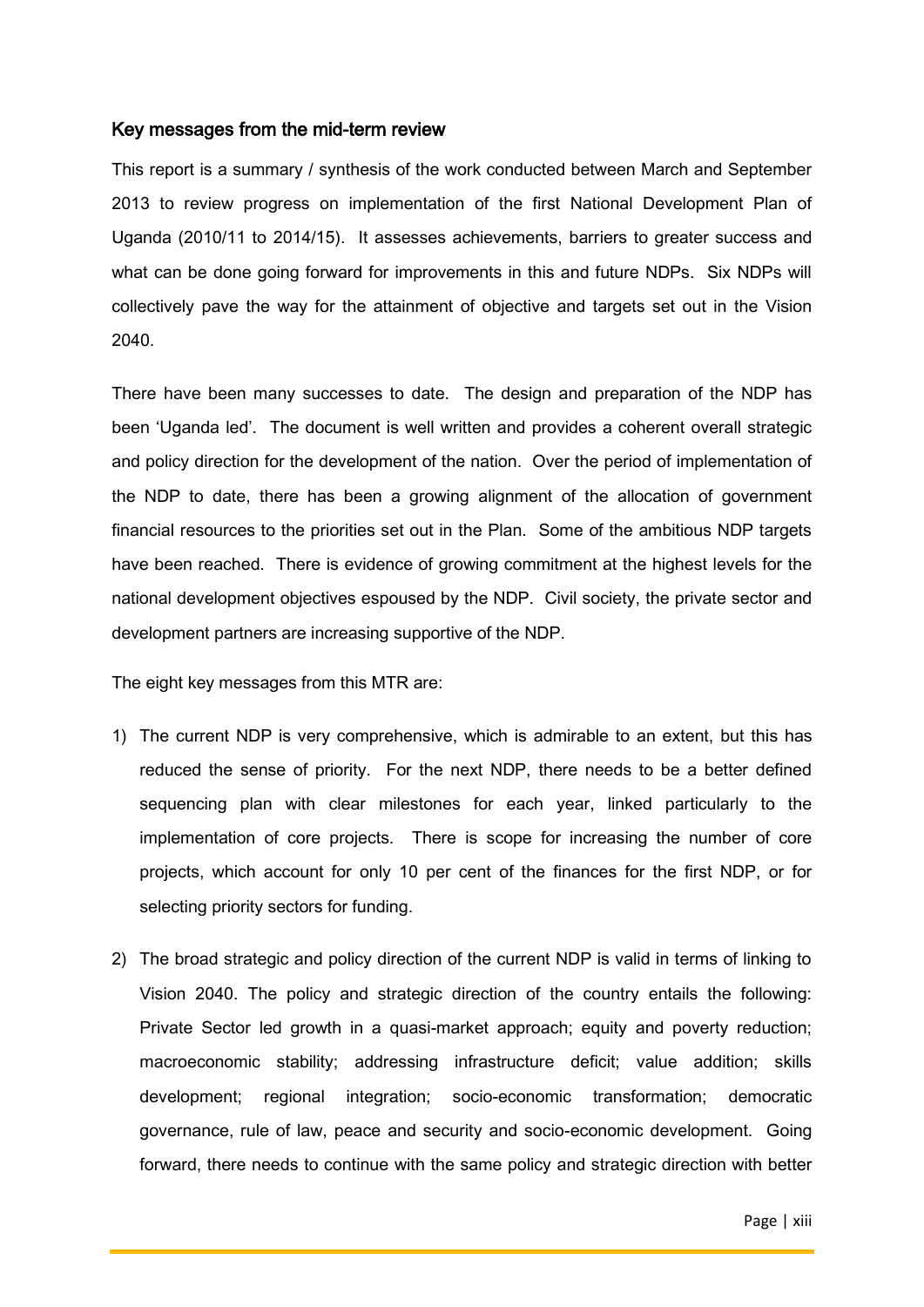## Key messages from the mid-term review

This report is a summary / synthesis of the work conducted between March and September 2013 to review progress on implementation of the first National Development Plan of Uganda (2010/11 to 2014/15). It assesses achievements, barriers to greater success and what can be done going forward for improvements in this and future NDPs. Six NDPs will collectively pave the way for the attainment of objective and targets set out in the Vision 2040.

There have been many successes to date. The design and preparation of the NDP has been 'Uganda led'. The document is well written and provides a coherent overall strategic and policy direction for the development of the nation. Over the period of implementation of the NDP to date, there has been a growing alignment of the allocation of government financial resources to the priorities set out in the Plan. Some of the ambitious NDP targets have been reached. There is evidence of growing commitment at the highest levels for the national development objectives espoused by the NDP. Civil society, the private sector and development partners are increasing supportive of the NDP.

The eight key messages from this MTR are:

1) The current NDP is very comprehensive, which is admirable to an extent, but this has reduced the sense of priority. For the next NDP, there needs to be a better defined sequencing plan with clear milestones for each year, linked particularly to the implementation of core projects. There is scope for increasing the number of core projects, which account for only 10 per cent of the finances for the first NDP, or for selecting priority sectors for funding.

2) The broad strategic and policy direction of the current NDP is valid in terms of linking to Vision 2040. The policy and strategic direction of the country entails the following: Private Sector led growth in a quasi-market approach; equity and poverty reduction; macroeconomic stability; addressing infrastructure deficit; value addition; skills development; regional integration; socio-economic transformation; democratic governance, rule of law, peace and security and socio-economic development. Going forward, there needs to continue with the same policy and strategic direction with better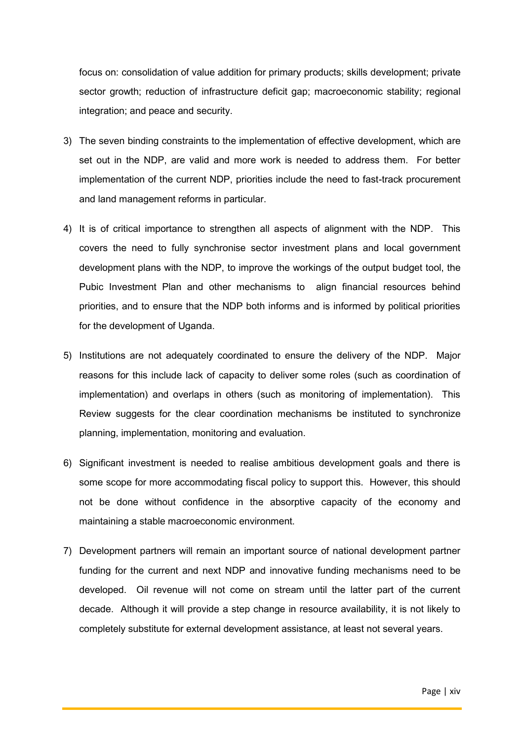focus on: consolidation of value addition for primary products; skills development; private sector growth; reduction of infrastructure deficit gap; macroeconomic stability; regional integration; and peace and security.

3) The seven binding constraints to the implementation of effective development, which are set out in the NDP, are valid and more work is needed to address them. For better implementation of the current NDP, priorities include the need to fast-track procurement and land management reforms in particular.

4) It is of critical importance to strengthen all aspects of alignment with the NDP. This covers the need to fully synchronise sector investment plans and local government development plans with the NDP, to improve the workings of the output budget tool, the Pubic Investment Plan and other mechanisms to align financial resources behind priorities, and to ensure that the NDP both informs and is informed by political priorities for the development of Uganda.

5) Institutions are not adequately coordinated to ensure the delivery of the NDP. Major reasons for this include lack of capacity to deliver some roles (such as coordination of implementation) and overlaps in others (such as monitoring of implementation). This Review suggests for the clear coordination mechanisms be instituted to synchronize planning, implementation, monitoring and evaluation.

6) Significant investment is needed to realise ambitious development goals and there is some scope for more accommodating fiscal policy to support this. However, this should not be done without confidence in the absorptive capacity of the economy and maintaining a stable macroeconomic environment.

7) Development partners will remain an important source of national development partner funding for the current and next NDP and innovative funding mechanisms need to be developed. Oil revenue will not come on stream until the latter part of the current decade. Although it will provide a step change in resource availability, it is not likely to completely substitute for external development assistance, at least not several years.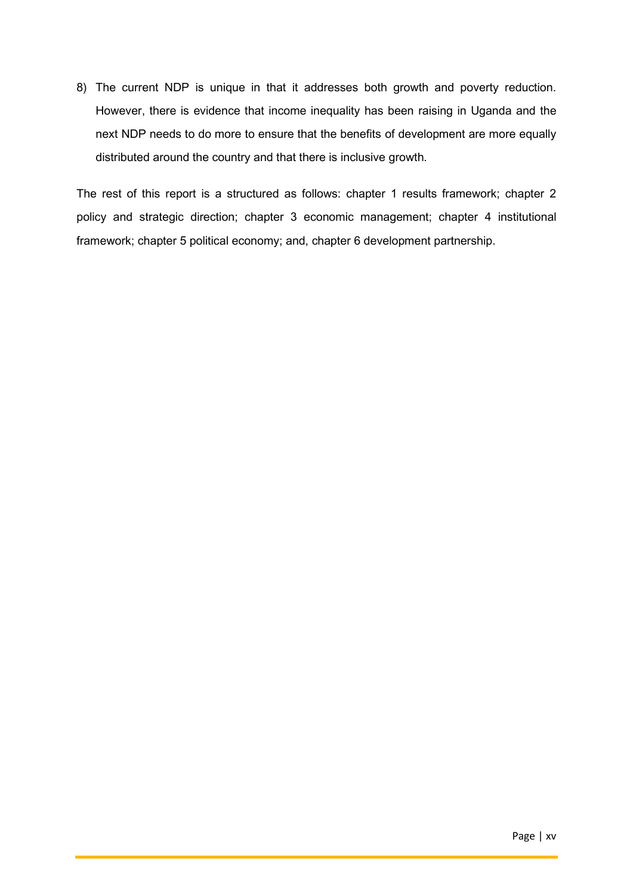8) The current NDP is unique in that it addresses both growth and poverty reduction. However, there is evidence that income inequality has been raising in Uganda and the next NDP needs to do more to ensure that the benefits of development are more equally distributed around the country and that there is inclusive growth.

The rest of this report is a structured as follows: chapter 1 results framework; chapter 2 policy and strategic direction; chapter 3 economic management; chapter 4 institutional framework; chapter 5 political economy; and, chapter 6 development partnership.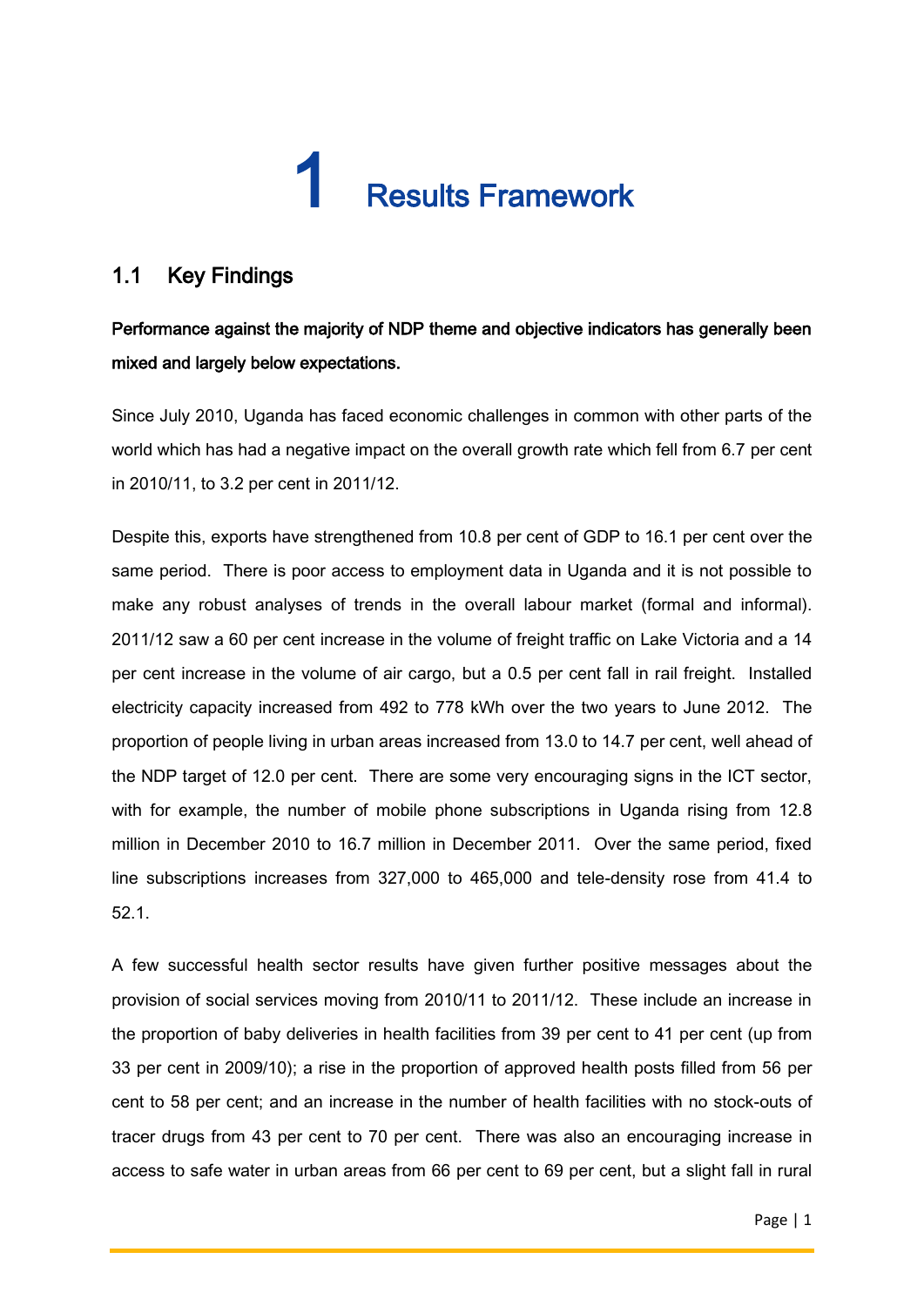# 1 Results Framework

## 1.1 Key Findings

**Performance against the majority of NDP theme and objective indicators has generally been mixed and largely below expectations.**

Since July 2010, Uganda has faced economic challenges in common with other parts of the world which has had a negative impact on the overall growth rate which fell from 6.7 per cent in 2010/11, to 3.2 per cent in 2011/12.

Despite this, exports have strengthened from 10.8 per cent of GDP to 16.1 per cent over the same period. There is poor access to employment data in Uganda and it is not possible to make any robust analyses of trends in the overall labour market (formal and informal). 2011/12 saw a 60 per cent increase in the volume of freight traffic on Lake Victoria and a 14 per cent increase in the volume of air cargo, but a 0.5 per cent fall in rail freight. Installed electricity capacity increased from 492 to 778 kWh over the two years to June 2012. The proportion of people living in urban areas increased from 13.0 to 14.7 per cent, well ahead of the NDP target of 12.0 per cent. There are some very encouraging signs in the ICT sector, with for example, the number of mobile phone subscriptions in Uganda rising from 12.8 million in December 2010 to 16.7 million in December 2011. Over the same period, fixed line subscriptions increases from 327,000 to 465,000 and tele-density rose from 41.4 to 52.1.

A few successful health sector results have given further positive messages about the provision of social services moving from 2010/11 to 2011/12. These include an increase in the proportion of baby deliveries in health facilities from 39 per cent to 41 per cent (up from 33 per cent in 2009/10); a rise in the proportion of approved health posts filled from 56 per cent to 58 per cent; and an increase in the number of health facilities with no stock-outs of tracer drugs from 43 per cent to 70 per cent. There was also an encouraging increase in access to safe water in urban areas from 66 per cent to 69 per cent, but a slight fall in rural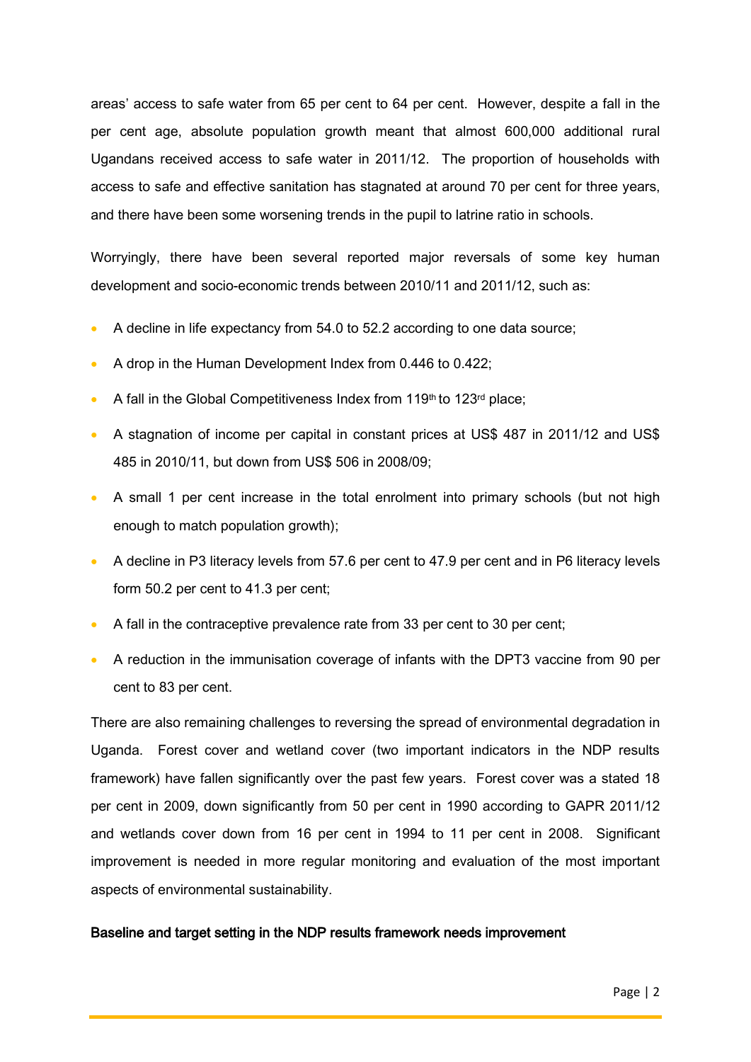areas' access to safe water from 65 per cent to 64 per cent. However, despite a fall in the per cent age, absolute population growth meant that almost 600,000 additional rural Ugandans received access to safe water in 2011/12. The proportion of households with access to safe and effective sanitation has stagnated at around 70 per cent for three years, and there have been some worsening trends in the pupil to latrine ratio in schools.

Worryingly, there have been several reported major reversals of some key human development and socio-economic trends between 2010/11 and 2011/12, such as:

- A decline in life expectancy from 54.0 to 52.2 according to one data source;
- A drop in the Human Development Index from 0.446 to 0.422;
- A fall in the Global Competitiveness Index from 119th to 123rd place;
- A stagnation of income per capital in constant prices at US$ 487 in 2011/12 and US$ 485 in 2010/11, but down from US$ 506 in 2008/09;
- A small 1 per cent increase in the total enrolment into primary schools (but not high enough to match population growth);
- A decline in P3 literacy levels from 57.6 per cent to 47.9 per cent and in P6 literacy levels form 50.2 per cent to 41.3 per cent;
- A fall in the contraceptive prevalence rate from 33 per cent to 30 per cent;
- A reduction in the immunisation coverage of infants with the DPT3 vaccine from 90 per cent to 83 per cent.

There are also remaining challenges to reversing the spread of environmental degradation in Uganda. Forest cover and wetland cover (two important indicators in the NDP results framework) have fallen significantly over the past few years. Forest cover was a stated 18 per cent in 2009, down significantly from 50 per cent in 1990 according to GAPR 2011/12 and wetlands cover down from 16 per cent in 1994 to 11 per cent in 2008. Significant improvement is needed in more regular monitoring and evaluation of the most important aspects of environmental sustainability.

**Baseline and target setting in the NDP results framework needs improvement**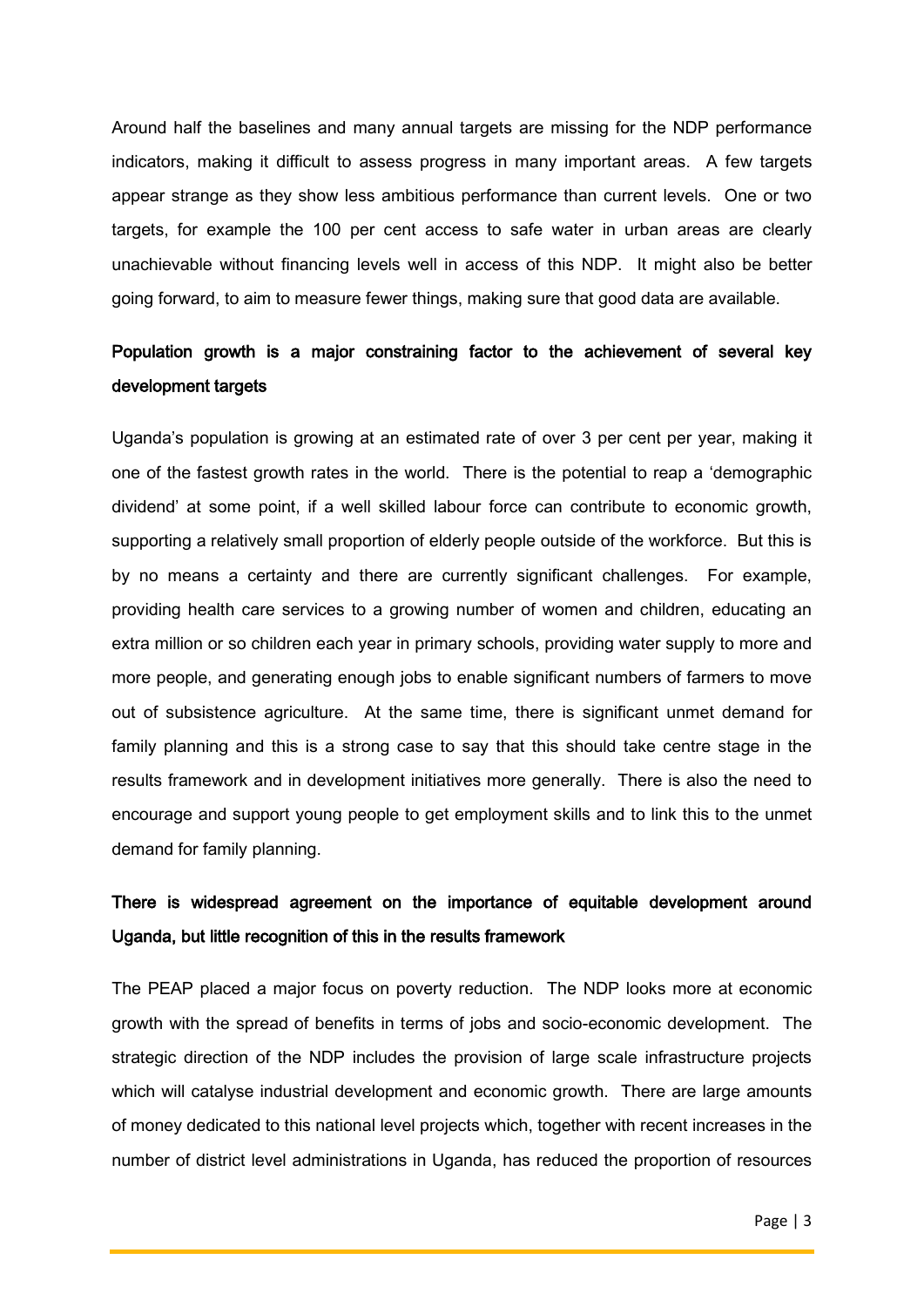Around half the baselines and many annual targets are missing for the NDP performance indicators, making it difficult to assess progress in many important areas. A few targets appear strange as they show less ambitious performance than current levels. One or two targets, for example the 100 per cent access to safe water in urban areas are clearly unachievable without financing levels well in access of this NDP. It might also be better going forward, to aim to measure fewer things, making sure that good data are available.

**Population growth is a major constraining factor to the achievement of several key development targets**

Uganda's population is growing at an estimated rate of over 3 per cent per year, making it one of the fastest growth rates in the world. There is the potential to reap a 'demographic dividend' at some point, if a well skilled labour force can contribute to economic growth, supporting a relatively small proportion of elderly people outside of the workforce. But this is by no means a certainty and there are currently significant challenges. For example, providing health care services to a growing number of women and children, educating an extra million or so children each year in primary schools, providing water supply to more and more people, and generating enough jobs to enable significant numbers of farmers to move out of subsistence agriculture. At the same time, there is significant unmet demand for family planning and this is a strong case to say that this should take centre stage in the results framework and in development initiatives more generally. There is also the need to encourage and support young people to get employment skills and to link this to the unmet demand for family planning.

**There is widespread agreement on the importance of equitable development around Uganda, but little recognition of this in the results framework**

The PEAP placed a major focus on poverty reduction. The NDP looks more at economic growth with the spread of benefits in terms of jobs and socio-economic development. The strategic direction of the NDP includes the provision of large scale infrastructure projects which will catalyse industrial development and economic growth. There are large amounts of money dedicated to this national level projects which, together with recent increases in the number of district level administrations in Uganda, has reduced the proportion of resources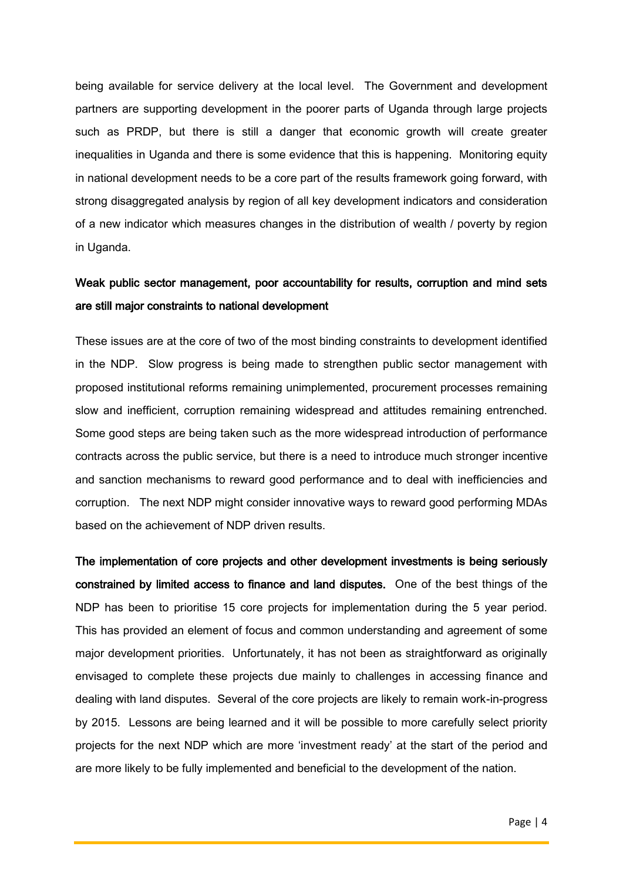being available for service delivery at the local level. The Government and development partners are supporting development in the poorer parts of Uganda through large projects such as PRDP, but there is still a danger that economic growth will create greater inequalities in Uganda and there is some evidence that this is happening. Monitoring equity in national development needs to be a core part of the results framework going forward, with strong disaggregated analysis by region of all key development indicators and consideration of a new indicator which measures changes in the distribution of wealth / poverty by region in Uganda.

**Weak public sector management, poor accountability for results, corruption and mind sets are still major constraints to national development**

These issues are at the core of two of the most binding constraints to development identified in the NDP. Slow progress is being made to strengthen public sector management with proposed institutional reforms remaining unimplemented, procurement processes remaining slow and inefficient, corruption remaining widespread and attitudes remaining entrenched. Some good steps are being taken such as the more widespread introduction of performance contracts across the public service, but there is a need to introduce much stronger incentive and sanction mechanisms to reward good performance and to deal with inefficiencies and corruption. The next NDP might consider innovative ways to reward good performing MDAs based on the achievement of NDP driven results.

**The implementation of core projects and other development investments is being seriously constrained by limited access to finance and land disputes.** One of the best things of the NDP has been to prioritise 15 core projects for implementation during the 5 year period. This has provided an element of focus and common understanding and agreement of some major development priorities. Unfortunately, it has not been as straightforward as originally envisaged to complete these projects due mainly to challenges in accessing finance and dealing with land disputes. Several of the core projects are likely to remain work-in-progress by 2015. Lessons are being learned and it will be possible to more carefully select priority projects for the next NDP which are more 'investment ready' at the start of the period and are more likely to be fully implemented and beneficial to the development of the nation.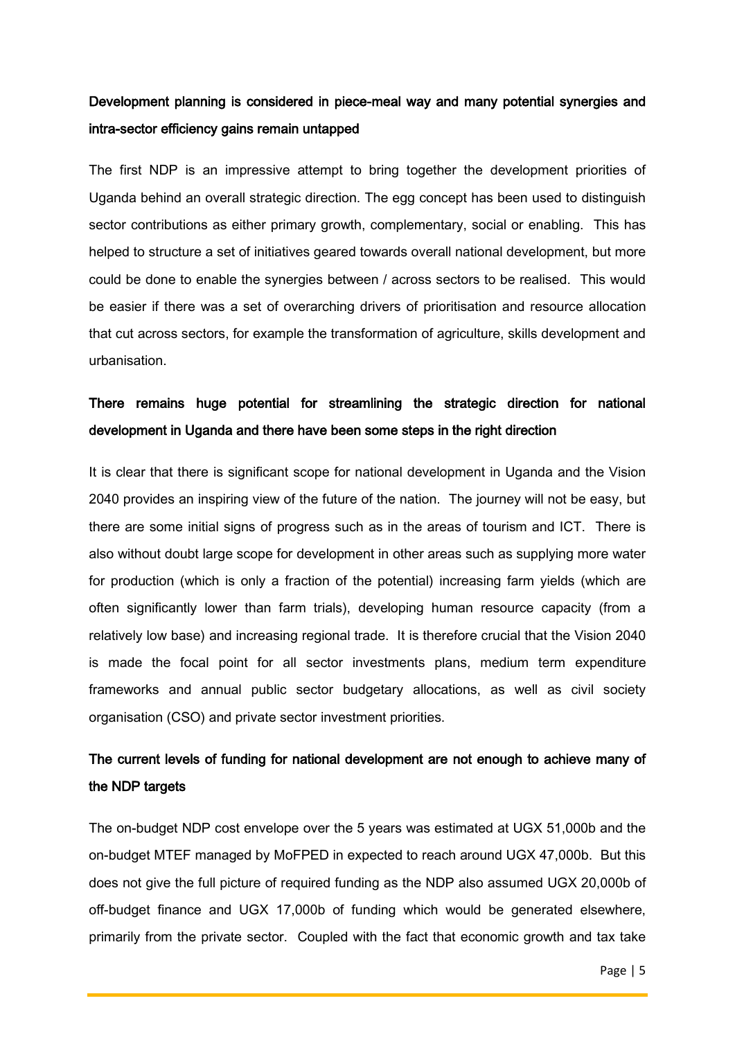**Development planning is considered in piece-meal way and many potential synergies and intra-sector efficiency gains remain untapped**

The first NDP is an impressive attempt to bring together the development priorities of Uganda behind an overall strategic direction. The egg concept has been used to distinguish sector contributions as either primary growth, complementary, social or enabling. This has helped to structure a set of initiatives geared towards overall national development, but more could be done to enable the synergies between / across sectors to be realised. This would be easier if there was a set of overarching drivers of prioritisation and resource allocation that cut across sectors, for example the transformation of agriculture, skills development and urbanisation.

**There remains huge potential for streamlining the strategic direction for national development in Uganda and there have been some steps in the right direction**

It is clear that there is significant scope for national development in Uganda and the Vision 2040 provides an inspiring view of the future of the nation. The journey will not be easy, but there are some initial signs of progress such as in the areas of tourism and ICT. There is also without doubt large scope for development in other areas such as supplying more water for production (which is only a fraction of the potential) increasing farm yields (which are often significantly lower than farm trials), developing human resource capacity (from a relatively low base) and increasing regional trade. It is therefore crucial that the Vision 2040 is made the focal point for all sector investments plans, medium term expenditure frameworks and annual public sector budgetary allocations, as well as civil society organisation (CSO) and private sector investment priorities.

**The current levels of funding for national development are not enough to achieve many of the NDP targets**

The on-budget NDP cost envelope over the 5 years was estimated at UGX 51,000b and the on-budget MTEF managed by MoFPED in expected to reach around UGX 47,000b. But this does not give the full picture of required funding as the NDP also assumed UGX 20,000b of off-budget finance and UGX 17,000b of funding which would be generated elsewhere, primarily from the private sector. Coupled with the fact that economic growth and tax take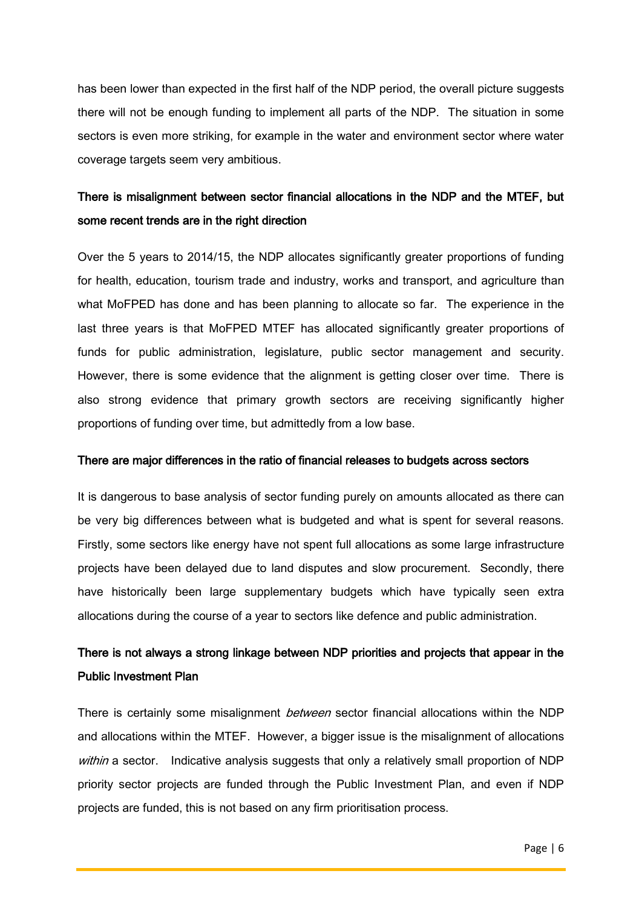has been lower than expected in the first half of the NDP period, the overall picture suggests there will not be enough funding to implement all parts of the NDP. The situation in some sectors is even more striking, for example in the water and environment sector where water coverage targets seem very ambitious.

**There is misalignment between sector financial allocations in the NDP and the MTEF, but some recent trends are in the right direction**

Over the 5 years to 2014/15, the NDP allocates significantly greater proportions of funding for health, education, tourism trade and industry, works and transport, and agriculture than what MoFPED has done and has been planning to allocate so far. The experience in the last three years is that MoFPED MTEF has allocated significantly greater proportions of funds for public administration, legislature, public sector management and security. However, there is some evidence that the alignment is getting closer over time. There is also strong evidence that primary growth sectors are receiving significantly higher proportions of funding over time, but admittedly from a low base.

**There are major differences in the ratio of financial releases to budgets across sectors**

It is dangerous to base analysis of sector funding purely on amounts allocated as there can be very big differences between what is budgeted and what is spent for several reasons. Firstly, some sectors like energy have not spent full allocations as some large infrastructure projects have been delayed due to land disputes and slow procurement. Secondly, there have historically been large supplementary budgets which have typically seen extra allocations during the course of a year to sectors like defence and public administration.

**There is not always a strong linkage between NDP priorities and projects that appear in the Public Investment Plan**

There is certainly some misalignment *between* sector financial allocations within the NDP and allocations within the MTEF. However, a bigger issue is the misalignment of allocations *within* a sector. Indicative analysis suggests that only a relatively small proportion of NDP priority sector projects are funded through the Public Investment Plan, and even if NDP projects are funded, this is not based on any firm prioritisation process.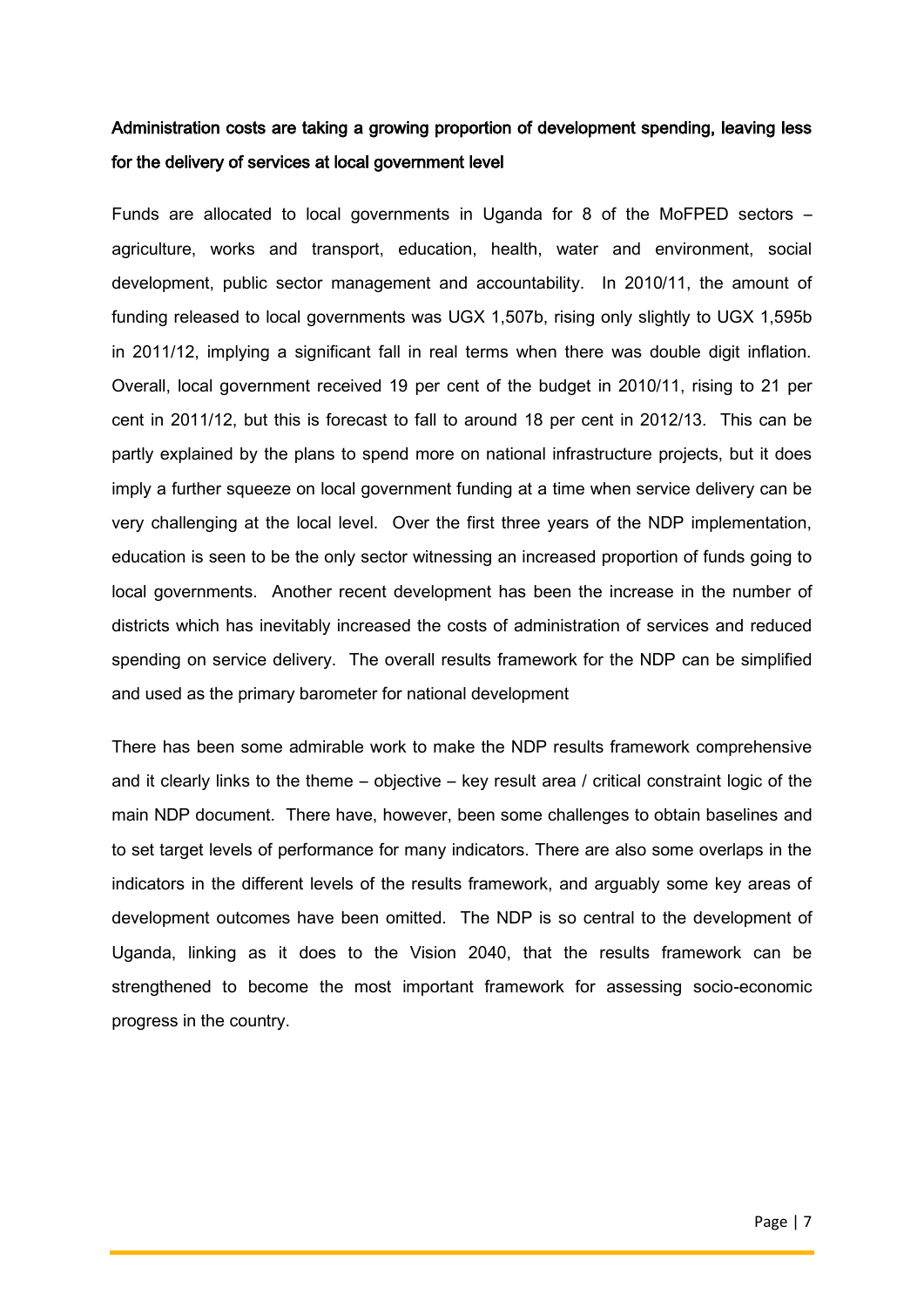**Administration costs are taking a growing proportion of development spending, leaving less for the delivery of services at local government level**

Funds are allocated to local governments in Uganda for 8 of the MoFPED sectors – agriculture, works and transport, education, health, water and environment, social development, public sector management and accountability. In 2010/11, the amount of funding released to local governments was UGX 1,507b, rising only slightly to UGX 1,595b in 2011/12, implying a significant fall in real terms when there was double digit inflation. Overall, local government received 19 per cent of the budget in 2010/11, rising to 21 per cent in 2011/12, but this is forecast to fall to around 18 per cent in 2012/13. This can be partly explained by the plans to spend more on national infrastructure projects, but it does imply a further squeeze on local government funding at a time when service delivery can be very challenging at the local level. Over the first three years of the NDP implementation, education is seen to be the only sector witnessing an increased proportion of funds going to local governments. Another recent development has been the increase in the number of districts which has inevitably increased the costs of administration of services and reduced spending on service delivery. The overall results framework for the NDP can be simplified and used as the primary barometer for national development

There has been some admirable work to make the NDP results framework comprehensive and it clearly links to the theme – objective – key result area / critical constraint logic of the main NDP document. There have, however, been some challenges to obtain baselines and to set target levels of performance for many indicators. There are also some overlaps in the indicators in the different levels of the results framework, and arguably some key areas of development outcomes have been omitted. The NDP is so central to the development of Uganda, linking as it does to the Vision 2040, that the results framework can be strengthened to become the most important framework for assessing socio-economic progress in the country.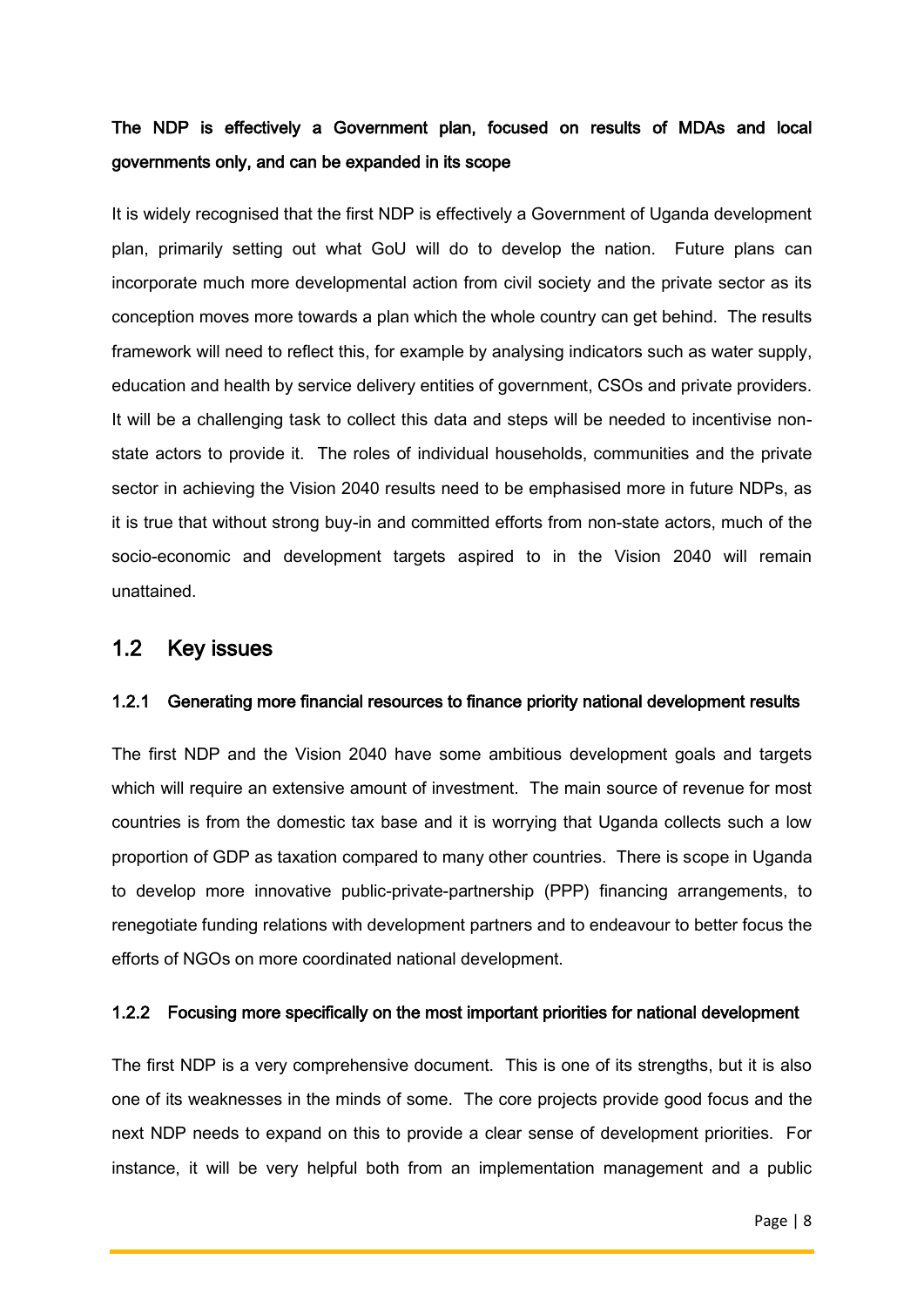**The NDP is effectively a Government plan, focused on results of MDAs and local governments only, and can be expanded in its scope**

It is widely recognised that the first NDP is effectively a Government of Uganda development plan, primarily setting out what GoU will do to develop the nation. Future plans can incorporate much more developmental action from civil society and the private sector as its conception moves more towards a plan which the whole country can get behind. The results framework will need to reflect this, for example by analysing indicators such as water supply, education and health by service delivery entities of government, CSOs and private providers. It will be a challenging task to collect this data and steps will be needed to incentivise non-state actors to provide it. The roles of individual households, communities and the private sector in achieving the Vision 2040 results need to be emphasised more in future NDPs, as it is true that without strong buy-in and committed efforts from non-state actors, much of the socio-economic and development targets aspired to in the Vision 2040 will remain unattained.

## 1.2 Key issues

### 1.2.1 Generating more financial resources to finance priority national development results

The first NDP and the Vision 2040 have some ambitious development goals and targets which will require an extensive amount of investment. The main source of revenue for most countries is from the domestic tax base and it is worrying that Uganda collects such a low proportion of GDP as taxation compared to many other countries. There is scope in Uganda to develop more innovative public-private-partnership (PPP) financing arrangements, to renegotiate funding relations with development partners and to endeavour to better focus the efforts of NGOs on more coordinated national development.

### 1.2.2 Focusing more specifically on the most important priorities for national development

The first NDP is a very comprehensive document. This is one of its strengths, but it is also one of its weaknesses in the minds of some. The core projects provide good focus and the next NDP needs to expand on this to provide a clear sense of development priorities. For instance, it will be very helpful both from an implementation management and a public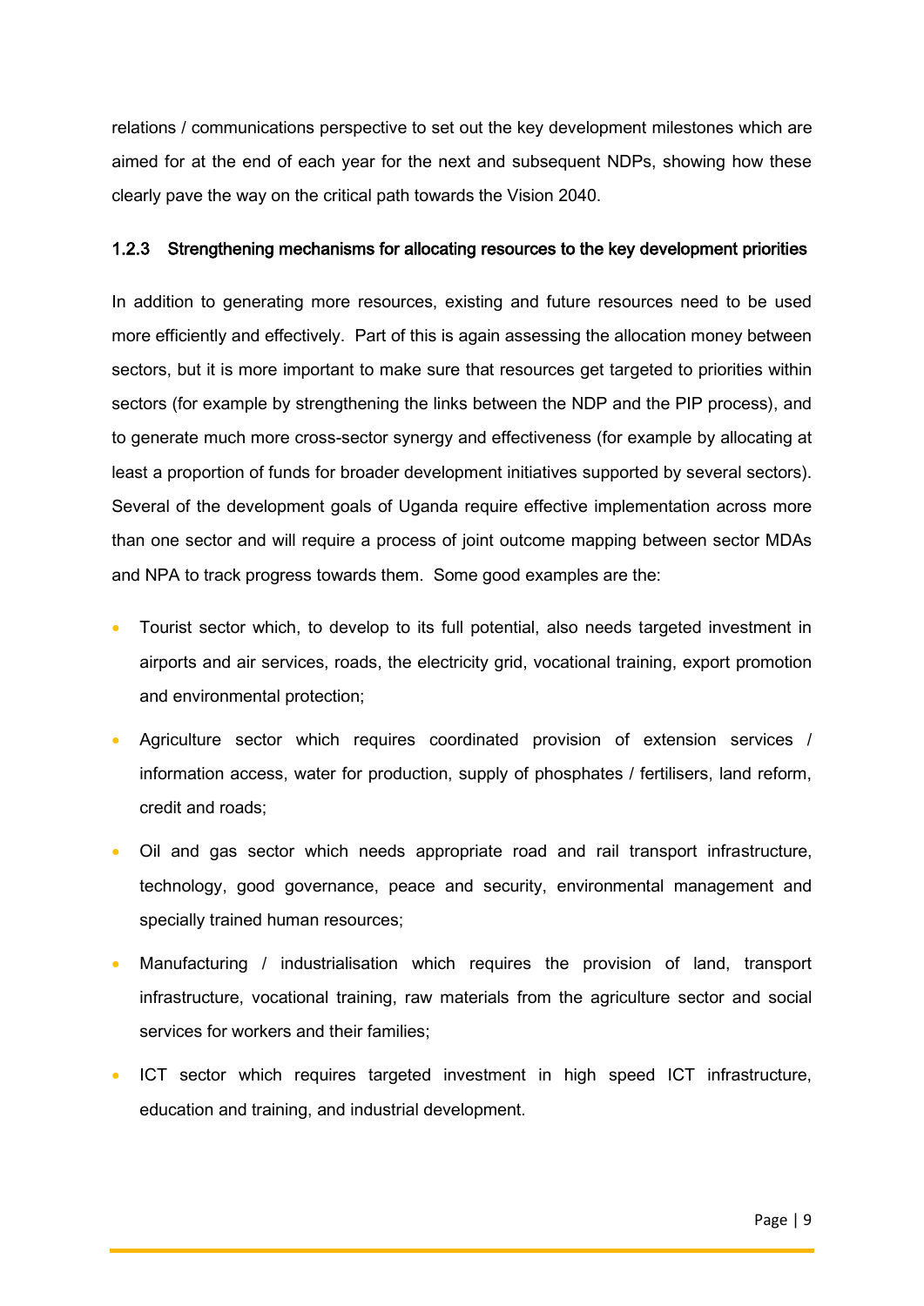relations / communications perspective to set out the key development milestones which are aimed for at the end of each year for the next and subsequent NDPs, showing how these clearly pave the way on the critical path towards the Vision 2040.

### 1.2.3 Strengthening mechanisms for allocating resources to the key development priorities

In addition to generating more resources, existing and future resources need to be used more efficiently and effectively. Part of this is again assessing the allocation money between sectors, but it is more important to make sure that resources get targeted to priorities within sectors (for example by strengthening the links between the NDP and the PIP process), and to generate much more cross-sector synergy and effectiveness (for example by allocating at least a proportion of funds for broader development initiatives supported by several sectors). Several of the development goals of Uganda require effective implementation across more than one sector and will require a process of joint outcome mapping between sector MDAs and NPA to track progress towards them. Some good examples are the:

- Tourist sector which, to develop to its full potential, also needs targeted investment in airports and air services, roads, the electricity grid, vocational training, export promotion and environmental protection;
- Agriculture sector which requires coordinated provision of extension services / information access, water for production, supply of phosphates / fertilisers, land reform, credit and roads;
- Oil and gas sector which needs appropriate road and rail transport infrastructure, technology, good governance, peace and security, environmental management and specially trained human resources;
- Manufacturing / industrialisation which requires the provision of land, transport infrastructure, vocational training, raw materials from the agriculture sector and social services for workers and their families;
- ICT sector which requires targeted investment in high speed ICT infrastructure, education and training, and industrial development.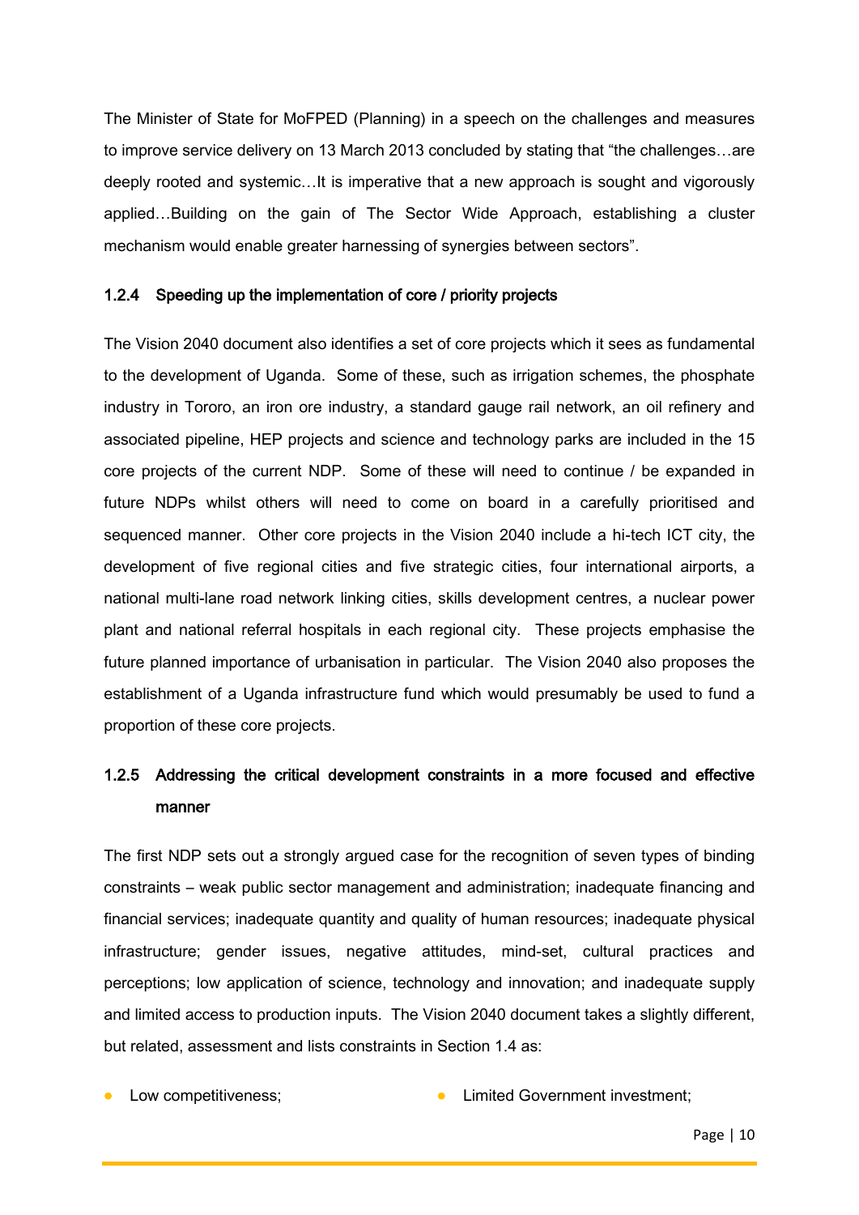The Minister of State for MoFPED (Planning) in a speech on the challenges and measures to improve service delivery on 13 March 2013 concluded by stating that "the challenges…are deeply rooted and systemic…It is imperative that a new approach is sought and vigorously applied…Building on the gain of The Sector Wide Approach, establishing a cluster mechanism would enable greater harnessing of synergies between sectors".

### 1.2.4 Speeding up the implementation of core / priority projects

The Vision 2040 document also identifies a set of core projects which it sees as fundamental to the development of Uganda. Some of these, such as irrigation schemes, the phosphate industry in Tororo, an iron ore industry, a standard gauge rail network, an oil refinery and associated pipeline, HEP projects and science and technology parks are included in the 15 core projects of the current NDP. Some of these will need to continue / be expanded in future NDPs whilst others will need to come on board in a carefully prioritised and sequenced manner. Other core projects in the Vision 2040 include a hi-tech ICT city, the development of five regional cities and five strategic cities, four international airports, a national multi-lane road network linking cities, skills development centres, a nuclear power plant and national referral hospitals in each regional city. These projects emphasise the future planned importance of urbanisation in particular. The Vision 2040 also proposes the establishment of a Uganda infrastructure fund which would presumably be used to fund a proportion of these core projects.

### 1.2.5 Addressing the critical development constraints in a more focused and effective manner

The first NDP sets out a strongly argued case for the recognition of seven types of binding constraints – weak public sector management and administration; inadequate financing and financial services; inadequate quantity and quality of human resources; inadequate physical infrastructure; gender issues, negative attitudes, mind-set, cultural practices and perceptions; low application of science, technology and innovation; and inadequate supply and limited access to production inputs. The Vision 2040 document takes a slightly different, but related, assessment and lists constraints in Section 1.4 as:

- Low competitiveness;
- Limited Government investment;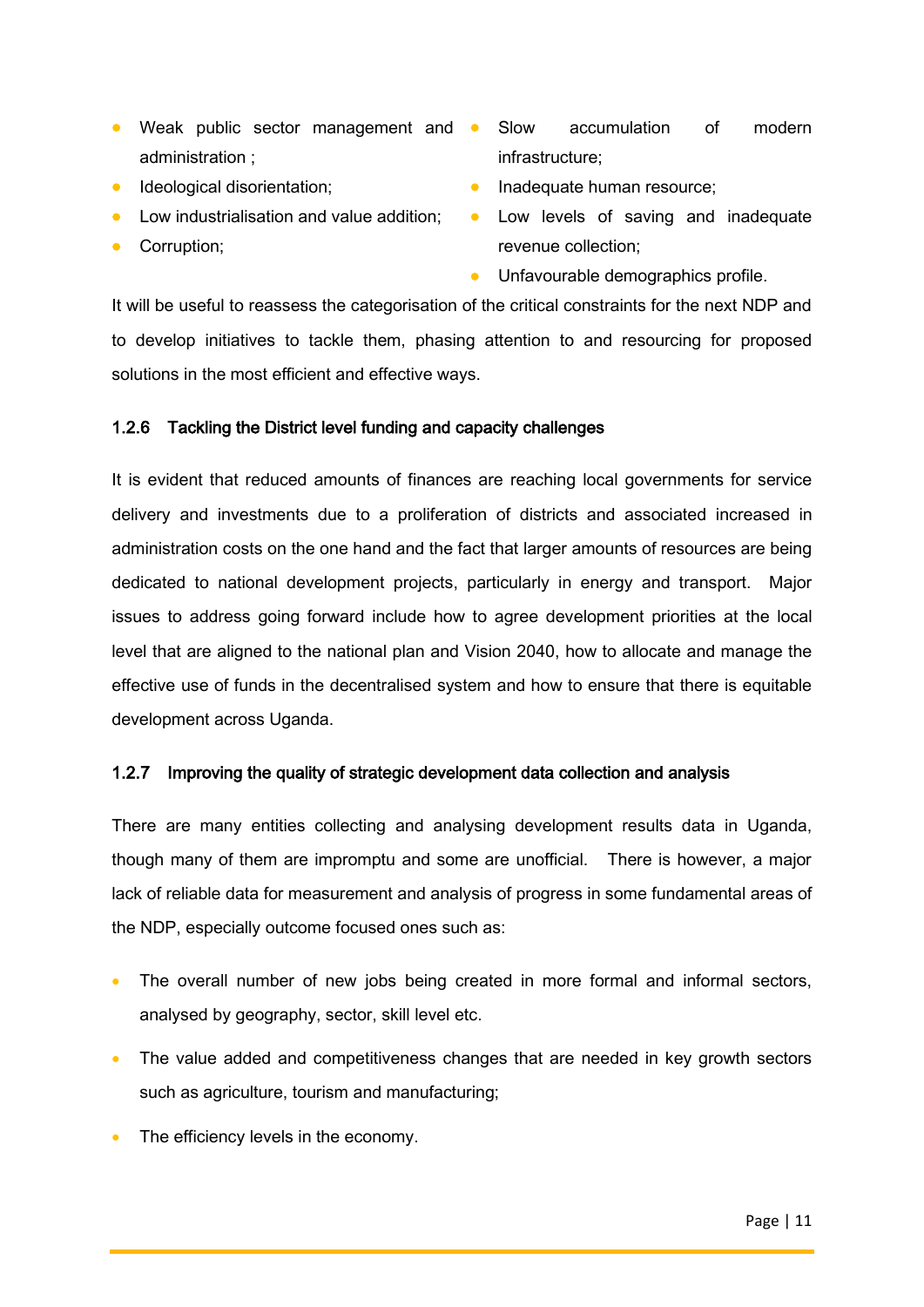- Weak public sector management and administration ;
- Ideological disorientation;
- Low industrialisation and value addition;
- Corruption;
- Slow accumulation of modern infrastructure;
- Inadequate human resource;
- Low levels of saving and inadequate revenue collection;
- Unfavourable demographics profile.

It will be useful to reassess the categorisation of the critical constraints for the next NDP and to develop initiatives to tackle them, phasing attention to and resourcing for proposed solutions in the most efficient and effective ways.

### 1.2.6 Tackling the District level funding and capacity challenges

It is evident that reduced amounts of finances are reaching local governments for service delivery and investments due to a proliferation of districts and associated increased in administration costs on the one hand and the fact that larger amounts of resources are being dedicated to national development projects, particularly in energy and transport. Major issues to address going forward include how to agree development priorities at the local level that are aligned to the national plan and Vision 2040, how to allocate and manage the effective use of funds in the decentralised system and how to ensure that there is equitable development across Uganda.

### 1.2.7 Improving the quality of strategic development data collection and analysis

There are many entities collecting and analysing development results data in Uganda, though many of them are impromptu and some are unofficial. There is however, a major lack of reliable data for measurement and analysis of progress in some fundamental areas of the NDP, especially outcome focused ones such as:

- The overall number of new jobs being created in more formal and informal sectors, analysed by geography, sector, skill level etc.
- The value added and competitiveness changes that are needed in key growth sectors such as agriculture, tourism and manufacturing;
- The efficiency levels in the economy.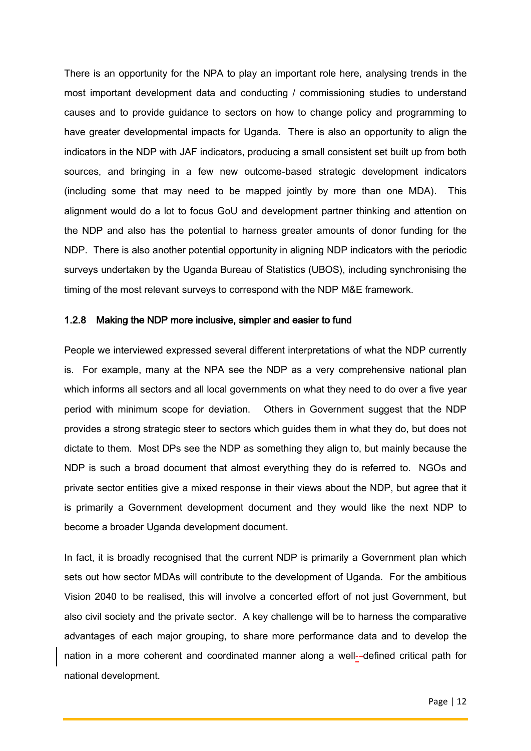There is an opportunity for the NPA to play an important role here, analysing trends in the most important development data and conducting / commissioning studies to understand causes and to provide guidance to sectors on how to change policy and programming to have greater developmental impacts for Uganda. There is also an opportunity to align the indicators in the NDP with JAF indicators, producing a small consistent set built up from both sources, and bringing in a few new outcome-based strategic development indicators (including some that may need to be mapped jointly by more than one MDA). This alignment would do a lot to focus GoU and development partner thinking and attention on the NDP and also has the potential to harness greater amounts of donor funding for the NDP. There is also another potential opportunity in aligning NDP indicators with the periodic surveys undertaken by the Uganda Bureau of Statistics (UBOS), including synchronising the timing of the most relevant surveys to correspond with the NDP M&E framework.

#### 1.2.8 Making the NDP more inclusive, simpler and easier to fund

People we interviewed expressed several different interpretations of what the NDP currently is. For example, many at the NPA see the NDP as a very comprehensive national plan which informs all sectors and all local governments on what they need to do over a five year period with minimum scope for deviation. Others in Government suggest that the NDP provides a strong strategic steer to sectors which guides them in what they do, but does not dictate to them. Most DPs see the NDP as something they align to, but mainly because the NDP is such a broad document that almost everything they do is referred to. NGOs and private sector entities give a mixed response in their views about the NDP, but agree that it is primarily a Government development document and they would like the next NDP to become a broader Uganda development document.

In fact, it is broadly recognised that the current NDP is primarily a Government plan which sets out how sector MDAs will contribute to the development of Uganda. For the ambitious Vision 2040 to be realised, this will involve a concerted effort of not just Government, but also civil society and the private sector. A key challenge will be to harness the comparative advantages of each major grouping, to share more performance data and to develop the nation in a more coherent and coordinated manner along a well-defined critical path for national development.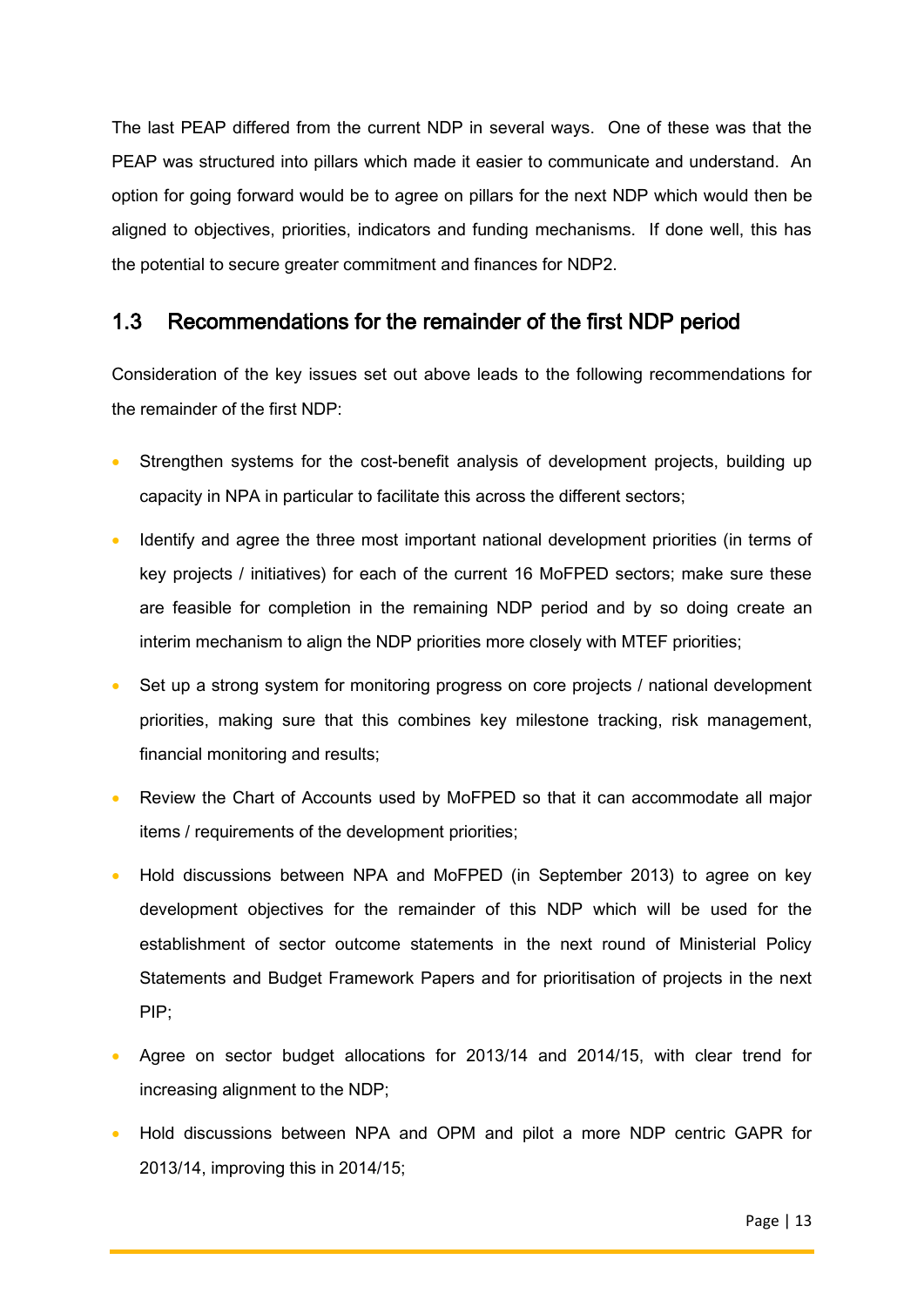The last PEAP differed from the current NDP in several ways. One of these was that the PEAP was structured into pillars which made it easier to communicate and understand. An option for going forward would be to agree on pillars for the next NDP which would then be aligned to objectives, priorities, indicators and funding mechanisms. If done well, this has the potential to secure greater commitment and finances for NDP2.

## 1.3 Recommendations for the remainder of the first NDP period

Consideration of the key issues set out above leads to the following recommendations for the remainder of the first NDP:

- Strengthen systems for the cost-benefit analysis of development projects, building up capacity in NPA in particular to facilitate this across the different sectors;
- Identify and agree the three most important national development priorities (in terms of key projects / initiatives) for each of the current 16 MoFPED sectors; make sure these are feasible for completion in the remaining NDP period and by so doing create an interim mechanism to align the NDP priorities more closely with MTEF priorities;
- Set up a strong system for monitoring progress on core projects / national development priorities, making sure that this combines key milestone tracking, risk management, financial monitoring and results;
- Review the Chart of Accounts used by MoFPED so that it can accommodate all major items / requirements of the development priorities;
- Hold discussions between NPA and MoFPED (in September 2013) to agree on key development objectives for the remainder of this NDP which will be used for the establishment of sector outcome statements in the next round of Ministerial Policy Statements and Budget Framework Papers and for prioritisation of projects in the next PIP;
- Agree on sector budget allocations for 2013/14 and 2014/15, with clear trend for increasing alignment to the NDP;
- Hold discussions between NPA and OPM and pilot a more NDP centric GAPR for 2013/14, improving this in 2014/15;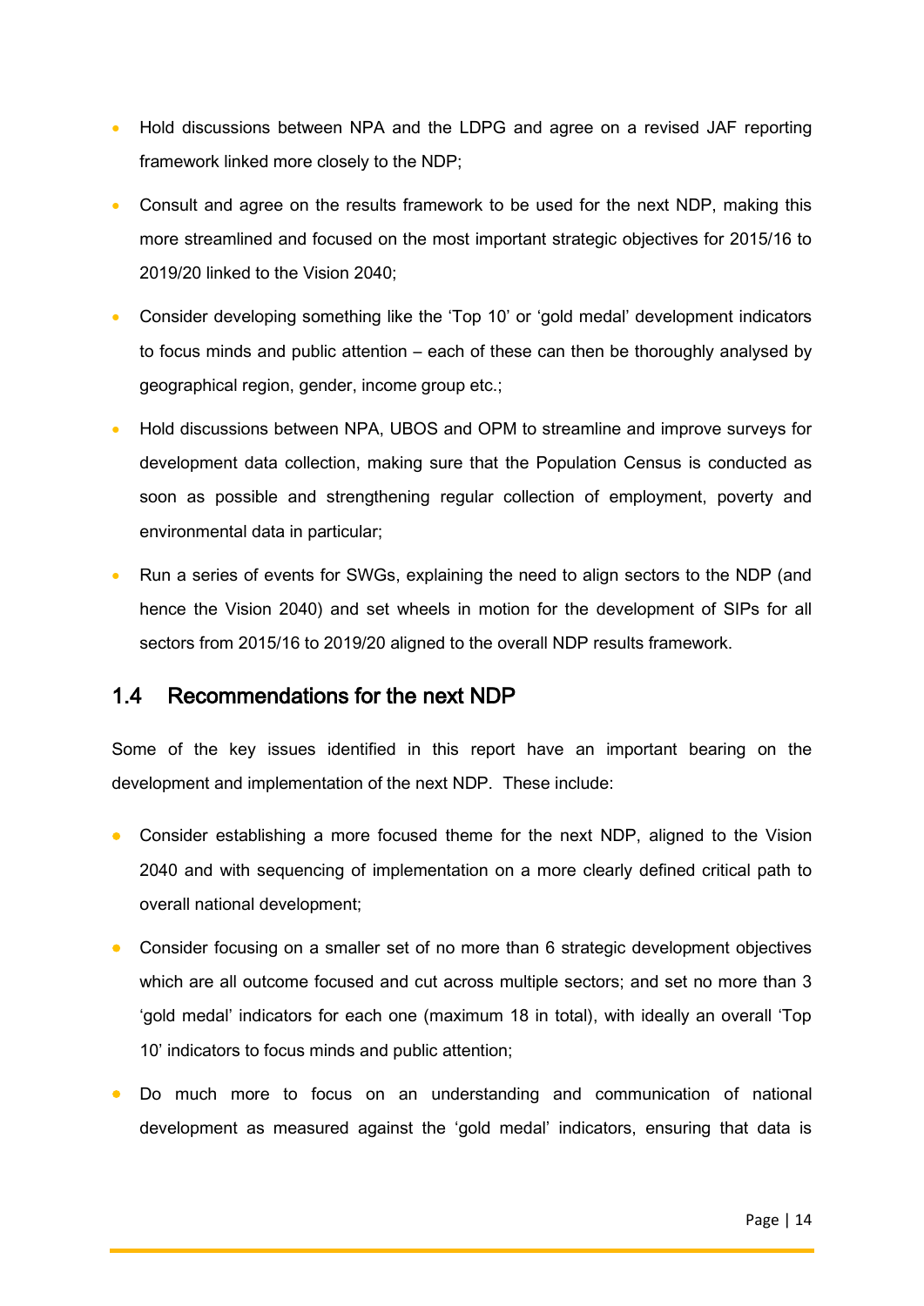- Hold discussions between NPA and the LDPG and agree on a revised JAF reporting framework linked more closely to the NDP;
- Consult and agree on the results framework to be used for the next NDP, making this more streamlined and focused on the most important strategic objectives for 2015/16 to 2019/20 linked to the Vision 2040;
- Consider developing something like the 'Top 10' or 'gold medal' development indicators to focus minds and public attention – each of these can then be thoroughly analysed by geographical region, gender, income group etc.;
- Hold discussions between NPA, UBOS and OPM to streamline and improve surveys for development data collection, making sure that the Population Census is conducted as soon as possible and strengthening regular collection of employment, poverty and environmental data in particular;
- Run a series of events for SWGs, explaining the need to align sectors to the NDP (and hence the Vision 2040) and set wheels in motion for the development of SIPs for all sectors from 2015/16 to 2019/20 aligned to the overall NDP results framework.

## 1.4 Recommendations for the next NDP

Some of the key issues identified in this report have an important bearing on the development and implementation of the next NDP. These include:

- Consider establishing a more focused theme for the next NDP, aligned to the Vision 2040 and with sequencing of implementation on a more clearly defined critical path to overall national development;
- Consider focusing on a smaller set of no more than 6 strategic development objectives which are all outcome focused and cut across multiple sectors; and set no more than 3 'gold medal' indicators for each one (maximum 18 in total), with ideally an overall 'Top 10' indicators to focus minds and public attention;
- Do much more to focus on an understanding and communication of national development as measured against the 'gold medal' indicators, ensuring that data is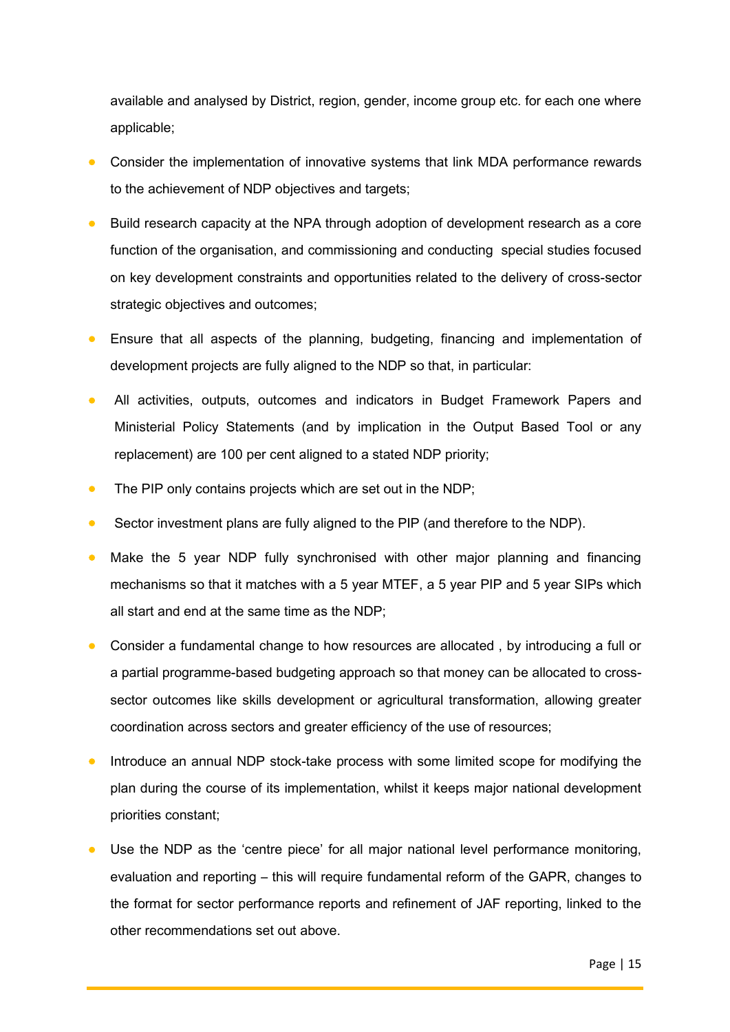available and analysed by District, region, gender, income group etc. for each one where applicable;

- Consider the implementation of innovative systems that link MDA performance rewards to the achievement of NDP objectives and targets;
- Build research capacity at the NPA through adoption of development research as a core function of the organisation, and commissioning and conducting special studies focused on key development constraints and opportunities related to the delivery of cross-sector strategic objectives and outcomes;
- Ensure that all aspects of the planning, budgeting, financing and implementation of development projects are fully aligned to the NDP so that, in particular:
- All activities, outputs, outcomes and indicators in Budget Framework Papers and Ministerial Policy Statements (and by implication in the Output Based Tool or any replacement) are 100 per cent aligned to a stated NDP priority;
- The PIP only contains projects which are set out in the NDP;
- Sector investment plans are fully aligned to the PIP (and therefore to the NDP).
- Make the 5 year NDP fully synchronised with other major planning and financing mechanisms so that it matches with a 5 year MTEF, a 5 year PIP and 5 year SIPs which all start and end at the same time as the NDP;
- Consider a fundamental change to how resources are allocated , by introducing a full or a partial programme-based budgeting approach so that money can be allocated to cross-sector outcomes like skills development or agricultural transformation, allowing greater coordination across sectors and greater efficiency of the use of resources;
- Introduce an annual NDP stock-take process with some limited scope for modifying the plan during the course of its implementation, whilst it keeps major national development priorities constant;
- Use the NDP as the 'centre piece' for all major national level performance monitoring, evaluation and reporting – this will require fundamental reform of the GAPR, changes to the format for sector performance reports and refinement of JAF reporting, linked to the other recommendations set out above.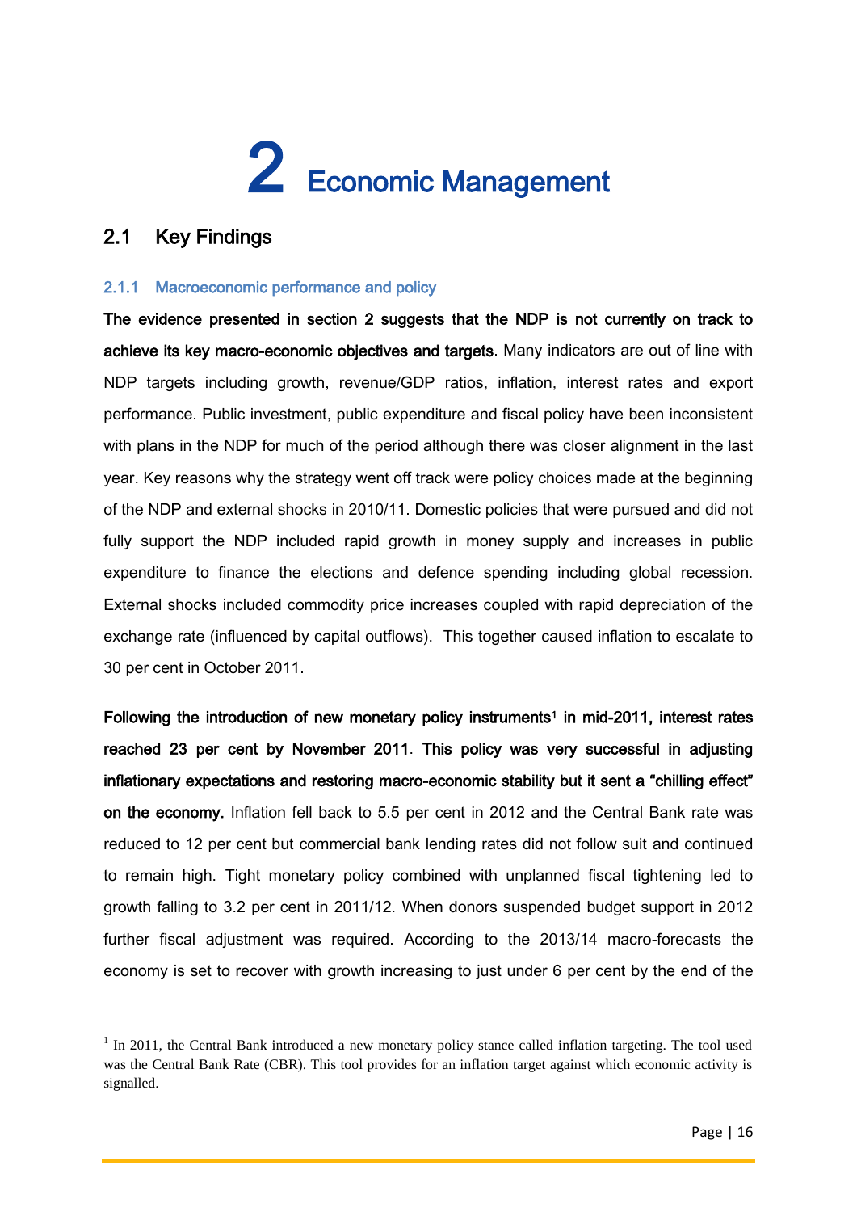# 2 Economic Management

## 2.1 Key Findings

### 2.1.1 Macroeconomic performance and policy

**The evidence presented in section 2 suggests that the NDP is not currently on track to achieve its key macro-economic objectives and targets**. Many indicators are out of line with NDP targets including growth, revenue/GDP ratios, inflation, interest rates and export performance. Public investment, public expenditure and fiscal policy have been inconsistent with plans in the NDP for much of the period although there was closer alignment in the last year. Key reasons why the strategy went off track were policy choices made at the beginning of the NDP and external shocks in 2010/11. Domestic policies that were pursued and did not fully support the NDP included rapid growth in money supply and increases in public expenditure to finance the elections and defence spending including global recession. External shocks included commodity price increases coupled with rapid depreciation of the exchange rate (influenced by capital outflows). This together caused inflation to escalate to 30 per cent in October 2011.

**Following the introduction of new monetary policy instruments[1] in mid-2011, interest rates reached 23 per cent by November 2011**. **This policy was very successful in adjusting inflationary expectations and restoring macro-economic stability but it sent a "chilling effect" on the economy.** Inflation fell back to 5.5 per cent in 2012 and the Central Bank rate was reduced to 12 per cent but commercial bank lending rates did not follow suit and continued to remain high. Tight monetary policy combined with unplanned fiscal tightening led to growth falling to 3.2 per cent in 2011/12. When donors suspended budget support in 2012 further fiscal adjustment was required. According to the 2013/14 macro-forecasts the economy is set to recover with growth increasing to just under 6 per cent by the end of the

[1] In 2011, the Central Bank introduced a new monetary policy stance called inflation targeting. The tool used was the Central Bank Rate (CBR). This tool provides for an inflation target against which economic activity is signalled.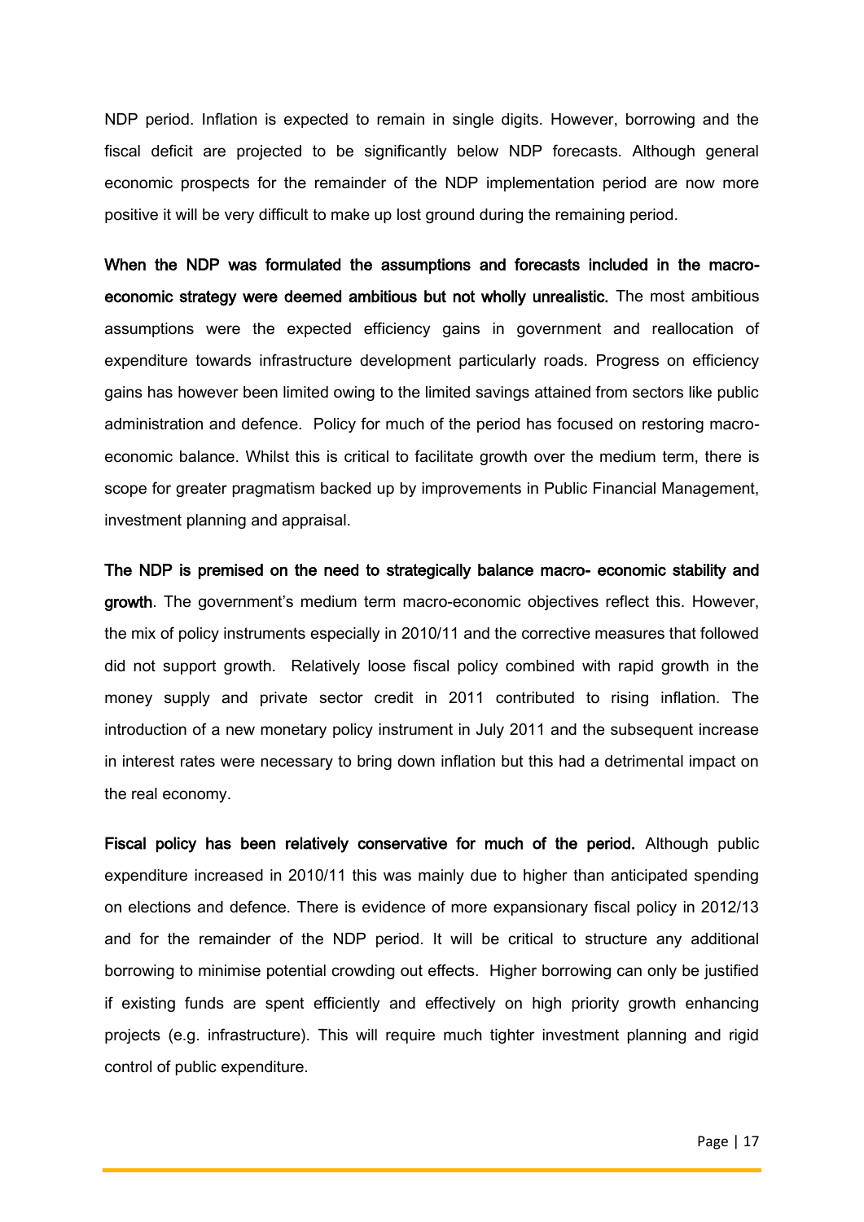NDP period. Inflation is expected to remain in single digits. However, borrowing and the fiscal deficit are projected to be significantly below NDP forecasts. Although general economic prospects for the remainder of the NDP implementation period are now more positive it will be very difficult to make up lost ground during the remaining period.

**When the NDP was formulated the assumptions and forecasts included in the macro-economic strategy were deemed ambitious but not wholly unrealistic.** The most ambitious assumptions were the expected efficiency gains in government and reallocation of expenditure towards infrastructure development particularly roads. Progress on efficiency gains has however been limited owing to the limited savings attained from sectors like public administration and defence. Policy for much of the period has focused on restoring macro-economic balance. Whilst this is critical to facilitate growth over the medium term, there is scope for greater pragmatism backed up by improvements in Public Financial Management, investment planning and appraisal.

**The NDP is premised on the need to strategically balance macro- economic stability and growth**. The government's medium term macro-economic objectives reflect this. However, the mix of policy instruments especially in 2010/11 and the corrective measures that followed did not support growth. Relatively loose fiscal policy combined with rapid growth in the money supply and private sector credit in 2011 contributed to rising inflation. The introduction of a new monetary policy instrument in July 2011 and the subsequent increase in interest rates were necessary to bring down inflation but this had a detrimental impact on the real economy.

**Fiscal policy has been relatively conservative for much of the period.** Although public expenditure increased in 2010/11 this was mainly due to higher than anticipated spending on elections and defence. There is evidence of more expansionary fiscal policy in 2012/13 and for the remainder of the NDP period. It will be critical to structure any additional borrowing to minimise potential crowding out effects. Higher borrowing can only be justified if existing funds are spent efficiently and effectively on high priority growth enhancing projects (e.g. infrastructure). This will require much tighter investment planning and rigid control of public expenditure.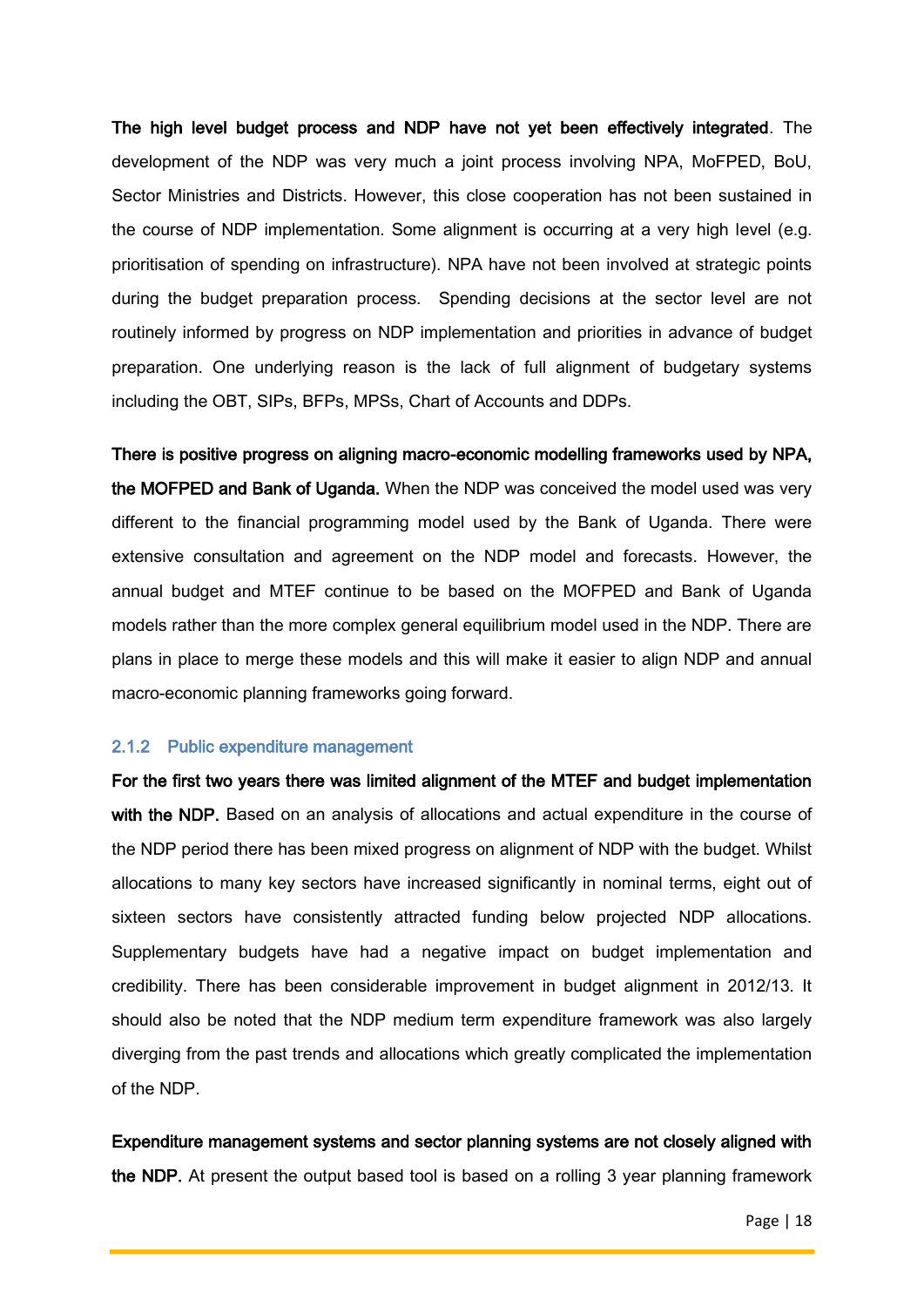**The high level budget process and NDP have not yet been effectively integrated**. The development of the NDP was very much a joint process involving NPA, MoFPED, BoU, Sector Ministries and Districts. However, this close cooperation has not been sustained in the course of NDP implementation. Some alignment is occurring at a very high level (e.g. prioritisation of spending on infrastructure). NPA have not been involved at strategic points during the budget preparation process. Spending decisions at the sector level are not routinely informed by progress on NDP implementation and priorities in advance of budget preparation. One underlying reason is the lack of full alignment of budgetary systems including the OBT, SIPs, BFPs, MPSs, Chart of Accounts and DDPs.

**There is positive progress on aligning macro-economic modelling frameworks used by NPA, the MOFPED and Bank of Uganda.** When the NDP was conceived the model used was very different to the financial programming model used by the Bank of Uganda. There were extensive consultation and agreement on the NDP model and forecasts. However, the annual budget and MTEF continue to be based on the MOFPED and Bank of Uganda models rather than the more complex general equilibrium model used in the NDP. There are plans in place to merge these models and this will make it easier to align NDP and annual macro-economic planning frameworks going forward.

### 2.1.2 Public expenditure management

**For the first two years there was limited alignment of the MTEF and budget implementation with the NDP.** Based on an analysis of allocations and actual expenditure in the course of the NDP period there has been mixed progress on alignment of NDP with the budget. Whilst allocations to many key sectors have increased significantly in nominal terms, eight out of sixteen sectors have consistently attracted funding below projected NDP allocations. Supplementary budgets have had a negative impact on budget implementation and credibility. There has been considerable improvement in budget alignment in 2012/13. It should also be noted that the NDP medium term expenditure framework was also largely diverging from the past trends and allocations which greatly complicated the implementation of the NDP.

**Expenditure management systems and sector planning systems are not closely aligned with the NDP.** At present the output based tool is based on a rolling 3 year planning framework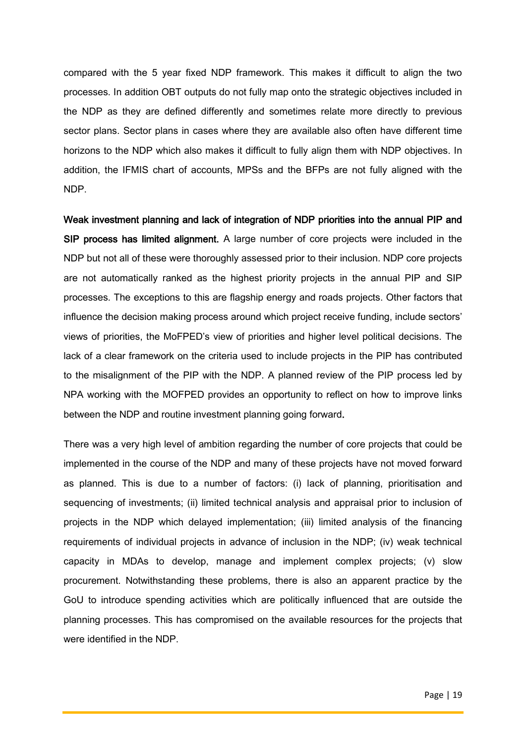compared with the 5 year fixed NDP framework. This makes it difficult to align the two processes. In addition OBT outputs do not fully map onto the strategic objectives included in the NDP as they are defined differently and sometimes relate more directly to previous sector plans. Sector plans in cases where they are available also often have different time horizons to the NDP which also makes it difficult to fully align them with NDP objectives. In addition, the IFMIS chart of accounts, MPSs and the BFPs are not fully aligned with the NDP.

**Weak investment planning and lack of integration of NDP priorities into the annual PIP and SIP process has limited alignment.** A large number of core projects were included in the NDP but not all of these were thoroughly assessed prior to their inclusion. NDP core projects are not automatically ranked as the highest priority projects in the annual PIP and SIP processes. The exceptions to this are flagship energy and roads projects. Other factors that influence the decision making process around which project receive funding, include sectors' views of priorities, the MoFPED's view of priorities and higher level political decisions. The lack of a clear framework on the criteria used to include projects in the PIP has contributed to the misalignment of the PIP with the NDP. A planned review of the PIP process led by NPA working with the MOFPED provides an opportunity to reflect on how to improve links between the NDP and routine investment planning going forward.

There was a very high level of ambition regarding the number of core projects that could be implemented in the course of the NDP and many of these projects have not moved forward as planned. This is due to a number of factors: (i) lack of planning, prioritisation and sequencing of investments; (ii) limited technical analysis and appraisal prior to inclusion of projects in the NDP which delayed implementation; (iii) limited analysis of the financing requirements of individual projects in advance of inclusion in the NDP; (iv) weak technical capacity in MDAs to develop, manage and implement complex projects; (v) slow procurement. Notwithstanding these problems, there is also an apparent practice by the GoU to introduce spending activities which are politically influenced that are outside the planning processes. This has compromised on the available resources for the projects that were identified in the NDP.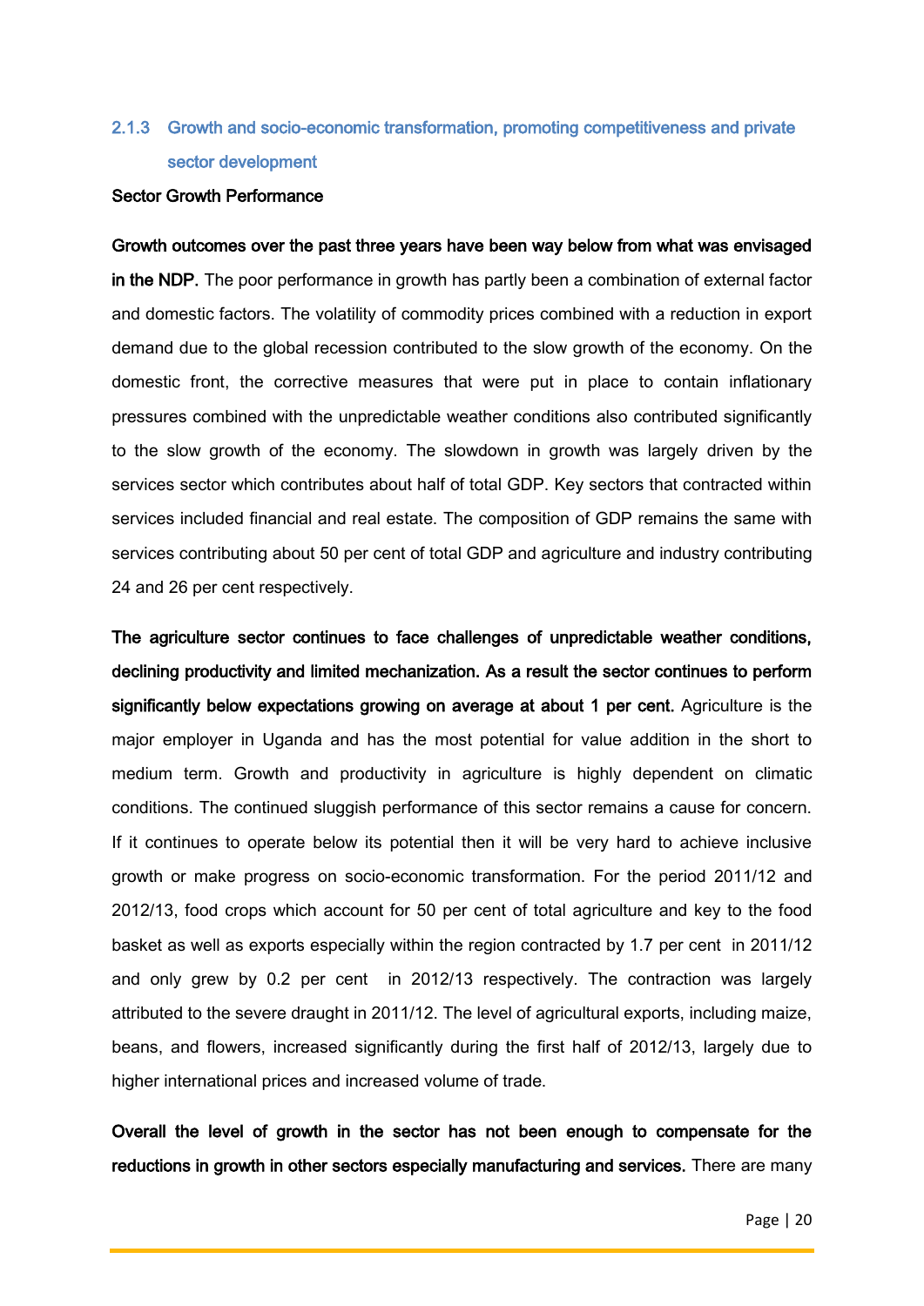### 2.1.3 Growth and socio-economic transformation, promoting competitiveness and private sector development

**Sector Growth Performance**

**Growth outcomes over the past three years have been way below from what was envisaged in the NDP.** The poor performance in growth has partly been a combination of external factor and domestic factors. The volatility of commodity prices combined with a reduction in export demand due to the global recession contributed to the slow growth of the economy. On the domestic front, the corrective measures that were put in place to contain inflationary pressures combined with the unpredictable weather conditions also contributed significantly to the slow growth of the economy. The slowdown in growth was largely driven by the services sector which contributes about half of total GDP. Key sectors that contracted within services included financial and real estate. The composition of GDP remains the same with services contributing about 50 per cent of total GDP and agriculture and industry contributing 24 and 26 per cent respectively.

**The agriculture sector continues to face challenges of unpredictable weather conditions, declining productivity and limited mechanization. As a result the sector continues to perform significantly below expectations growing on average at about 1 per cent.** Agriculture is the major employer in Uganda and has the most potential for value addition in the short to medium term. Growth and productivity in agriculture is highly dependent on climatic conditions. The continued sluggish performance of this sector remains a cause for concern. If it continues to operate below its potential then it will be very hard to achieve inclusive growth or make progress on socio-economic transformation. For the period 2011/12 and 2012/13, food crops which account for 50 per cent of total agriculture and key to the food basket as well as exports especially within the region contracted by 1.7 per cent in 2011/12 and only grew by 0.2 per cent in 2012/13 respectively. The contraction was largely attributed to the severe draught in 2011/12. The level of agricultural exports, including maize, beans, and flowers, increased significantly during the first half of 2012/13, largely due to higher international prices and increased volume of trade.

**Overall the level of growth in the sector has not been enough to compensate for the reductions in growth in other sectors especially manufacturing and services.** There are many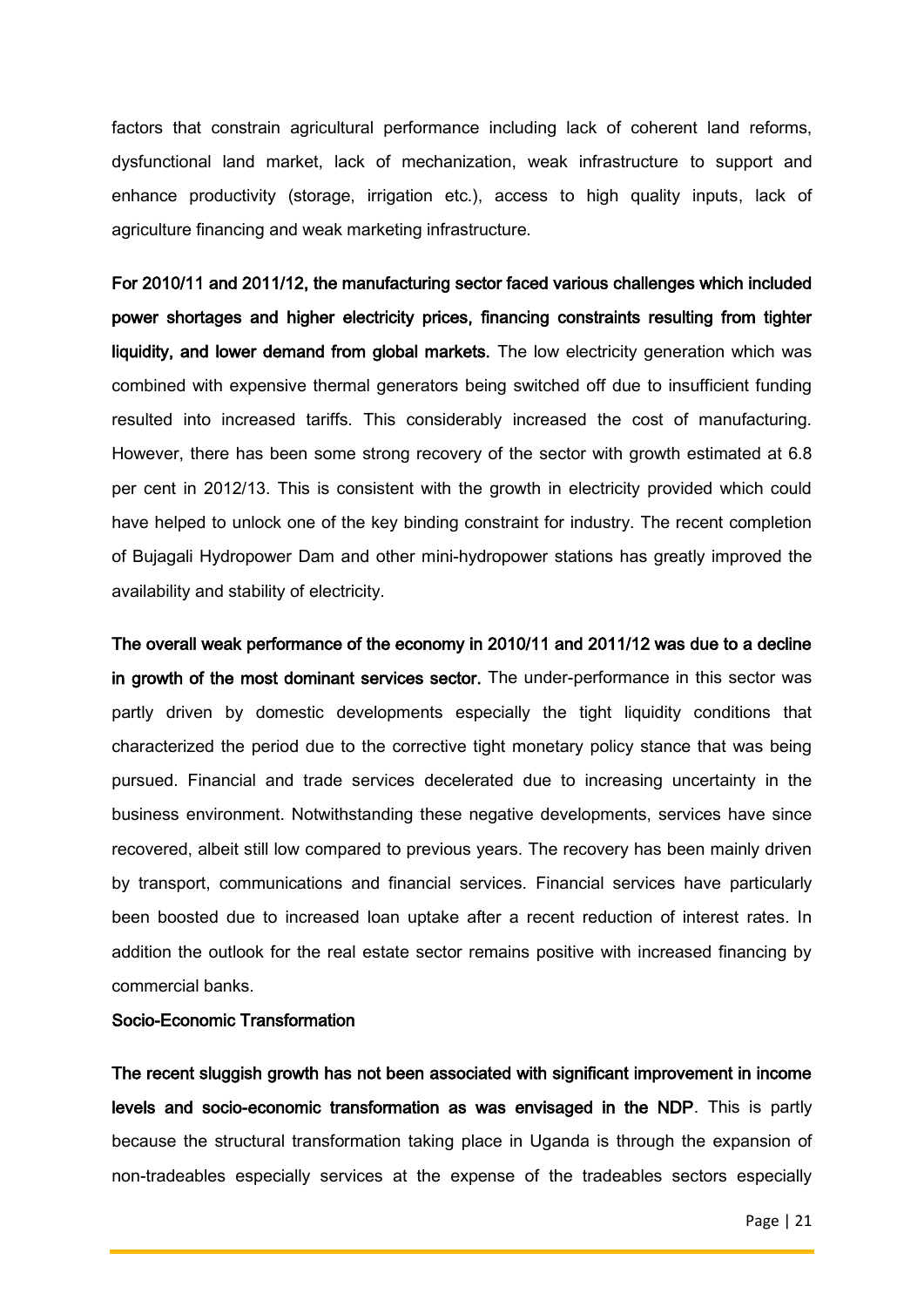factors that constrain agricultural performance including lack of coherent land reforms, dysfunctional land market, lack of mechanization, weak infrastructure to support and enhance productivity (storage, irrigation etc.), access to high quality inputs, lack of agriculture financing and weak marketing infrastructure.

**For 2010/11 and 2011/12, the manufacturing sector faced various challenges which included power shortages and higher electricity prices, financing constraints resulting from tighter liquidity, and lower demand from global markets.** The low electricity generation which was combined with expensive thermal generators being switched off due to insufficient funding resulted into increased tariffs. This considerably increased the cost of manufacturing. However, there has been some strong recovery of the sector with growth estimated at 6.8 per cent in 2012/13. This is consistent with the growth in electricity provided which could have helped to unlock one of the key binding constraint for industry. The recent completion of Bujagali Hydropower Dam and other mini-hydropower stations has greatly improved the availability and stability of electricity.

**The overall weak performance of the economy in 2010/11 and 2011/12 was due to a decline in growth of the most dominant services sector.** The under-performance in this sector was partly driven by domestic developments especially the tight liquidity conditions that characterized the period due to the corrective tight monetary policy stance that was being pursued. Financial and trade services decelerated due to increasing uncertainty in the business environment. Notwithstanding these negative developments, services have since recovered, albeit still low compared to previous years. The recovery has been mainly driven by transport, communications and financial services. Financial services have particularly been boosted due to increased loan uptake after a recent reduction of interest rates. In addition the outlook for the real estate sector remains positive with increased financing by commercial banks.

**Socio-Economic Transformation**

**The recent sluggish growth has not been associated with significant improvement in income levels and socio-economic transformation as was envisaged in the NDP**. This is partly because the structural transformation taking place in Uganda is through the expansion of non-tradeables especially services at the expense of the tradeables sectors especially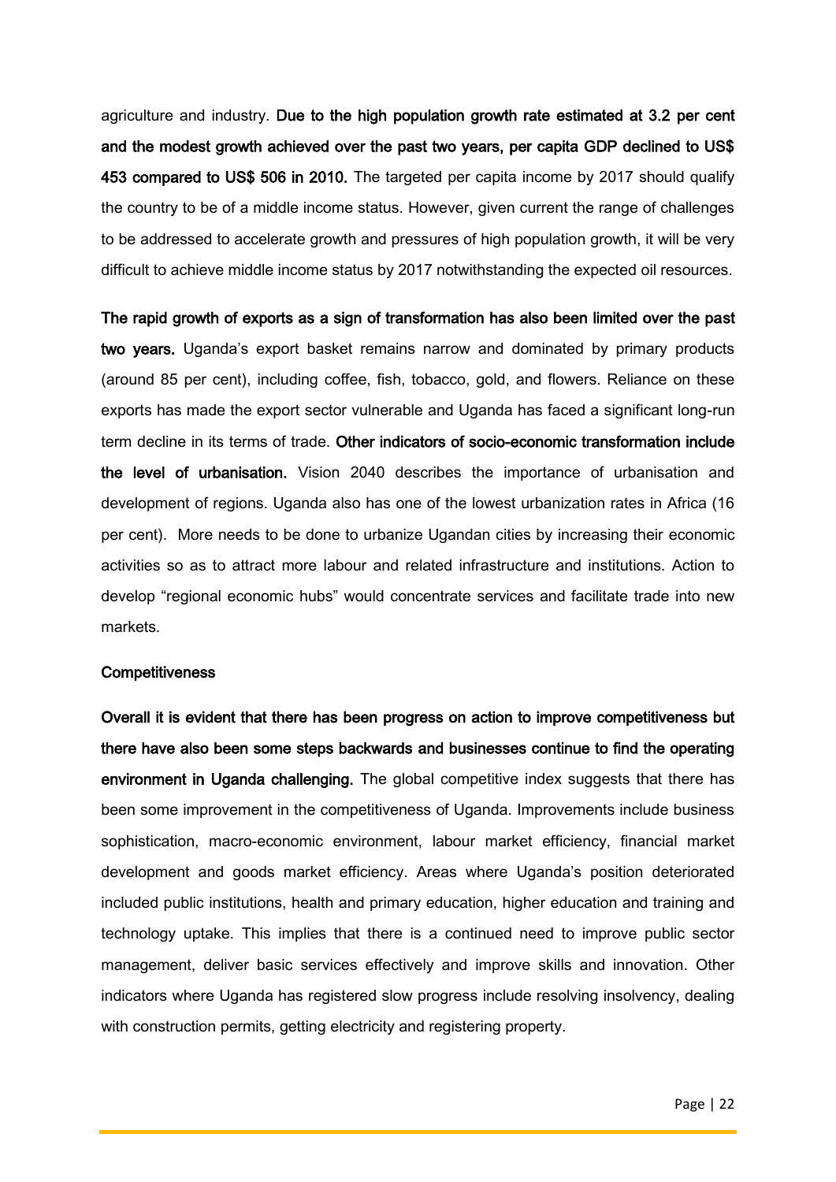agriculture and industry. **Due to the high population growth rate estimated at 3.2 per cent and the modest growth achieved over the past two years, per capita GDP declined to US$ 453 compared to US$ 506 in 2010.** The targeted per capita income by 2017 should qualify the country to be of a middle income status. However, given current the range of challenges to be addressed to accelerate growth and pressures of high population growth, it will be very difficult to achieve middle income status by 2017 notwithstanding the expected oil resources.

**The rapid growth of exports as a sign of transformation has also been limited over the past two years.** Uganda's export basket remains narrow and dominated by primary products (around 85 per cent), including coffee, fish, tobacco, gold, and flowers. Reliance on these exports has made the export sector vulnerable and Uganda has faced a significant long-run term decline in its terms of trade. **Other indicators of socio-economic transformation include the level of urbanisation.** Vision 2040 describes the importance of urbanisation and development of regions. Uganda also has one of the lowest urbanization rates in Africa (16 per cent). More needs to be done to urbanize Ugandan cities by increasing their economic activities so as to attract more labour and related infrastructure and institutions. Action to develop "regional economic hubs" would concentrate services and facilitate trade into new markets.

**Competitiveness**

**Overall it is evident that there has been progress on action to improve competitiveness but there have also been some steps backwards and businesses continue to find the operating environment in Uganda challenging.** The global competitive index suggests that there has been some improvement in the competitiveness of Uganda. Improvements include business sophistication, macro-economic environment, labour market efficiency, financial market development and goods market efficiency. Areas where Uganda's position deteriorated included public institutions, health and primary education, higher education and training and technology uptake. This implies that there is a continued need to improve public sector management, deliver basic services effectively and improve skills and innovation. Other indicators where Uganda has registered slow progress include resolving insolvency, dealing with construction permits, getting electricity and registering property.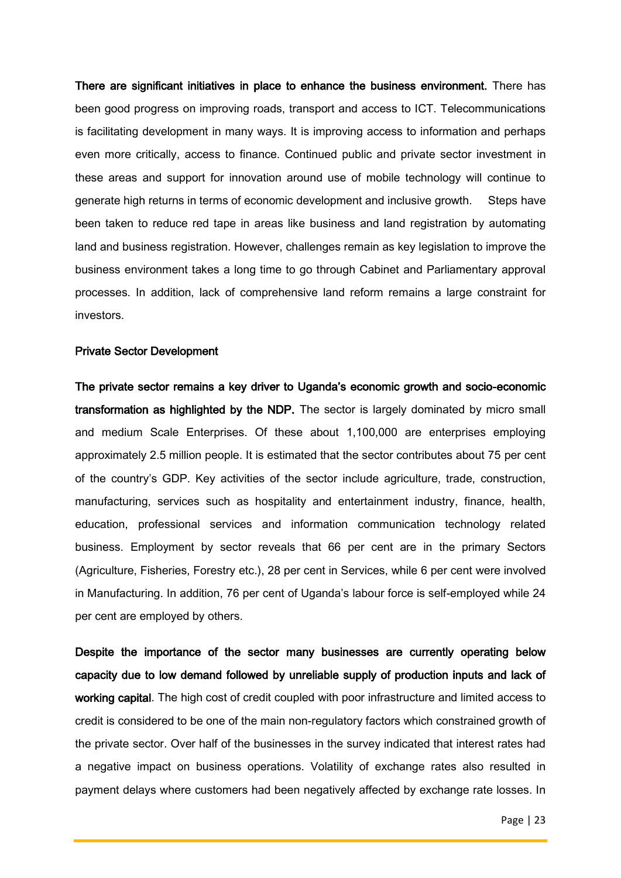**There are significant initiatives in place to enhance the business environment.** There has been good progress on improving roads, transport and access to ICT. Telecommunications is facilitating development in many ways. It is improving access to information and perhaps even more critically, access to finance. Continued public and private sector investment in these areas and support for innovation around use of mobile technology will continue to generate high returns in terms of economic development and inclusive growth. Steps have been taken to reduce red tape in areas like business and land registration by automating land and business registration. However, challenges remain as key legislation to improve the business environment takes a long time to go through Cabinet and Parliamentary approval processes. In addition, lack of comprehensive land reform remains a large constraint for investors.

**Private Sector Development**

**The private sector remains a key driver to Uganda's economic growth and socio-economic transformation as highlighted by the NDP.** The sector is largely dominated by micro small and medium Scale Enterprises. Of these about 1,100,000 are enterprises employing approximately 2.5 million people. It is estimated that the sector contributes about 75 per cent of the country's GDP. Key activities of the sector include agriculture, trade, construction, manufacturing, services such as hospitality and entertainment industry, finance, health, education, professional services and information communication technology related business. Employment by sector reveals that 66 per cent are in the primary Sectors (Agriculture, Fisheries, Forestry etc.), 28 per cent in Services, while 6 per cent were involved in Manufacturing. In addition, 76 per cent of Uganda's labour force is self-employed while 24 per cent are employed by others.

**Despite the importance of the sector many businesses are currently operating below capacity due to low demand followed by unreliable supply of production inputs and lack of working capital**. The high cost of credit coupled with poor infrastructure and limited access to credit is considered to be one of the main non-regulatory factors which constrained growth of the private sector. Over half of the businesses in the survey indicated that interest rates had a negative impact on business operations. Volatility of exchange rates also resulted in payment delays where customers had been negatively affected by exchange rate losses. In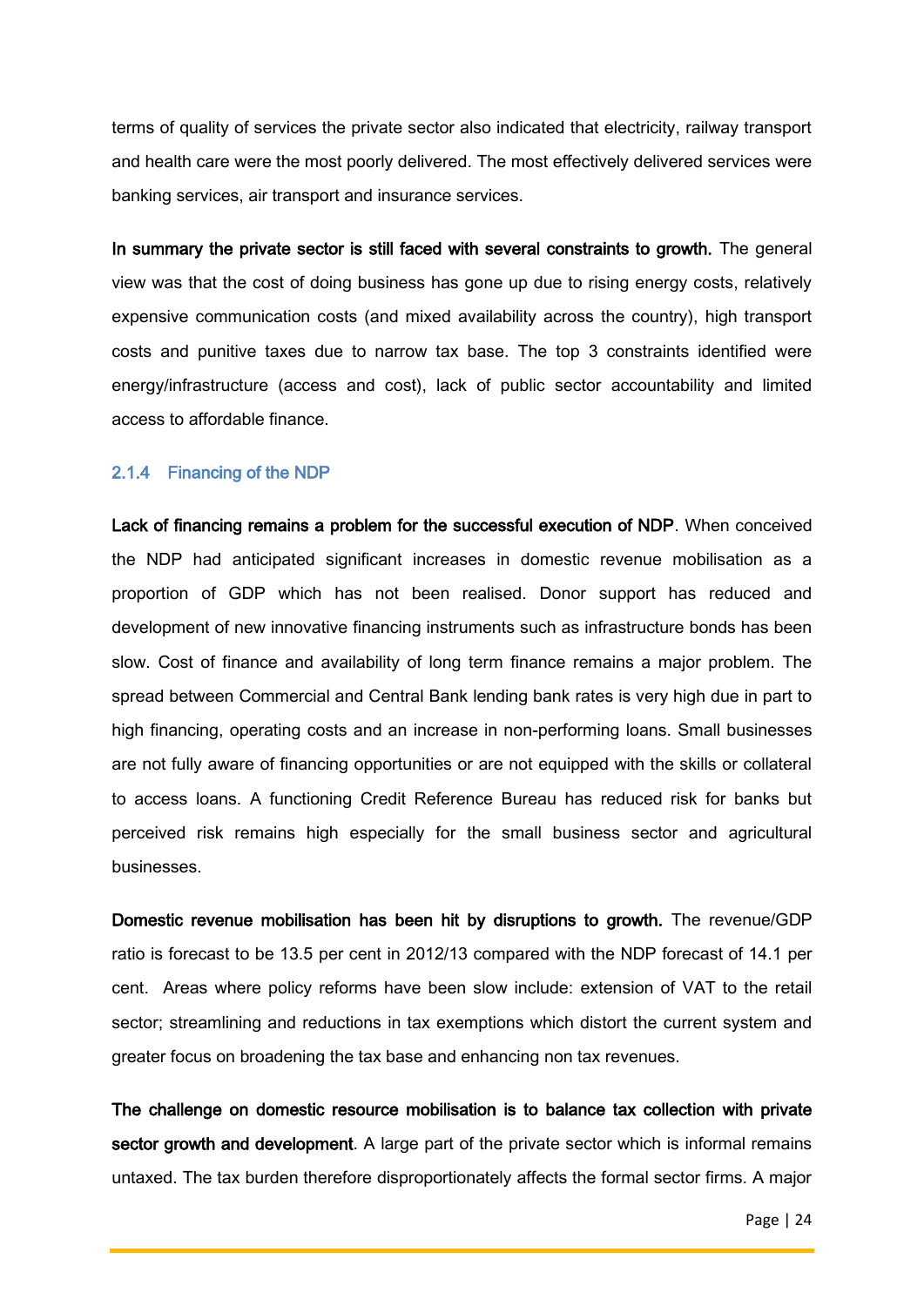terms of quality of services the private sector also indicated that electricity, railway transport and health care were the most poorly delivered. The most effectively delivered services were banking services, air transport and insurance services.

**In summary the private sector is still faced with several constraints to growth.** The general view was that the cost of doing business has gone up due to rising energy costs, relatively expensive communication costs (and mixed availability across the country), high transport costs and punitive taxes due to narrow tax base. The top 3 constraints identified were energy/infrastructure (access and cost), lack of public sector accountability and limited access to affordable finance.

### 2.1.4 Financing of the NDP

**Lack of financing remains a problem for the successful execution of NDP**. When conceived the NDP had anticipated significant increases in domestic revenue mobilisation as a proportion of GDP which has not been realised. Donor support has reduced and development of new innovative financing instruments such as infrastructure bonds has been slow. Cost of finance and availability of long term finance remains a major problem. The spread between Commercial and Central Bank lending bank rates is very high due in part to high financing, operating costs and an increase in non-performing loans. Small businesses are not fully aware of financing opportunities or are not equipped with the skills or collateral to access loans. A functioning Credit Reference Bureau has reduced risk for banks but perceived risk remains high especially for the small business sector and agricultural businesses.

**Domestic revenue mobilisation has been hit by disruptions to growth.** The revenue/GDP ratio is forecast to be 13.5 per cent in 2012/13 compared with the NDP forecast of 14.1 per cent. Areas where policy reforms have been slow include: extension of VAT to the retail sector; streamlining and reductions in tax exemptions which distort the current system and greater focus on broadening the tax base and enhancing non tax revenues.

**The challenge on domestic resource mobilisation is to balance tax collection with private sector growth and development**. A large part of the private sector which is informal remains untaxed. The tax burden therefore disproportionately affects the formal sector firms. A major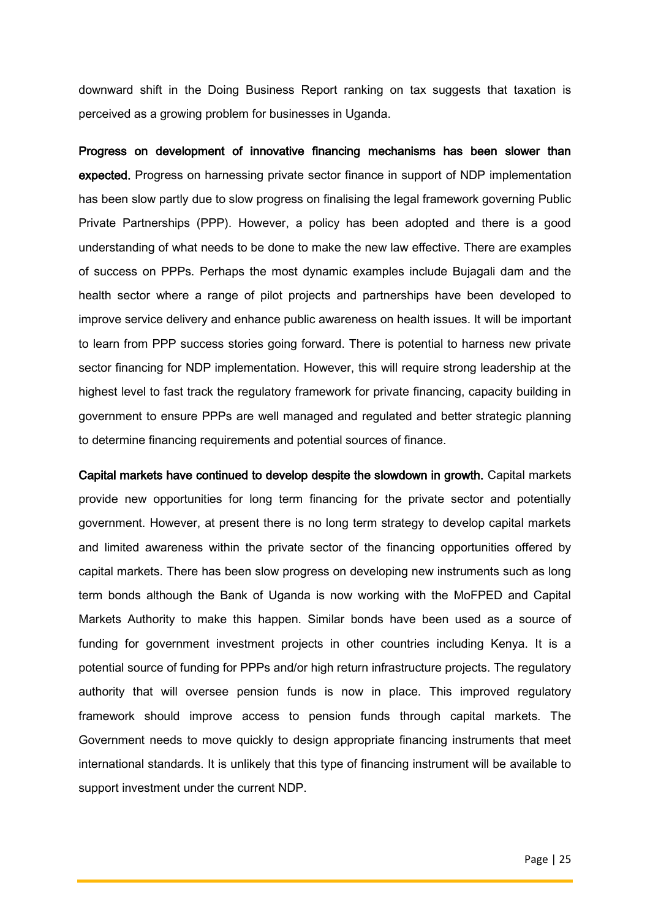downward shift in the Doing Business Report ranking on tax suggests that taxation is perceived as a growing problem for businesses in Uganda.

**Progress on development of innovative financing mechanisms has been slower than expected.** Progress on harnessing private sector finance in support of NDP implementation has been slow partly due to slow progress on finalising the legal framework governing Public Private Partnerships (PPP). However, a policy has been adopted and there is a good understanding of what needs to be done to make the new law effective. There are examples of success on PPPs. Perhaps the most dynamic examples include Bujagali dam and the health sector where a range of pilot projects and partnerships have been developed to improve service delivery and enhance public awareness on health issues. It will be important to learn from PPP success stories going forward. There is potential to harness new private sector financing for NDP implementation. However, this will require strong leadership at the highest level to fast track the regulatory framework for private financing, capacity building in government to ensure PPPs are well managed and regulated and better strategic planning to determine financing requirements and potential sources of finance.

**Capital markets have continued to develop despite the slowdown in growth.** Capital markets provide new opportunities for long term financing for the private sector and potentially government. However, at present there is no long term strategy to develop capital markets and limited awareness within the private sector of the financing opportunities offered by capital markets. There has been slow progress on developing new instruments such as long term bonds although the Bank of Uganda is now working with the MoFPED and Capital Markets Authority to make this happen. Similar bonds have been used as a source of funding for government investment projects in other countries including Kenya. It is a potential source of funding for PPPs and/or high return infrastructure projects. The regulatory authority that will oversee pension funds is now in place. This improved regulatory framework should improve access to pension funds through capital markets. The Government needs to move quickly to design appropriate financing instruments that meet international standards. It is unlikely that this type of financing instrument will be available to support investment under the current NDP.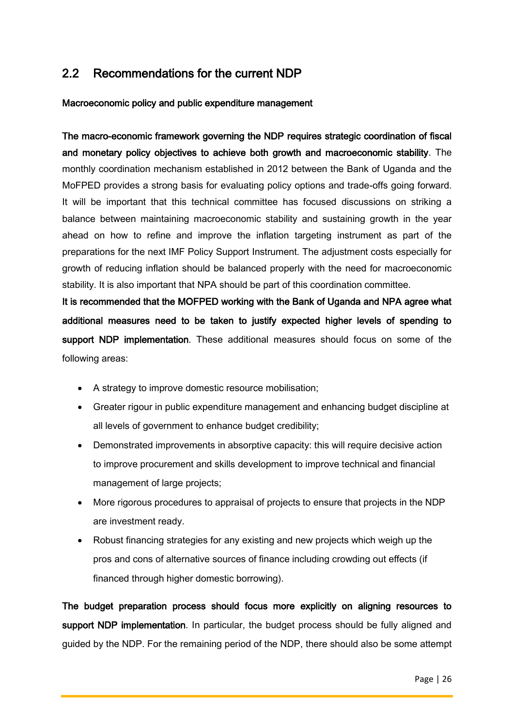## 2.2 Recommendations for the current NDP

**Macroeconomic policy and public expenditure management**

**The macro-economic framework governing the NDP requires strategic coordination of fiscal and monetary policy objectives to achieve both growth and macroeconomic stability**. The monthly coordination mechanism established in 2012 between the Bank of Uganda and the MoFPED provides a strong basis for evaluating policy options and trade-offs going forward. It will be important that this technical committee has focused discussions on striking a balance between maintaining macroeconomic stability and sustaining growth in the year ahead on how to refine and improve the inflation targeting instrument as part of the preparations for the next IMF Policy Support Instrument. The adjustment costs especially for growth of reducing inflation should be balanced properly with the need for macroeconomic stability. It is also important that NPA should be part of this coordination committee.

**It is recommended that the MOFPED working with the Bank of Uganda and NPA agree what additional measures need to be taken to justify expected higher levels of spending to support NDP implementation**. These additional measures should focus on some of the following areas:

- A strategy to improve domestic resource mobilisation;
- Greater rigour in public expenditure management and enhancing budget discipline at all levels of government to enhance budget credibility;
- Demonstrated improvements in absorptive capacity: this will require decisive action to improve procurement and skills development to improve technical and financial management of large projects;
- More rigorous procedures to appraisal of projects to ensure that projects in the NDP are investment ready.
- Robust financing strategies for any existing and new projects which weigh up the pros and cons of alternative sources of finance including crowding out effects (if financed through higher domestic borrowing).

**The budget preparation process should focus more explicitly on aligning resources to support NDP implementation**. In particular, the budget process should be fully aligned and guided by the NDP. For the remaining period of the NDP, there should also be some attempt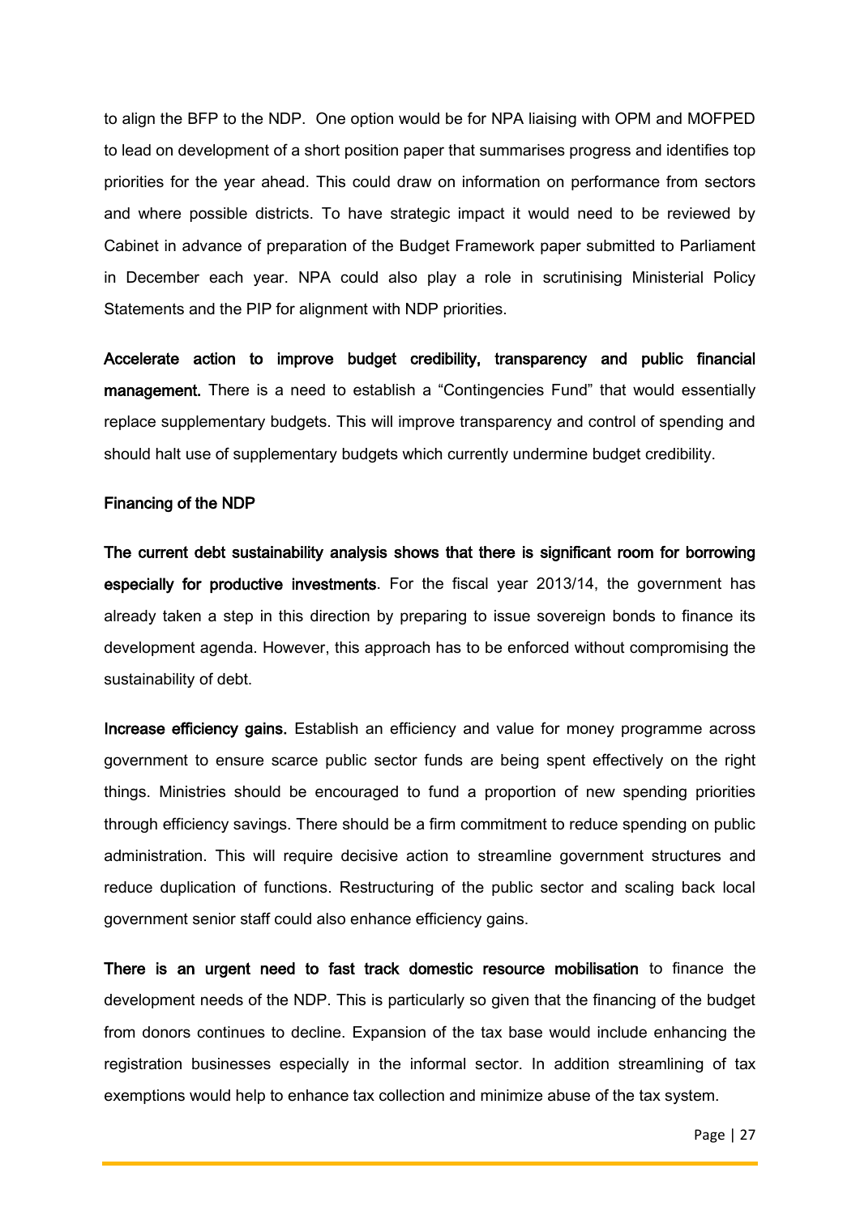to align the BFP to the NDP. One option would be for NPA liaising with OPM and MOFPED to lead on development of a short position paper that summarises progress and identifies top priorities for the year ahead. This could draw on information on performance from sectors and where possible districts. To have strategic impact it would need to be reviewed by Cabinet in advance of preparation of the Budget Framework paper submitted to Parliament in December each year. NPA could also play a role in scrutinising Ministerial Policy Statements and the PIP for alignment with NDP priorities.

**Accelerate action to improve budget credibility, transparency and public financial management.** There is a need to establish a "Contingencies Fund" that would essentially replace supplementary budgets. This will improve transparency and control of spending and should halt use of supplementary budgets which currently undermine budget credibility.

**Financing of the NDP**

**The current debt sustainability analysis shows that there is significant room for borrowing especially for productive investments**. For the fiscal year 2013/14, the government has already taken a step in this direction by preparing to issue sovereign bonds to finance its development agenda. However, this approach has to be enforced without compromising the sustainability of debt.

**Increase efficiency gains.** Establish an efficiency and value for money programme across government to ensure scarce public sector funds are being spent effectively on the right things. Ministries should be encouraged to fund a proportion of new spending priorities through efficiency savings. There should be a firm commitment to reduce spending on public administration. This will require decisive action to streamline government structures and reduce duplication of functions. Restructuring of the public sector and scaling back local government senior staff could also enhance efficiency gains.

**There is an urgent need to fast track domestic resource mobilisation** to finance the development needs of the NDP. This is particularly so given that the financing of the budget from donors continues to decline. Expansion of the tax base would include enhancing the registration businesses especially in the informal sector. In addition streamlining of tax exemptions would help to enhance tax collection and minimize abuse of the tax system.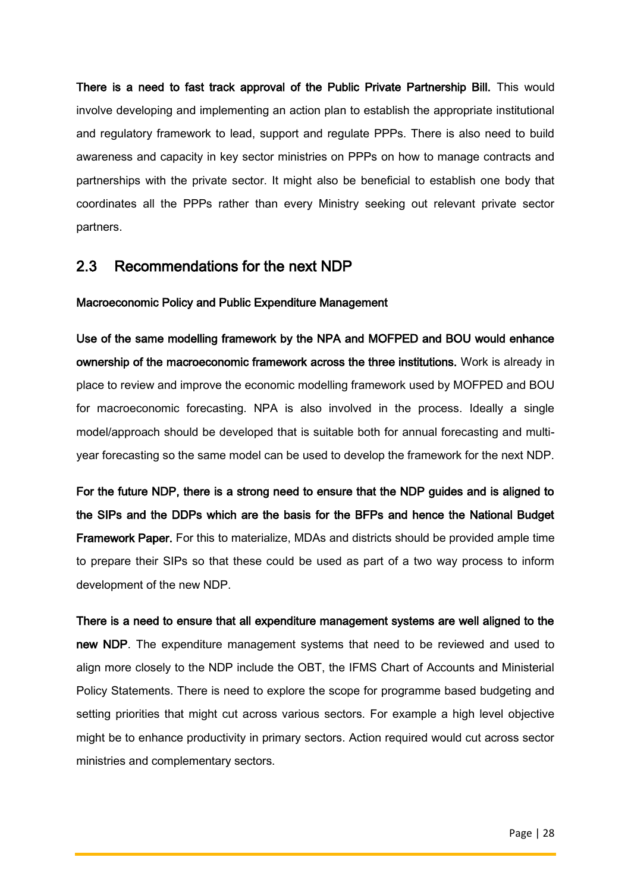**There is a need to fast track approval of the Public Private Partnership Bill.** This would involve developing and implementing an action plan to establish the appropriate institutional and regulatory framework to lead, support and regulate PPPs. There is also need to build awareness and capacity in key sector ministries on PPPs on how to manage contracts and partnerships with the private sector. It might also be beneficial to establish one body that coordinates all the PPPs rather than every Ministry seeking out relevant private sector partners.

## 2.3 Recommendations for the next NDP

**Macroeconomic Policy and Public Expenditure Management**

**Use of the same modelling framework by the NPA and MOFPED and BOU would enhance ownership of the macroeconomic framework across the three institutions.** Work is already in place to review and improve the economic modelling framework used by MOFPED and BOU for macroeconomic forecasting. NPA is also involved in the process. Ideally a single model/approach should be developed that is suitable both for annual forecasting and multi-year forecasting so the same model can be used to develop the framework for the next NDP.

**For the future NDP, there is a strong need to ensure that the NDP guides and is aligned to the SIPs and the DDPs which are the basis for the BFPs and hence the National Budget Framework Paper.** For this to materialize, MDAs and districts should be provided ample time to prepare their SIPs so that these could be used as part of a two way process to inform development of the new NDP.

**There is a need to ensure that all expenditure management systems are well aligned to the new NDP**. The expenditure management systems that need to be reviewed and used to align more closely to the NDP include the OBT, the IFMS Chart of Accounts and Ministerial Policy Statements. There is need to explore the scope for programme based budgeting and setting priorities that might cut across various sectors. For example a high level objective might be to enhance productivity in primary sectors. Action required would cut across sector ministries and complementary sectors.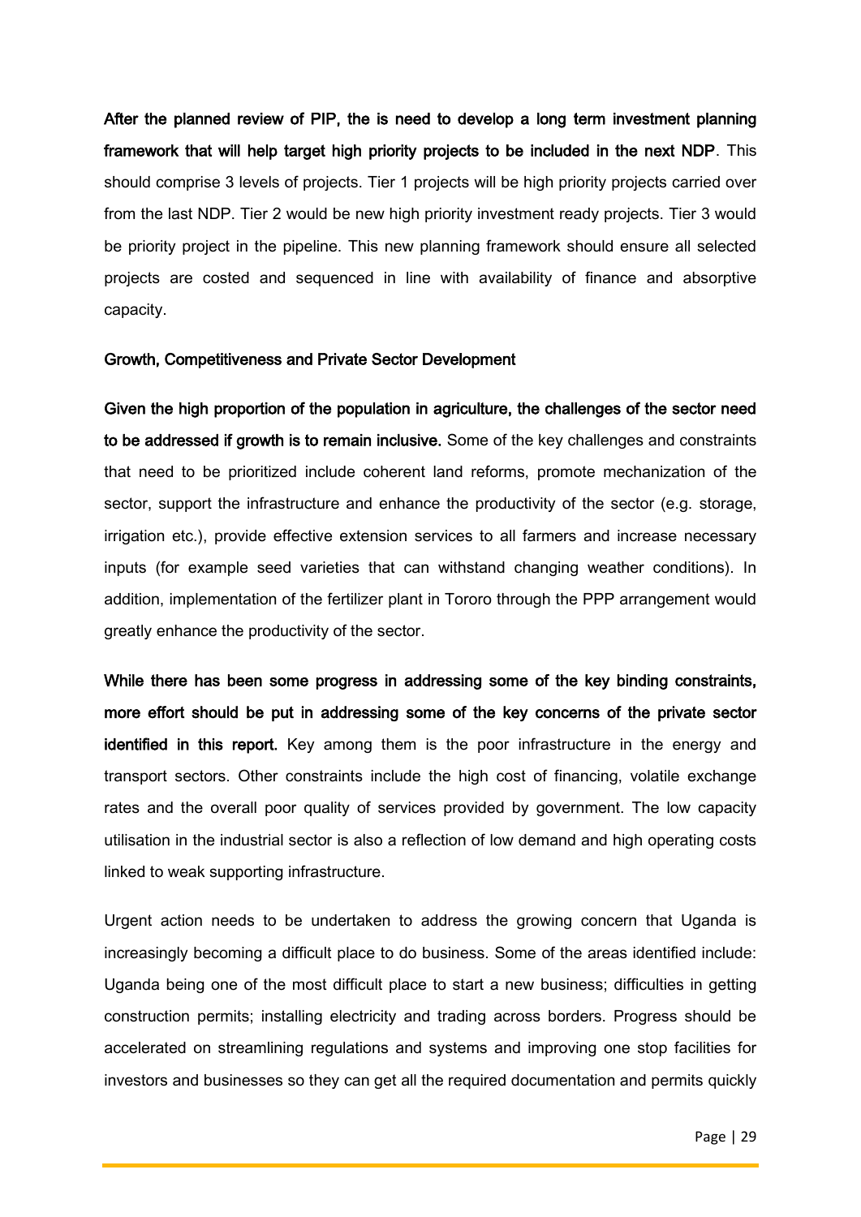**After the planned review of PIP, the is need to develop a long term investment planning framework that will help target high priority projects to be included in the next NDP**. This should comprise 3 levels of projects. Tier 1 projects will be high priority projects carried over from the last NDP. Tier 2 would be new high priority investment ready projects. Tier 3 would be priority project in the pipeline. This new planning framework should ensure all selected projects are costed and sequenced in line with availability of finance and absorptive capacity.

### Growth, Competitiveness and Private Sector Development

**Given the high proportion of the population in agriculture, the challenges of the sector need to be addressed if growth is to remain inclusive.** Some of the key challenges and constraints that need to be prioritized include coherent land reforms, promote mechanization of the sector, support the infrastructure and enhance the productivity of the sector (e.g. storage, irrigation etc.), provide effective extension services to all farmers and increase necessary inputs (for example seed varieties that can withstand changing weather conditions). In addition, implementation of the fertilizer plant in Tororo through the PPP arrangement would greatly enhance the productivity of the sector.

**While there has been some progress in addressing some of the key binding constraints, more effort should be put in addressing some of the key concerns of the private sector identified in this report.** Key among them is the poor infrastructure in the energy and transport sectors. Other constraints include the high cost of financing, volatile exchange rates and the overall poor quality of services provided by government. The low capacity utilisation in the industrial sector is also a reflection of low demand and high operating costs linked to weak supporting infrastructure.

Urgent action needs to be undertaken to address the growing concern that Uganda is increasingly becoming a difficult place to do business. Some of the areas identified include: Uganda being one of the most difficult place to start a new business; difficulties in getting construction permits; installing electricity and trading across borders. Progress should be accelerated on streamlining regulations and systems and improving one stop facilities for investors and businesses so they can get all the required documentation and permits quickly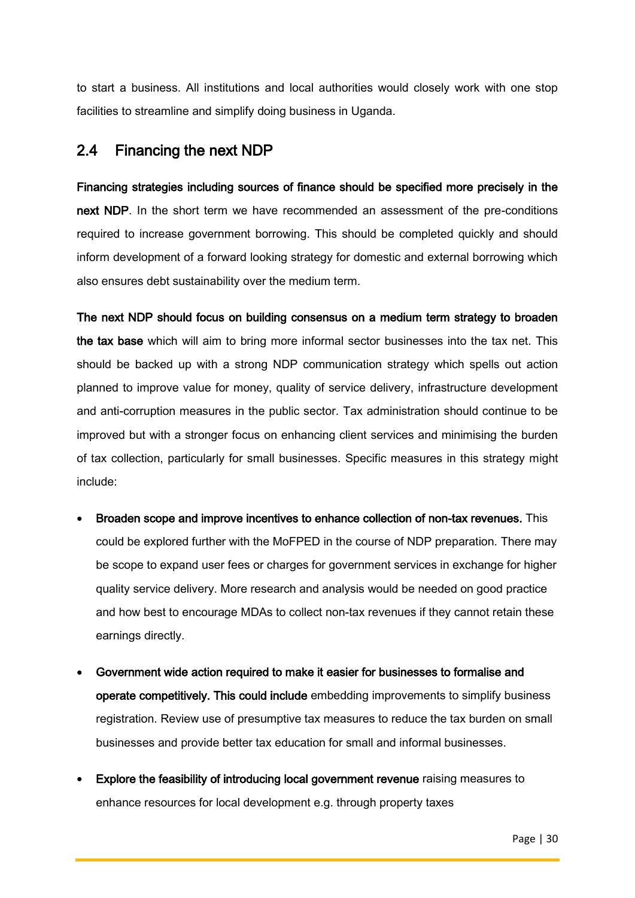to start a business. All institutions and local authorities would closely work with one stop facilities to streamline and simplify doing business in Uganda.

## 2.4 Financing the next NDP

**Financing strategies including sources of finance should be specified more precisely in the next NDP**. In the short term we have recommended an assessment of the pre-conditions required to increase government borrowing. This should be completed quickly and should inform development of a forward looking strategy for domestic and external borrowing which also ensures debt sustainability over the medium term.

**The next NDP should focus on building consensus on a medium term strategy to broaden the tax base** which will aim to bring more informal sector businesses into the tax net. This should be backed up with a strong NDP communication strategy which spells out action planned to improve value for money, quality of service delivery, infrastructure development and anti-corruption measures in the public sector. Tax administration should continue to be improved but with a stronger focus on enhancing client services and minimising the burden of tax collection, particularly for small businesses. Specific measures in this strategy might include:

- **Broaden scope and improve incentives to enhance collection of non-tax revenues.** This could be explored further with the MoFPED in the course of NDP preparation. There may be scope to expand user fees or charges for government services in exchange for higher quality service delivery. More research and analysis would be needed on good practice and how best to encourage MDAs to collect non-tax revenues if they cannot retain these earnings directly.

- **Government wide action required to make it easier for businesses to formalise and operate competitively. This could include** embedding improvements to simplify business registration. Review use of presumptive tax measures to reduce the tax burden on small businesses and provide better tax education for small and informal businesses.

- **Explore the feasibility of introducing local government revenue** raising measures to enhance resources for local development e.g. through property taxes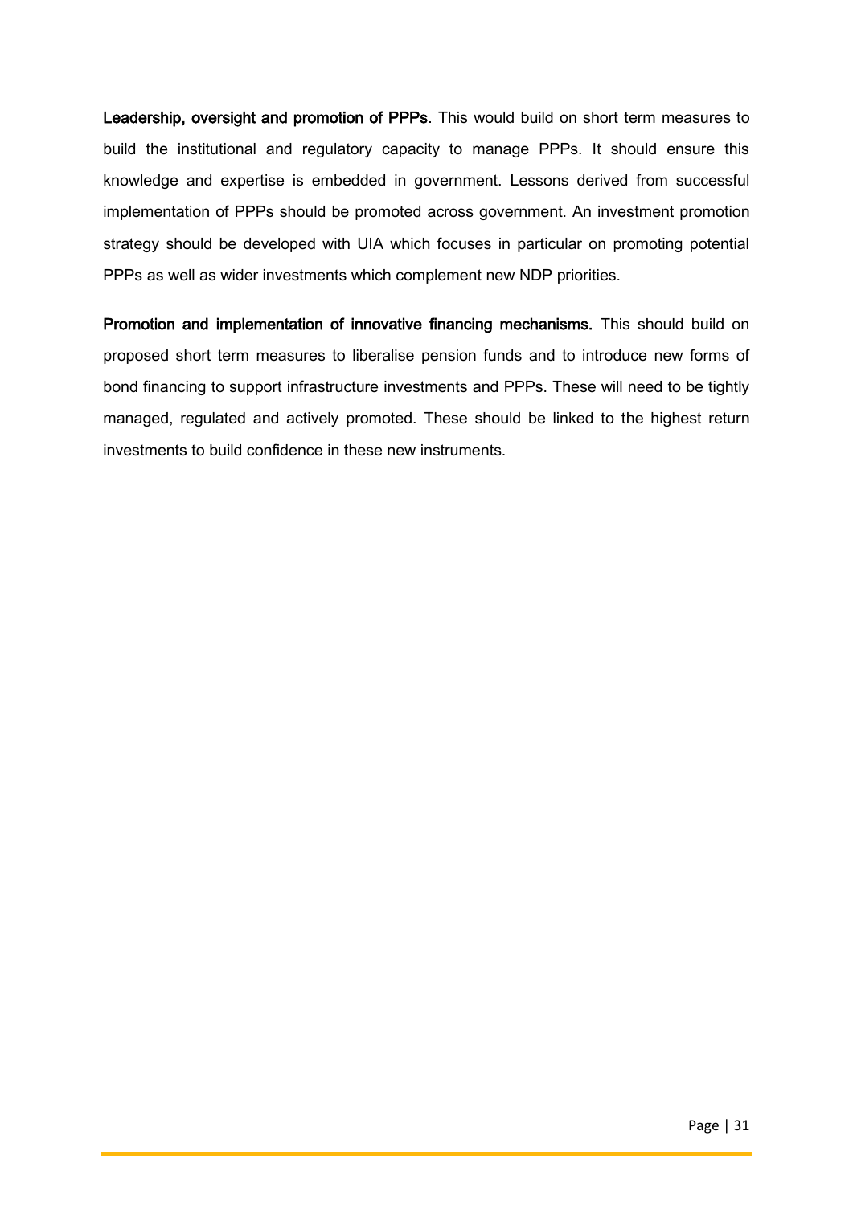**Leadership, oversight and promotion of PPPs**. This would build on short term measures to build the institutional and regulatory capacity to manage PPPs. It should ensure this knowledge and expertise is embedded in government. Lessons derived from successful implementation of PPPs should be promoted across government. An investment promotion strategy should be developed with UIA which focuses in particular on promoting potential PPPs as well as wider investments which complement new NDP priorities.

**Promotion and implementation of innovative financing mechanisms.** This should build on proposed short term measures to liberalise pension funds and to introduce new forms of bond financing to support infrastructure investments and PPPs. These will need to be tightly managed, regulated and actively promoted. These should be linked to the highest return investments to build confidence in these new instruments.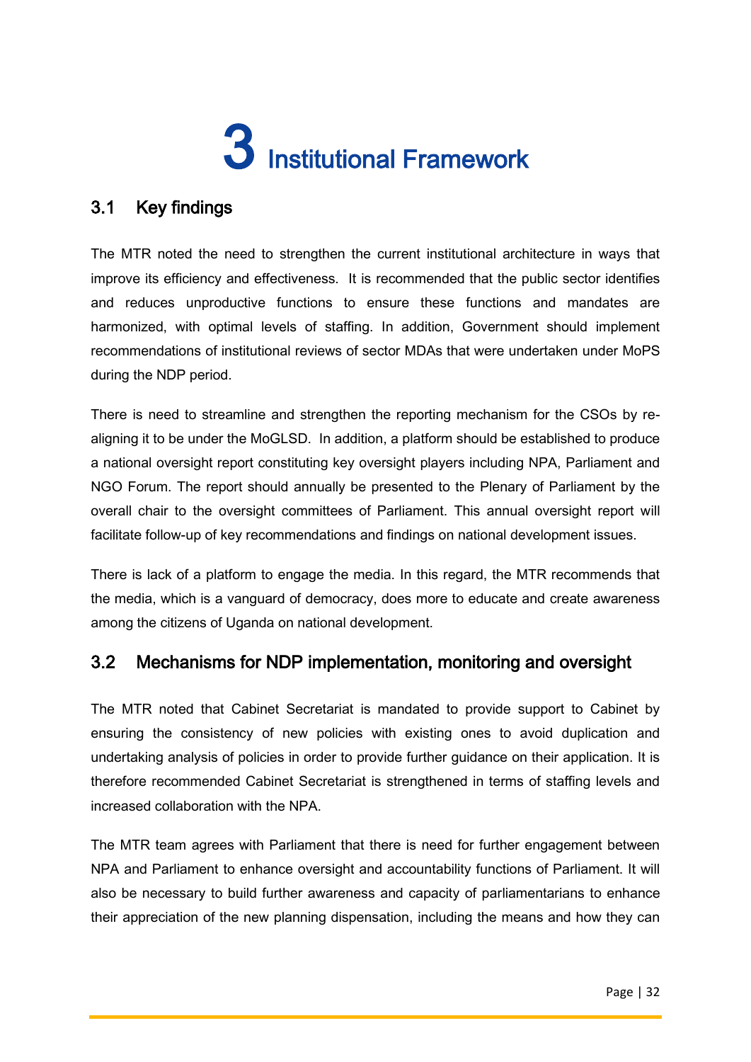# 3 Institutional Framework

## 3.1 Key findings

The MTR noted the need to strengthen the current institutional architecture in ways that improve its efficiency and effectiveness. It is recommended that the public sector identifies and reduces unproductive functions to ensure these functions and mandates are harmonized, with optimal levels of staffing. In addition, Government should implement recommendations of institutional reviews of sector MDAs that were undertaken under MoPS during the NDP period.

There is need to streamline and strengthen the reporting mechanism for the CSOs by re-aligning it to be under the MoGLSD. In addition, a platform should be established to produce a national oversight report constituting key oversight players including NPA, Parliament and NGO Forum. The report should annually be presented to the Plenary of Parliament by the overall chair to the oversight committees of Parliament. This annual oversight report will facilitate follow-up of key recommendations and findings on national development issues.

There is lack of a platform to engage the media. In this regard, the MTR recommends that the media, which is a vanguard of democracy, does more to educate and create awareness among the citizens of Uganda on national development.

## 3.2 Mechanisms for NDP implementation, monitoring and oversight

The MTR noted that Cabinet Secretariat is mandated to provide support to Cabinet by ensuring the consistency of new policies with existing ones to avoid duplication and undertaking analysis of policies in order to provide further guidance on their application. It is therefore recommended Cabinet Secretariat is strengthened in terms of staffing levels and increased collaboration with the NPA.

The MTR team agrees with Parliament that there is need for further engagement between NPA and Parliament to enhance oversight and accountability functions of Parliament. It will also be necessary to build further awareness and capacity of parliamentarians to enhance their appreciation of the new planning dispensation, including the means and how they can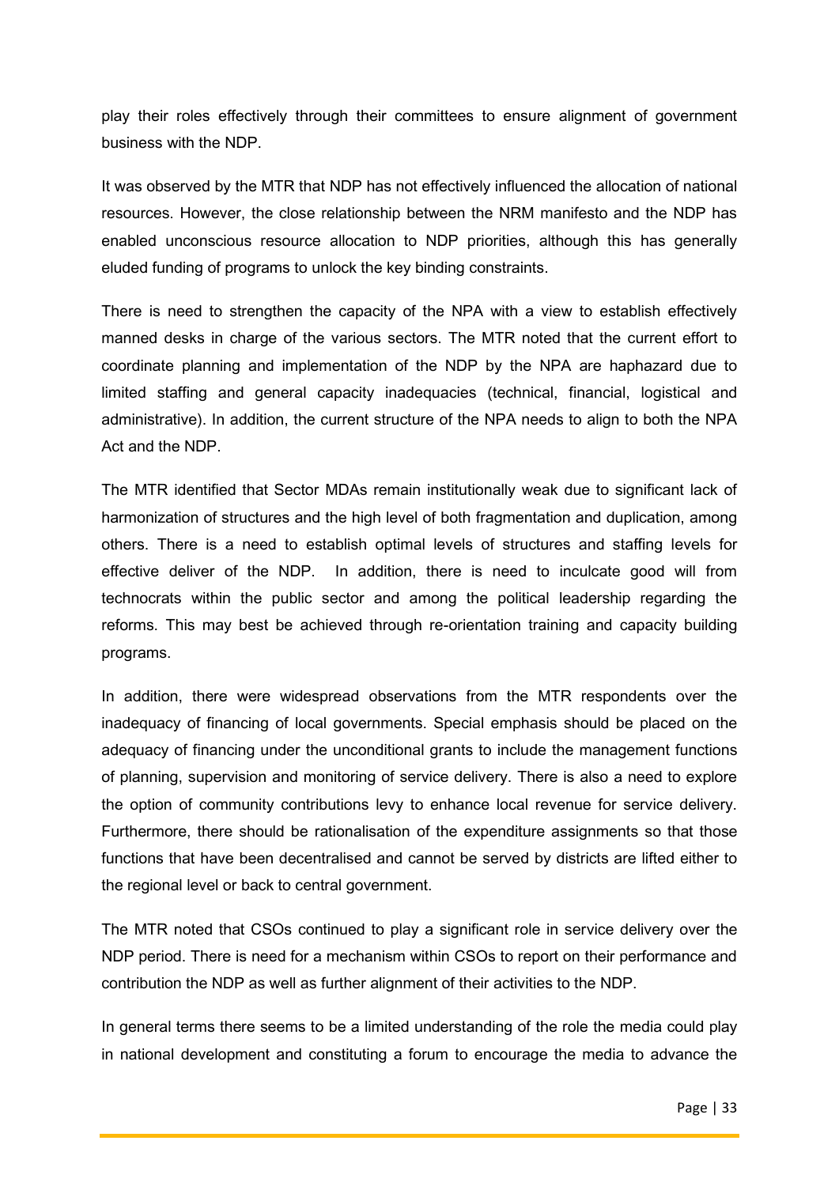play their roles effectively through their committees to ensure alignment of government business with the NDP.

It was observed by the MTR that NDP has not effectively influenced the allocation of national resources. However, the close relationship between the NRM manifesto and the NDP has enabled unconscious resource allocation to NDP priorities, although this has generally eluded funding of programs to unlock the key binding constraints.

There is need to strengthen the capacity of the NPA with a view to establish effectively manned desks in charge of the various sectors. The MTR noted that the current effort to coordinate planning and implementation of the NDP by the NPA are haphazard due to limited staffing and general capacity inadequacies (technical, financial, logistical and administrative). In addition, the current structure of the NPA needs to align to both the NPA Act and the NDP.

The MTR identified that Sector MDAs remain institutionally weak due to significant lack of harmonization of structures and the high level of both fragmentation and duplication, among others. There is a need to establish optimal levels of structures and staffing levels for effective deliver of the NDP. In addition, there is need to inculcate good will from technocrats within the public sector and among the political leadership regarding the reforms. This may best be achieved through re-orientation training and capacity building programs.

In addition, there were widespread observations from the MTR respondents over the inadequacy of financing of local governments. Special emphasis should be placed on the adequacy of financing under the unconditional grants to include the management functions of planning, supervision and monitoring of service delivery. There is also a need to explore the option of community contributions levy to enhance local revenue for service delivery. Furthermore, there should be rationalisation of the expenditure assignments so that those functions that have been decentralised and cannot be served by districts are lifted either to the regional level or back to central government.

The MTR noted that CSOs continued to play a significant role in service delivery over the NDP period. There is need for a mechanism within CSOs to report on their performance and contribution the NDP as well as further alignment of their activities to the NDP.

In general terms there seems to be a limited understanding of the role the media could play in national development and constituting a forum to encourage the media to advance the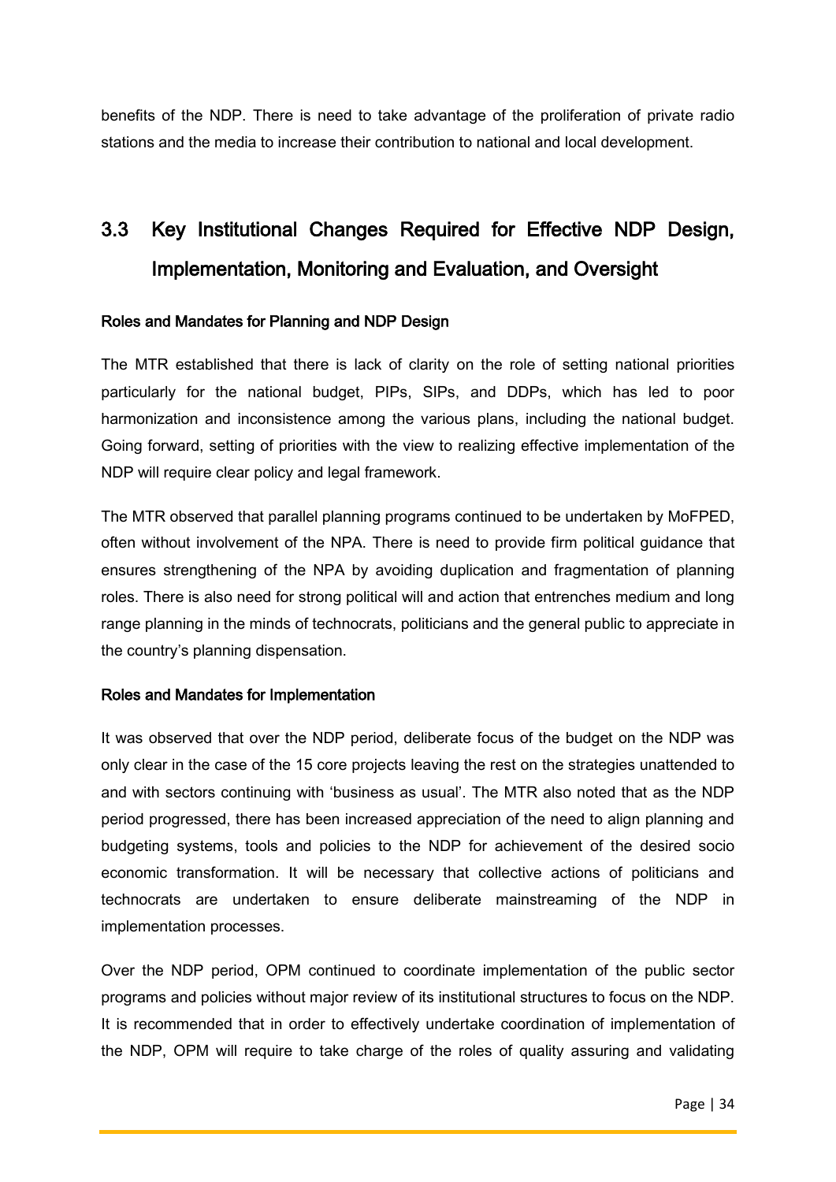benefits of the NDP. There is need to take advantage of the proliferation of private radio stations and the media to increase their contribution to national and local development.

## 3.3 Key Institutional Changes Required for Effective NDP Design, Implementation, Monitoring and Evaluation, and Oversight

### Roles and Mandates for Planning and NDP Design

The MTR established that there is lack of clarity on the role of setting national priorities particularly for the national budget, PIPs, SIPs, and DDPs, which has led to poor harmonization and inconsistence among the various plans, including the national budget. Going forward, setting of priorities with the view to realizing effective implementation of the NDP will require clear policy and legal framework.

The MTR observed that parallel planning programs continued to be undertaken by MoFPED, often without involvement of the NPA. There is need to provide firm political guidance that ensures strengthening of the NPA by avoiding duplication and fragmentation of planning roles. There is also need for strong political will and action that entrenches medium and long range planning in the minds of technocrats, politicians and the general public to appreciate in the country's planning dispensation.

### Roles and Mandates for Implementation

It was observed that over the NDP period, deliberate focus of the budget on the NDP was only clear in the case of the 15 core projects leaving the rest on the strategies unattended to and with sectors continuing with 'business as usual'. The MTR also noted that as the NDP period progressed, there has been increased appreciation of the need to align planning and budgeting systems, tools and policies to the NDP for achievement of the desired socio economic transformation. It will be necessary that collective actions of politicians and technocrats are undertaken to ensure deliberate mainstreaming of the NDP in implementation processes.

Over the NDP period, OPM continued to coordinate implementation of the public sector programs and policies without major review of its institutional structures to focus on the NDP. It is recommended that in order to effectively undertake coordination of implementation of the NDP, OPM will require to take charge of the roles of quality assuring and validating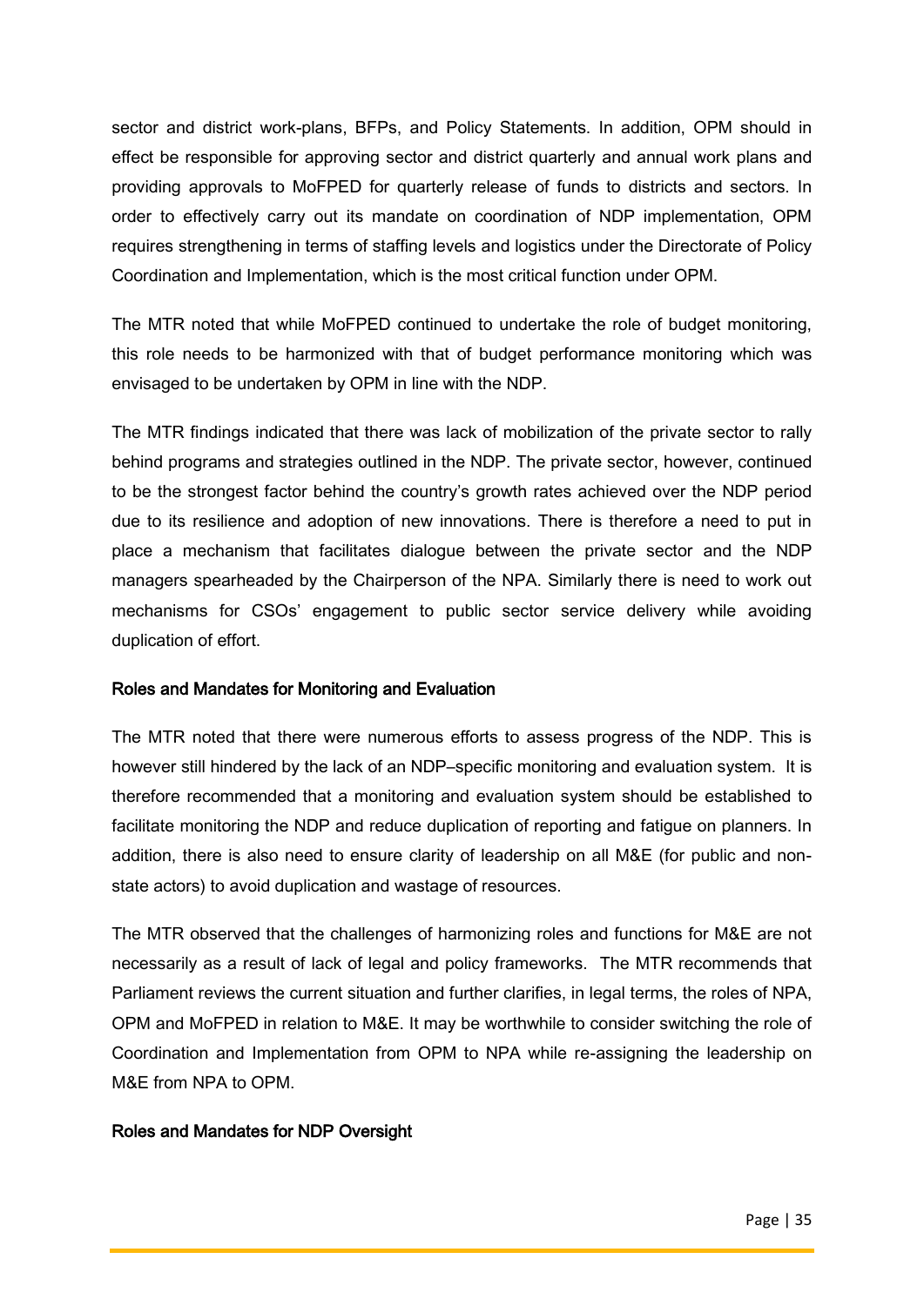sector and district work-plans, BFPs, and Policy Statements. In addition, OPM should in effect be responsible for approving sector and district quarterly and annual work plans and providing approvals to MoFPED for quarterly release of funds to districts and sectors. In order to effectively carry out its mandate on coordination of NDP implementation, OPM requires strengthening in terms of staffing levels and logistics under the Directorate of Policy Coordination and Implementation, which is the most critical function under OPM.

The MTR noted that while MoFPED continued to undertake the role of budget monitoring, this role needs to be harmonized with that of budget performance monitoring which was envisaged to be undertaken by OPM in line with the NDP.

The MTR findings indicated that there was lack of mobilization of the private sector to rally behind programs and strategies outlined in the NDP. The private sector, however, continued to be the strongest factor behind the country's growth rates achieved over the NDP period due to its resilience and adoption of new innovations. There is therefore a need to put in place a mechanism that facilitates dialogue between the private sector and the NDP managers spearheaded by the Chairperson of the NPA. Similarly there is need to work out mechanisms for CSOs' engagement to public sector service delivery while avoiding duplication of effort.

#### Roles and Mandates for Monitoring and Evaluation

The MTR noted that there were numerous efforts to assess progress of the NDP. This is however still hindered by the lack of an NDP–specific monitoring and evaluation system. It is therefore recommended that a monitoring and evaluation system should be established to facilitate monitoring the NDP and reduce duplication of reporting and fatigue on planners. In addition, there is also need to ensure clarity of leadership on all M&E (for public and non-state actors) to avoid duplication and wastage of resources.

The MTR observed that the challenges of harmonizing roles and functions for M&E are not necessarily as a result of lack of legal and policy frameworks. The MTR recommends that Parliament reviews the current situation and further clarifies, in legal terms, the roles of NPA, OPM and MoFPED in relation to M&E. It may be worthwhile to consider switching the role of Coordination and Implementation from OPM to NPA while re-assigning the leadership on M&E from NPA to OPM.

#### Roles and Mandates for NDP Oversight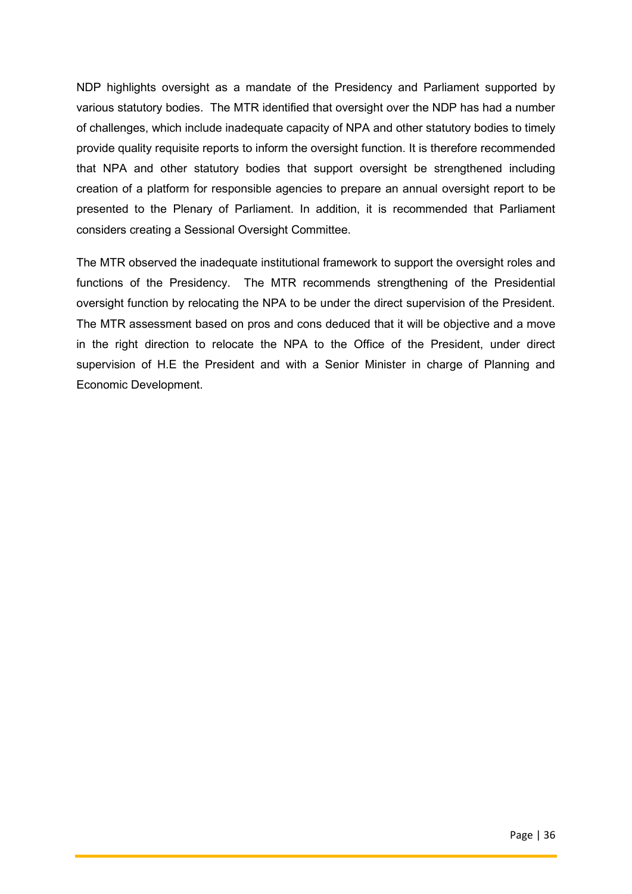NDP highlights oversight as a mandate of the Presidency and Parliament supported by various statutory bodies. The MTR identified that oversight over the NDP has had a number of challenges, which include inadequate capacity of NPA and other statutory bodies to timely provide quality requisite reports to inform the oversight function. It is therefore recommended that NPA and other statutory bodies that support oversight be strengthened including creation of a platform for responsible agencies to prepare an annual oversight report to be presented to the Plenary of Parliament. In addition, it is recommended that Parliament considers creating a Sessional Oversight Committee.

The MTR observed the inadequate institutional framework to support the oversight roles and functions of the Presidency. The MTR recommends strengthening of the Presidential oversight function by relocating the NPA to be under the direct supervision of the President. The MTR assessment based on pros and cons deduced that it will be objective and a move in the right direction to relocate the NPA to the Office of the President, under direct supervision of H.E the President and with a Senior Minister in charge of Planning and Economic Development.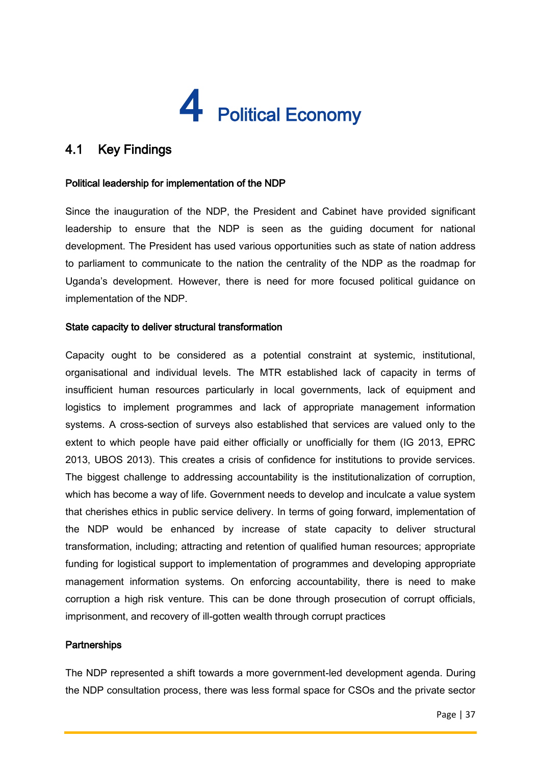# 4 Political Economy

## 4.1 Key Findings

**Political leadership for implementation of the NDP**

Since the inauguration of the NDP, the President and Cabinet have provided significant leadership to ensure that the NDP is seen as the guiding document for national development. The President has used various opportunities such as state of nation address to parliament to communicate to the nation the centrality of the NDP as the roadmap for Uganda's development. However, there is need for more focused political guidance on implementation of the NDP.

**State capacity to deliver structural transformation**

Capacity ought to be considered as a potential constraint at systemic, institutional, organisational and individual levels. The MTR established lack of capacity in terms of insufficient human resources particularly in local governments, lack of equipment and logistics to implement programmes and lack of appropriate management information systems. A cross-section of surveys also established that services are valued only to the extent to which people have paid either officially or unofficially for them (IG 2013, EPRC 2013, UBOS 2013). This creates a crisis of confidence for institutions to provide services. The biggest challenge to addressing accountability is the institutionalization of corruption, which has become a way of life. Government needs to develop and inculcate a value system that cherishes ethics in public service delivery. In terms of going forward, implementation of the NDP would be enhanced by increase of state capacity to deliver structural transformation, including; attracting and retention of qualified human resources; appropriate funding for logistical support to implementation of programmes and developing appropriate management information systems. On enforcing accountability, there is need to make corruption a high risk venture. This can be done through prosecution of corrupt officials, imprisonment, and recovery of ill-gotten wealth through corrupt practices

**Partnerships**

The NDP represented a shift towards a more government-led development agenda. During the NDP consultation process, there was less formal space for CSOs and the private sector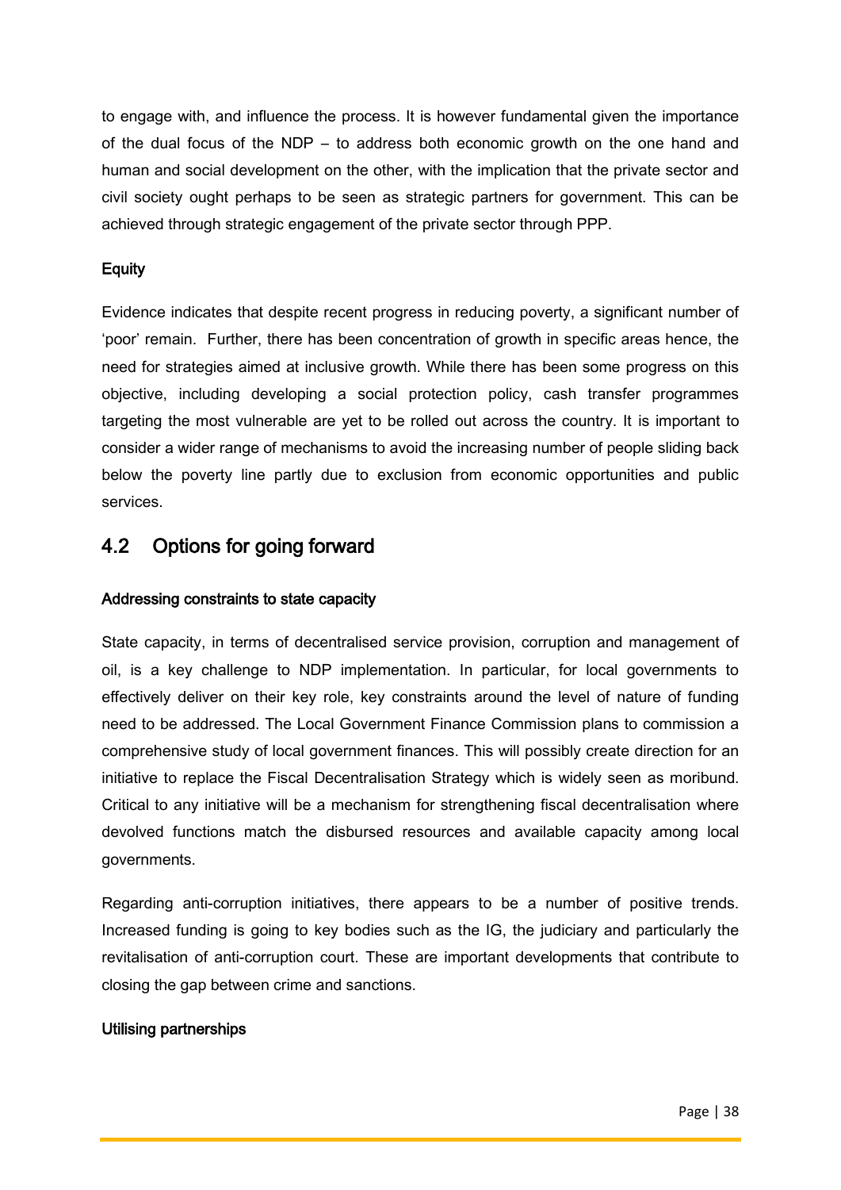to engage with, and influence the process. It is however fundamental given the importance of the dual focus of the NDP – to address both economic growth on the one hand and human and social development on the other, with the implication that the private sector and civil society ought perhaps to be seen as strategic partners for government. This can be achieved through strategic engagement of the private sector through PPP.

### Equity

Evidence indicates that despite recent progress in reducing poverty, a significant number of 'poor' remain. Further, there has been concentration of growth in specific areas hence, the need for strategies aimed at inclusive growth. While there has been some progress on this objective, including developing a social protection policy, cash transfer programmes targeting the most vulnerable are yet to be rolled out across the country. It is important to consider a wider range of mechanisms to avoid the increasing number of people sliding back below the poverty line partly due to exclusion from economic opportunities and public services.

## 4.2 Options for going forward

### Addressing constraints to state capacity

State capacity, in terms of decentralised service provision, corruption and management of oil, is a key challenge to NDP implementation. In particular, for local governments to effectively deliver on their key role, key constraints around the level of nature of funding need to be addressed. The Local Government Finance Commission plans to commission a comprehensive study of local government finances. This will possibly create direction for an initiative to replace the Fiscal Decentralisation Strategy which is widely seen as moribund. Critical to any initiative will be a mechanism for strengthening fiscal decentralisation where devolved functions match the disbursed resources and available capacity among local governments.

Regarding anti-corruption initiatives, there appears to be a number of positive trends. Increased funding is going to key bodies such as the IG, the judiciary and particularly the revitalisation of anti-corruption court. These are important developments that contribute to closing the gap between crime and sanctions.

### Utilising partnerships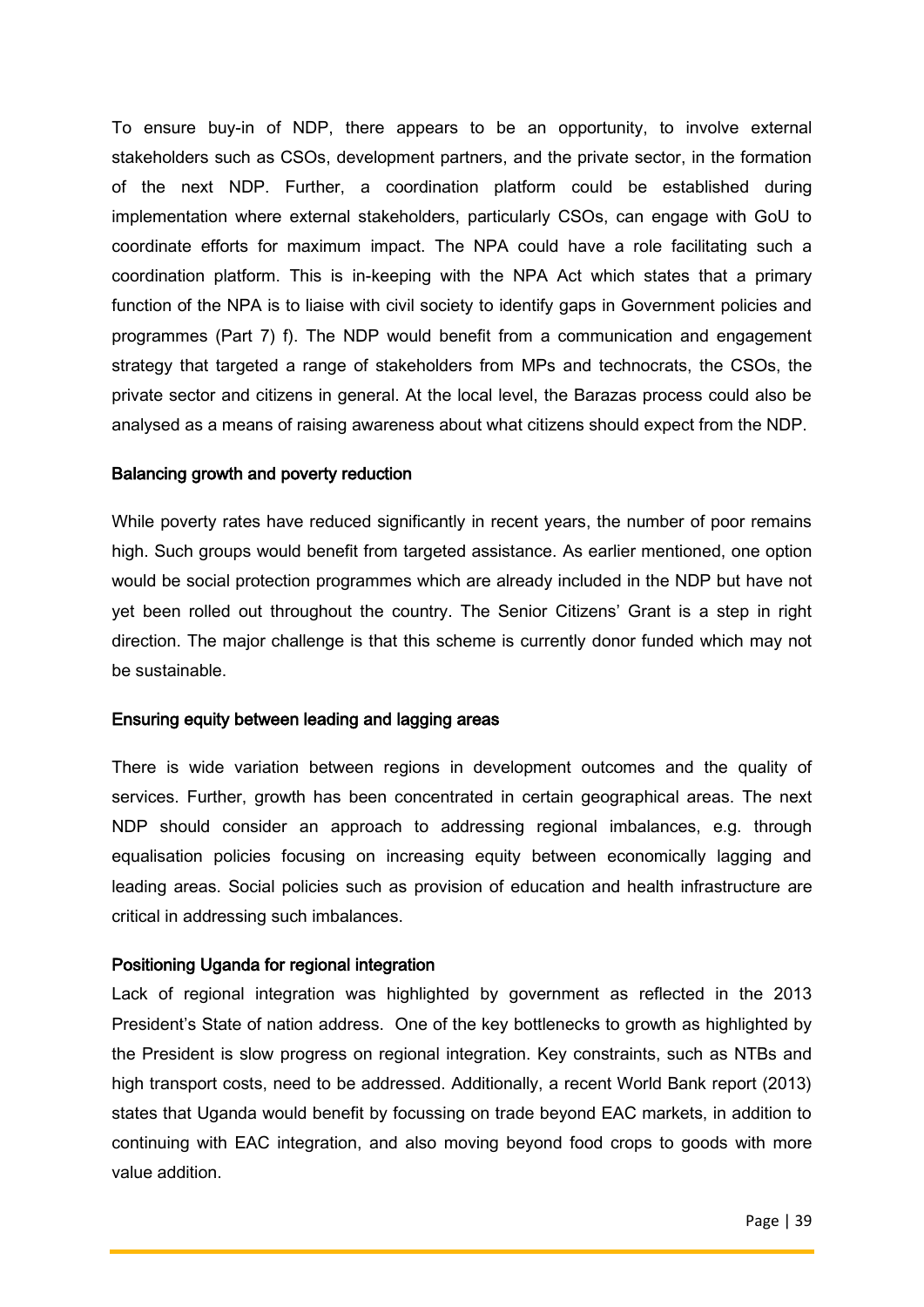To ensure buy-in of NDP, there appears to be an opportunity, to involve external stakeholders such as CSOs, development partners, and the private sector, in the formation of the next NDP. Further, a coordination platform could be established during implementation where external stakeholders, particularly CSOs, can engage with GoU to coordinate efforts for maximum impact. The NPA could have a role facilitating such a coordination platform. This is in-keeping with the NPA Act which states that a primary function of the NPA is to liaise with civil society to identify gaps in Government policies and programmes (Part 7) f). The NDP would benefit from a communication and engagement strategy that targeted a range of stakeholders from MPs and technocrats, the CSOs, the private sector and citizens in general. At the local level, the Barazas process could also be analysed as a means of raising awareness about what citizens should expect from the NDP.

**Balancing growth and poverty reduction**

While poverty rates have reduced significantly in recent years, the number of poor remains high. Such groups would benefit from targeted assistance. As earlier mentioned, one option would be social protection programmes which are already included in the NDP but have not yet been rolled out throughout the country. The Senior Citizens' Grant is a step in right direction. The major challenge is that this scheme is currently donor funded which may not be sustainable.

**Ensuring equity between leading and lagging areas**

There is wide variation between regions in development outcomes and the quality of services. Further, growth has been concentrated in certain geographical areas. The next NDP should consider an approach to addressing regional imbalances, e.g. through equalisation policies focusing on increasing equity between economically lagging and leading areas. Social policies such as provision of education and health infrastructure are critical in addressing such imbalances.

**Positioning Uganda for regional integration**

Lack of regional integration was highlighted by government as reflected in the 2013 President's State of nation address. One of the key bottlenecks to growth as highlighted by the President is slow progress on regional integration. Key constraints, such as NTBs and high transport costs, need to be addressed. Additionally, a recent World Bank report (2013) states that Uganda would benefit by focussing on trade beyond EAC markets, in addition to continuing with EAC integration, and also moving beyond food crops to goods with more value addition.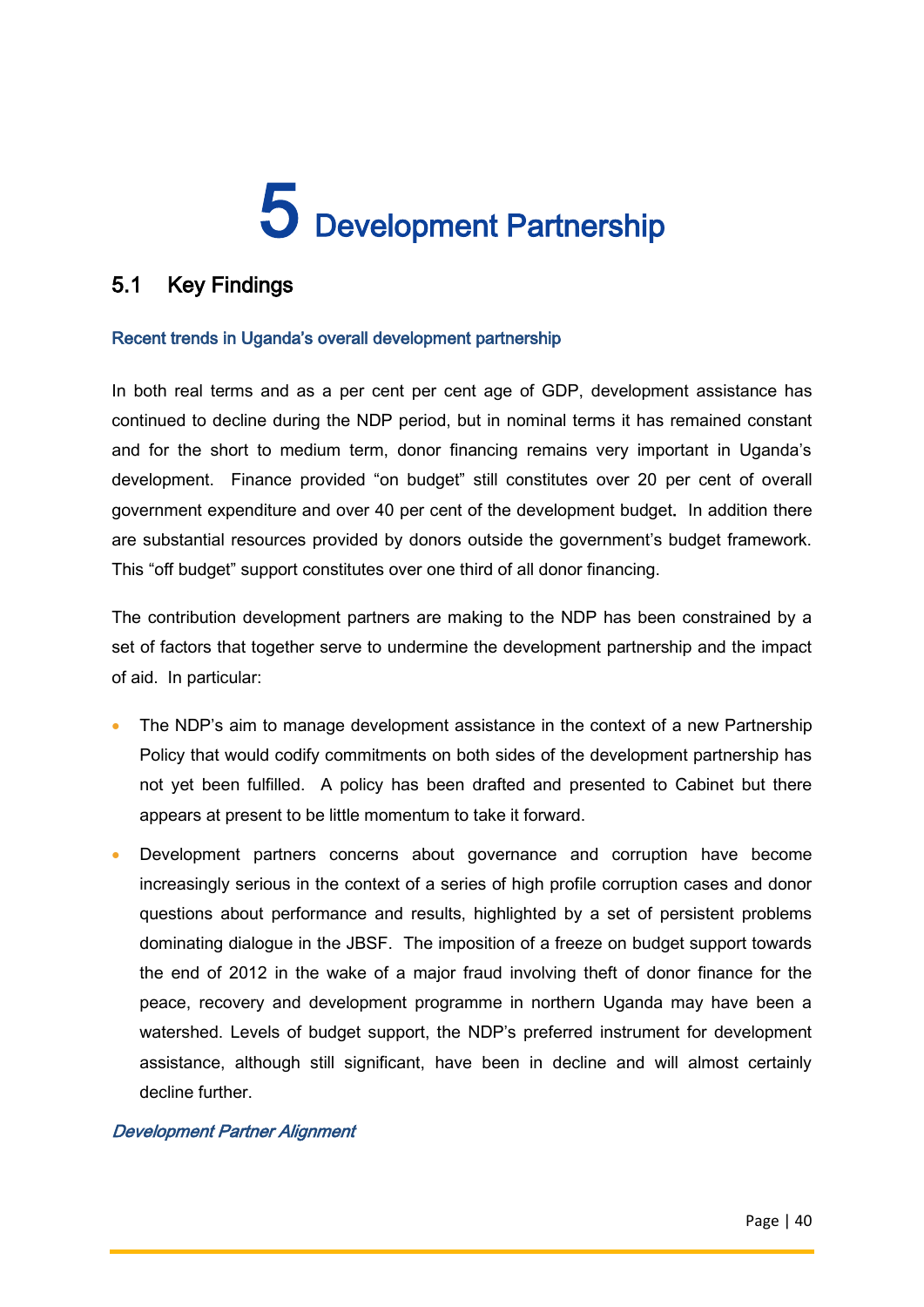# 5 Development Partnership

## 5.1 Key Findings

### Recent trends in Uganda's overall development partnership

In both real terms and as a per cent per cent age of GDP, development assistance has continued to decline during the NDP period, but in nominal terms it has remained constant and for the short to medium term, donor financing remains very important in Uganda's development. Finance provided "on budget" still constitutes over 20 per cent of overall government expenditure and over 40 per cent of the development budget. In addition there are substantial resources provided by donors outside the government's budget framework. This "off budget" support constitutes over one third of all donor financing.

The contribution development partners are making to the NDP has been constrained by a set of factors that together serve to undermine the development partnership and the impact of aid. In particular:

- The NDP's aim to manage development assistance in the context of a new Partnership Policy that would codify commitments on both sides of the development partnership has not yet been fulfilled. A policy has been drafted and presented to Cabinet but there appears at present to be little momentum to take it forward.
- Development partners concerns about governance and corruption have become increasingly serious in the context of a series of high profile corruption cases and donor questions about performance and results, highlighted by a set of persistent problems dominating dialogue in the JBSF. The imposition of a freeze on budget support towards the end of 2012 in the wake of a major fraud involving theft of donor finance for the peace, recovery and development programme in northern Uganda may have been a watershed. Levels of budget support, the NDP's preferred instrument for development assistance, although still significant, have been in decline and will almost certainly decline further.

### *Development Partner Alignment*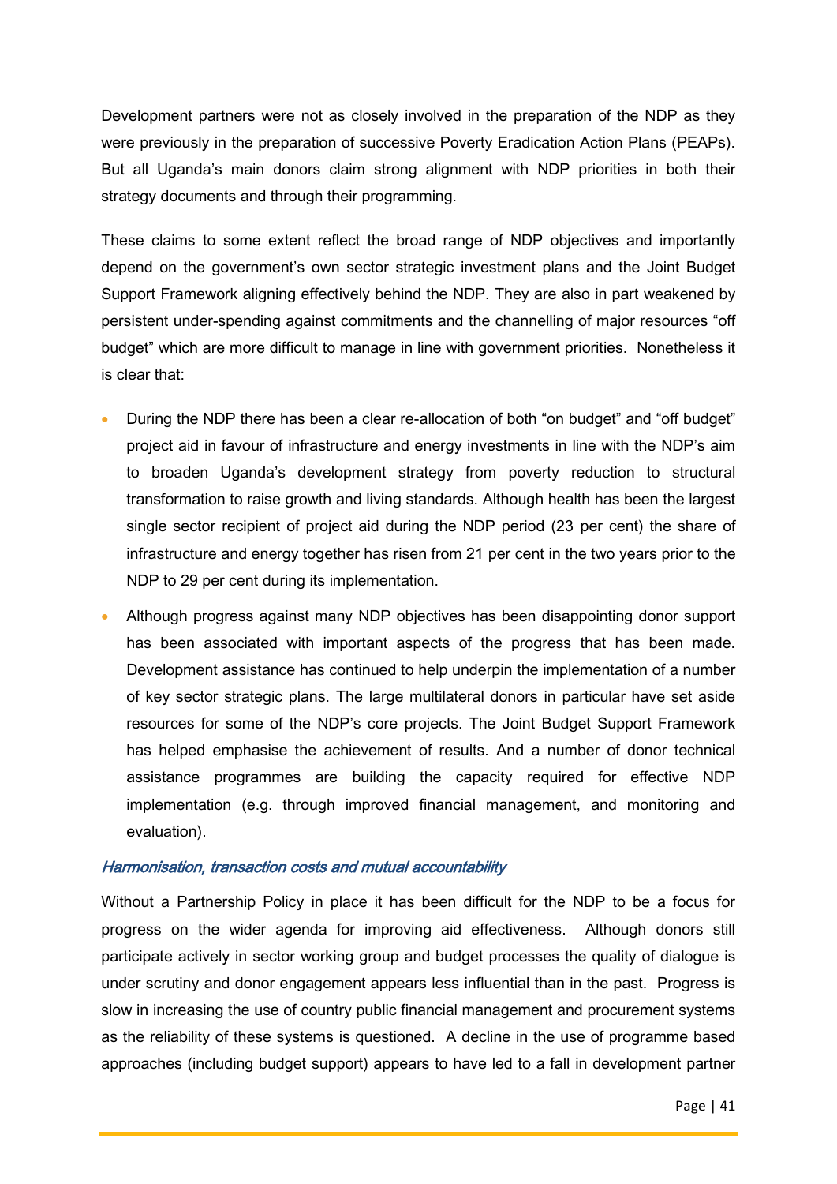Development partners were not as closely involved in the preparation of the NDP as they were previously in the preparation of successive Poverty Eradication Action Plans (PEAPs). But all Uganda's main donors claim strong alignment with NDP priorities in both their strategy documents and through their programming.

These claims to some extent reflect the broad range of NDP objectives and importantly depend on the government's own sector strategic investment plans and the Joint Budget Support Framework aligning effectively behind the NDP. They are also in part weakened by persistent under-spending against commitments and the channelling of major resources "off budget" which are more difficult to manage in line with government priorities. Nonetheless it is clear that:

- During the NDP there has been a clear re-allocation of both "on budget" and "off budget" project aid in favour of infrastructure and energy investments in line with the NDP's aim to broaden Uganda's development strategy from poverty reduction to structural transformation to raise growth and living standards. Although health has been the largest single sector recipient of project aid during the NDP period (23 per cent) the share of infrastructure and energy together has risen from 21 per cent in the two years prior to the NDP to 29 per cent during its implementation.
- Although progress against many NDP objectives has been disappointing donor support has been associated with important aspects of the progress that has been made. Development assistance has continued to help underpin the implementation of a number of key sector strategic plans. The large multilateral donors in particular have set aside resources for some of the NDP's core projects. The Joint Budget Support Framework has helped emphasise the achievement of results. And a number of donor technical assistance programmes are building the capacity required for effective NDP implementation (e.g. through improved financial management, and monitoring and evaluation).

### *Harmonisation, transaction costs and mutual accountability*

Without a Partnership Policy in place it has been difficult for the NDP to be a focus for progress on the wider agenda for improving aid effectiveness. Although donors still participate actively in sector working group and budget processes the quality of dialogue is under scrutiny and donor engagement appears less influential than in the past. Progress is slow in increasing the use of country public financial management and procurement systems as the reliability of these systems is questioned. A decline in the use of programme based approaches (including budget support) appears to have led to a fall in development partner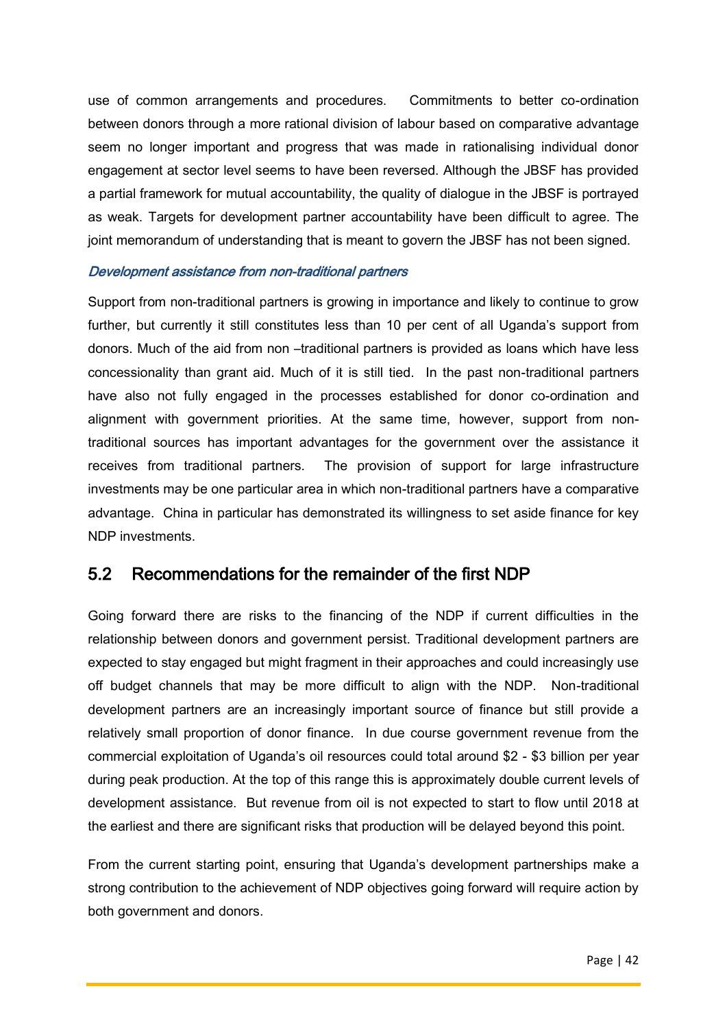use of common arrangements and procedures. Commitments to better co-ordination between donors through a more rational division of labour based on comparative advantage seem no longer important and progress that was made in rationalising individual donor engagement at sector level seems to have been reversed. Although the JBSF has provided a partial framework for mutual accountability, the quality of dialogue in the JBSF is portrayed as weak. Targets for development partner accountability have been difficult to agree. The joint memorandum of understanding that is meant to govern the JBSF has not been signed.

*Development assistance from non-traditional partners*

Support from non-traditional partners is growing in importance and likely to continue to grow further, but currently it still constitutes less than 10 per cent of all Uganda's support from donors. Much of the aid from non –traditional partners is provided as loans which have less concessionality than grant aid. Much of it is still tied. In the past non-traditional partners have also not fully engaged in the processes established for donor co-ordination and alignment with government priorities. At the same time, however, support from non-traditional sources has important advantages for the government over the assistance it receives from traditional partners. The provision of support for large infrastructure investments may be one particular area in which non-traditional partners have a comparative advantage. China in particular has demonstrated its willingness to set aside finance for key NDP investments.

## 5.2 Recommendations for the remainder of the first NDP

Going forward there are risks to the financing of the NDP if current difficulties in the relationship between donors and government persist. Traditional development partners are expected to stay engaged but might fragment in their approaches and could increasingly use off budget channels that may be more difficult to align with the NDP. Non-traditional development partners are an increasingly important source of finance but still provide a relatively small proportion of donor finance. In due course government revenue from the commercial exploitation of Uganda's oil resources could total around $2 - $3 billion per year during peak production. At the top of this range this is approximately double current levels of development assistance. But revenue from oil is not expected to start to flow until 2018 at the earliest and there are significant risks that production will be delayed beyond this point.

From the current starting point, ensuring that Uganda's development partnerships make a strong contribution to the achievement of NDP objectives going forward will require action by both government and donors.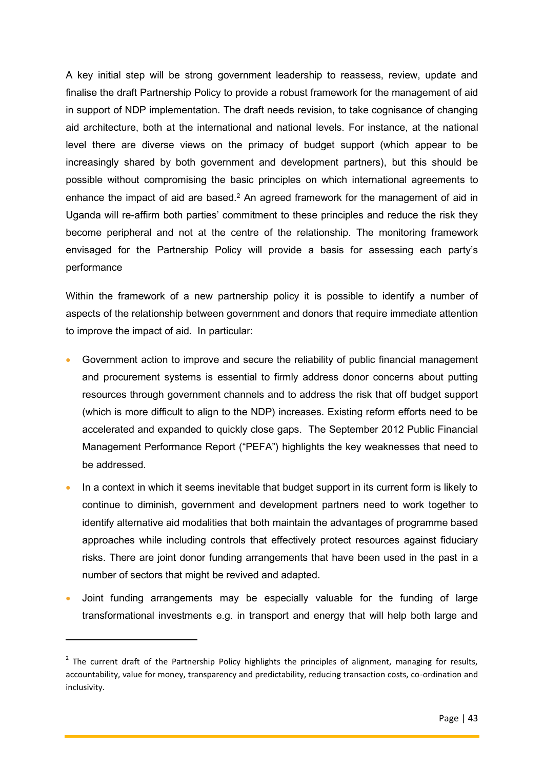A key initial step will be strong government leadership to reassess, review, update and finalise the draft Partnership Policy to provide a robust framework for the management of aid in support of NDP implementation. The draft needs revision, to take cognisance of changing aid architecture, both at the international and national levels. For instance, at the national level there are diverse views on the primacy of budget support (which appear to be increasingly shared by both government and development partners), but this should be possible without compromising the basic principles on which international agreements to enhance the impact of aid are based.[2] An agreed framework for the management of aid in Uganda will re-affirm both parties' commitment to these principles and reduce the risk they become peripheral and not at the centre of the relationship. The monitoring framework envisaged for the Partnership Policy will provide a basis for assessing each party's performance

Within the framework of a new partnership policy it is possible to identify a number of aspects of the relationship between government and donors that require immediate attention to improve the impact of aid. In particular:

- Government action to improve and secure the reliability of public financial management and procurement systems is essential to firmly address donor concerns about putting resources through government channels and to address the risk that off budget support (which is more difficult to align to the NDP) increases. Existing reform efforts need to be accelerated and expanded to quickly close gaps. The September 2012 Public Financial Management Performance Report ("PEFA") highlights the key weaknesses that need to be addressed.
- In a context in which it seems inevitable that budget support in its current form is likely to continue to diminish, government and development partners need to work together to identify alternative aid modalities that both maintain the advantages of programme based approaches while including controls that effectively protect resources against fiduciary risks. There are joint donor funding arrangements that have been used in the past in a number of sectors that might be revived and adapted.
- Joint funding arrangements may be especially valuable for the funding of large transformational investments e.g. in transport and energy that will help both large and

[2] The current draft of the Partnership Policy highlights the principles of alignment, managing for results, accountability, value for money, transparency and predictability, reducing transaction costs, co-ordination and inclusivity.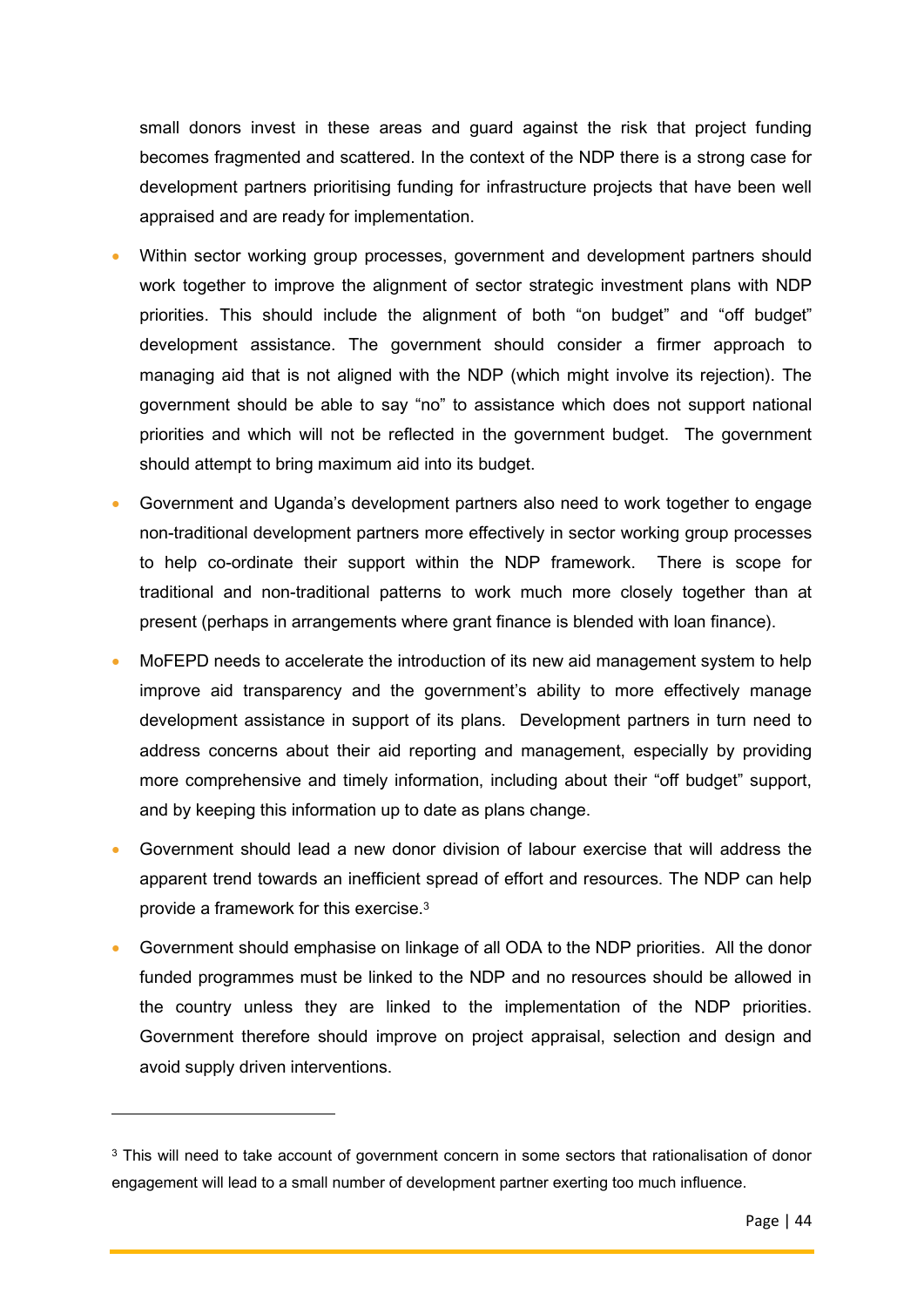small donors invest in these areas and guard against the risk that project funding becomes fragmented and scattered. In the context of the NDP there is a strong case for development partners prioritising funding for infrastructure projects that have been well appraised and are ready for implementation.

- Within sector working group processes, government and development partners should work together to improve the alignment of sector strategic investment plans with NDP priorities. This should include the alignment of both "on budget" and "off budget" development assistance. The government should consider a firmer approach to managing aid that is not aligned with the NDP (which might involve its rejection). The government should be able to say "no" to assistance which does not support national priorities and which will not be reflected in the government budget. The government should attempt to bring maximum aid into its budget.
- Government and Uganda's development partners also need to work together to engage non-traditional development partners more effectively in sector working group processes to help co-ordinate their support within the NDP framework. There is scope for traditional and non-traditional patterns to work much more closely together than at present (perhaps in arrangements where grant finance is blended with loan finance).
- MoFEPD needs to accelerate the introduction of its new aid management system to help improve aid transparency and the government's ability to more effectively manage development assistance in support of its plans. Development partners in turn need to address concerns about their aid reporting and management, especially by providing more comprehensive and timely information, including about their "off budget" support, and by keeping this information up to date as plans change.
- Government should lead a new donor division of labour exercise that will address the apparent trend towards an inefficient spread of effort and resources. The NDP can help provide a framework for this exercise.[3]
- Government should emphasise on linkage of all ODA to the NDP priorities. All the donor funded programmes must be linked to the NDP and no resources should be allowed in the country unless they are linked to the implementation of the NDP priorities. Government therefore should improve on project appraisal, selection and design and avoid supply driven interventions.

---

[3] This will need to take account of government concern in some sectors that rationalisation of donor engagement will lead to a small number of development partner exerting too much influence.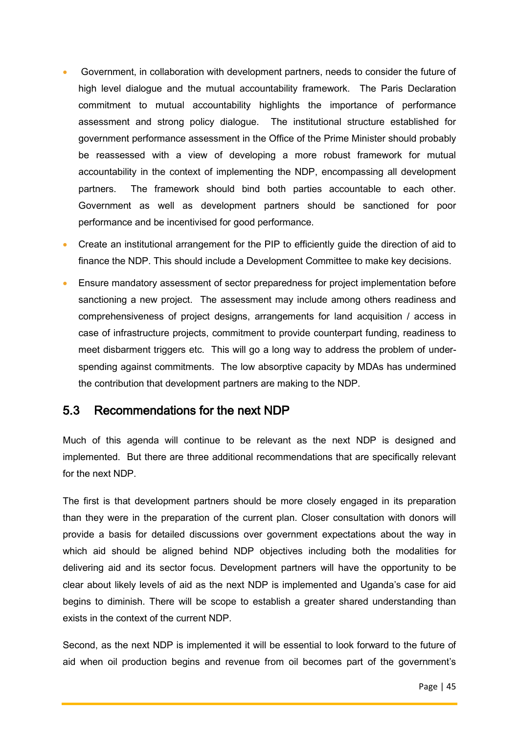- Government, in collaboration with development partners, needs to consider the future of high level dialogue and the mutual accountability framework. The Paris Declaration commitment to mutual accountability highlights the importance of performance assessment and strong policy dialogue. The institutional structure established for government performance assessment in the Office of the Prime Minister should probably be reassessed with a view of developing a more robust framework for mutual accountability in the context of implementing the NDP, encompassing all development partners. The framework should bind both parties accountable to each other. Government as well as development partners should be sanctioned for poor performance and be incentivised for good performance.
- Create an institutional arrangement for the PIP to efficiently guide the direction of aid to finance the NDP. This should include a Development Committee to make key decisions.
- Ensure mandatory assessment of sector preparedness for project implementation before sanctioning a new project. The assessment may include among others readiness and comprehensiveness of project designs, arrangements for land acquisition / access in case of infrastructure projects, commitment to provide counterpart funding, readiness to meet disbarment triggers etc. This will go a long way to address the problem of under-spending against commitments. The low absorptive capacity by MDAs has undermined the contribution that development partners are making to the NDP.

## 5.3 Recommendations for the next NDP

Much of this agenda will continue to be relevant as the next NDP is designed and implemented. But there are three additional recommendations that are specifically relevant for the next NDP.

The first is that development partners should be more closely engaged in its preparation than they were in the preparation of the current plan. Closer consultation with donors will provide a basis for detailed discussions over government expectations about the way in which aid should be aligned behind NDP objectives including both the modalities for delivering aid and its sector focus. Development partners will have the opportunity to be clear about likely levels of aid as the next NDP is implemented and Uganda's case for aid begins to diminish. There will be scope to establish a greater shared understanding than exists in the context of the current NDP.

Second, as the next NDP is implemented it will be essential to look forward to the future of aid when oil production begins and revenue from oil becomes part of the government's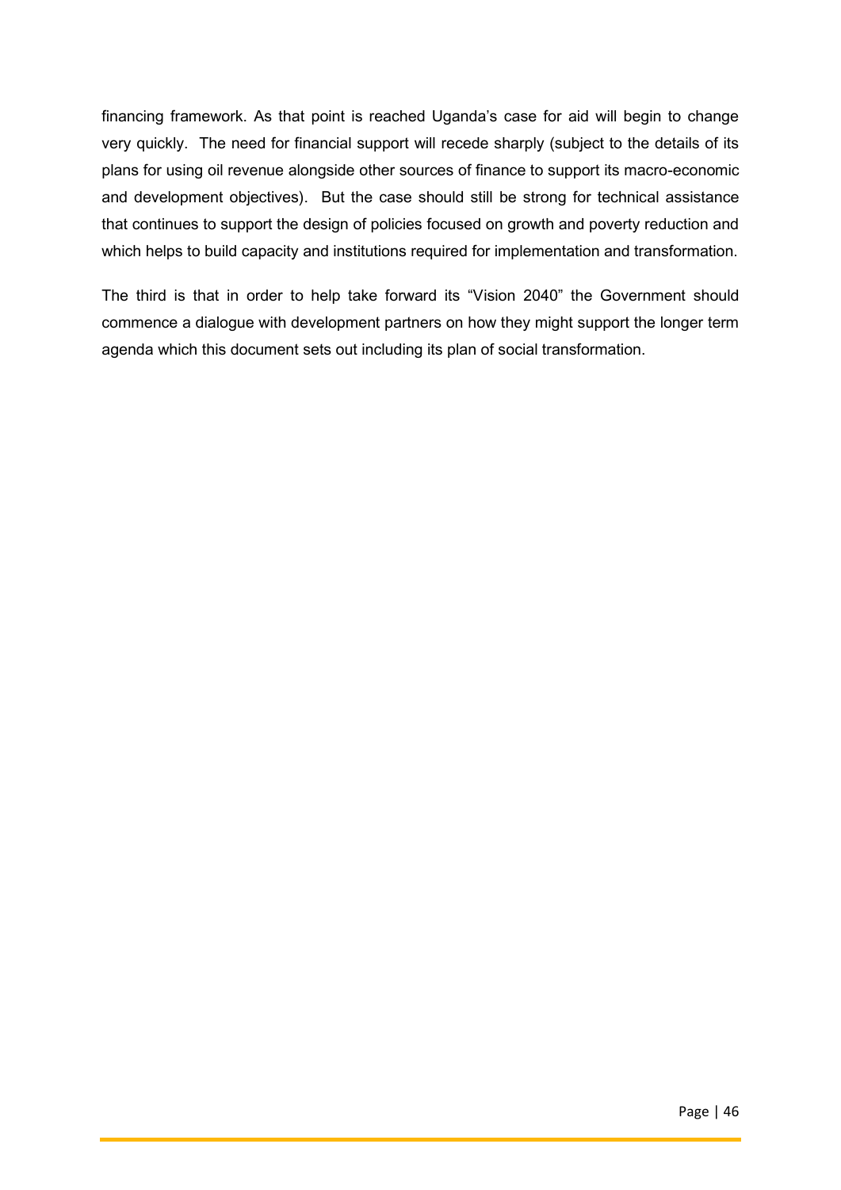financing framework. As that point is reached Uganda's case for aid will begin to change very quickly. The need for financial support will recede sharply (subject to the details of its plans for using oil revenue alongside other sources of finance to support its macro-economic and development objectives). But the case should still be strong for technical assistance that continues to support the design of policies focused on growth and poverty reduction and which helps to build capacity and institutions required for implementation and transformation.

The third is that in order to help take forward its "Vision 2040" the Government should commence a dialogue with development partners on how they might support the longer term agenda which this document sets out including its plan of social transformation.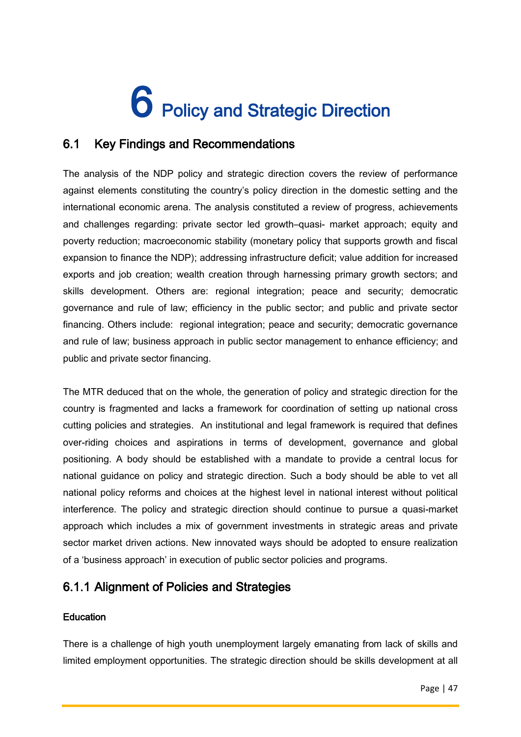# 6 Policy and Strategic Direction

## 6.1 Key Findings and Recommendations

The analysis of the NDP policy and strategic direction covers the review of performance against elements constituting the country's policy direction in the domestic setting and the international economic arena. The analysis constituted a review of progress, achievements and challenges regarding: private sector led growth–quasi- market approach; equity and poverty reduction; macroeconomic stability (monetary policy that supports growth and fiscal expansion to finance the NDP); addressing infrastructure deficit; value addition for increased exports and job creation; wealth creation through harnessing primary growth sectors; and skills development. Others are: regional integration; peace and security; democratic governance and rule of law; efficiency in the public sector; and public and private sector financing. Others include: regional integration; peace and security; democratic governance and rule of law; business approach in public sector management to enhance efficiency; and public and private sector financing.

The MTR deduced that on the whole, the generation of policy and strategic direction for the country is fragmented and lacks a framework for coordination of setting up national cross cutting policies and strategies. An institutional and legal framework is required that defines over-riding choices and aspirations in terms of development, governance and global positioning. A body should be established with a mandate to provide a central locus for national guidance on policy and strategic direction. Such a body should be able to vet all national policy reforms and choices at the highest level in national interest without political interference. The policy and strategic direction should continue to pursue a quasi-market approach which includes a mix of government investments in strategic areas and private sector market driven actions. New innovated ways should be adopted to ensure realization of a 'business approach' in execution of public sector policies and programs.

### 6.1.1 Alignment of Policies and Strategies

**Education**

There is a challenge of high youth unemployment largely emanating from lack of skills and limited employment opportunities. The strategic direction should be skills development at all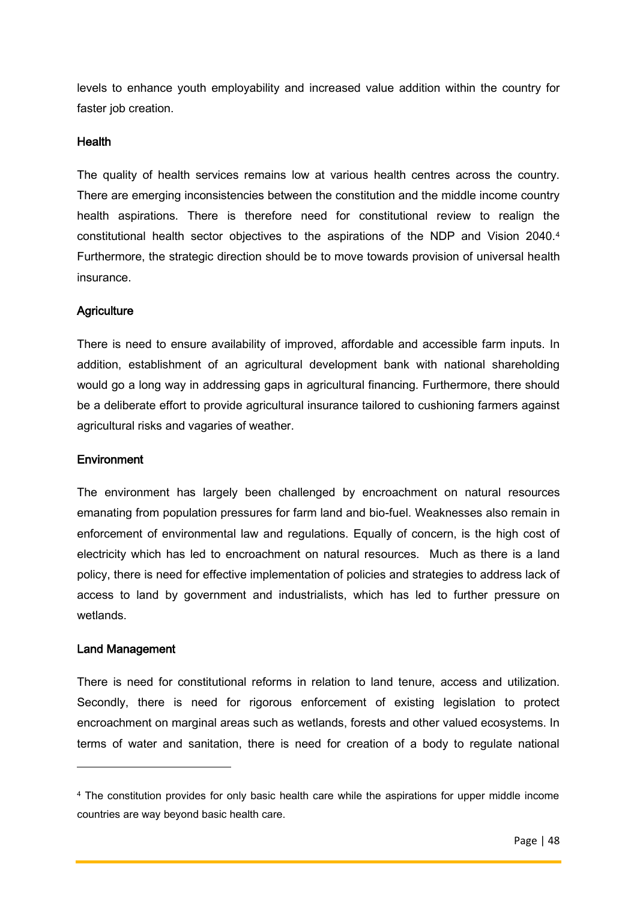levels to enhance youth employability and increased value addition within the country for faster job creation.

**Health**

The quality of health services remains low at various health centres across the country. There are emerging inconsistencies between the constitution and the middle income country health aspirations. There is therefore need for constitutional review to realign the constitutional health sector objectives to the aspirations of the NDP and Vision 2040.[4] Furthermore, the strategic direction should be to move towards provision of universal health insurance.

**Agriculture**

There is need to ensure availability of improved, affordable and accessible farm inputs. In addition, establishment of an agricultural development bank with national shareholding would go a long way in addressing gaps in agricultural financing. Furthermore, there should be a deliberate effort to provide agricultural insurance tailored to cushioning farmers against agricultural risks and vagaries of weather.

**Environment**

The environment has largely been challenged by encroachment on natural resources emanating from population pressures for farm land and bio-fuel. Weaknesses also remain in enforcement of environmental law and regulations. Equally of concern, is the high cost of electricity which has led to encroachment on natural resources. Much as there is a land policy, there is need for effective implementation of policies and strategies to address lack of access to land by government and industrialists, which has led to further pressure on wetlands.

**Land Management**

There is need for constitutional reforms in relation to land tenure, access and utilization. Secondly, there is need for rigorous enforcement of existing legislation to protect encroachment on marginal areas such as wetlands, forests and other valued ecosystems. In terms of water and sanitation, there is need for creation of a body to regulate national

---

[4] The constitution provides for only basic health care while the aspirations for upper middle income countries are way beyond basic health care.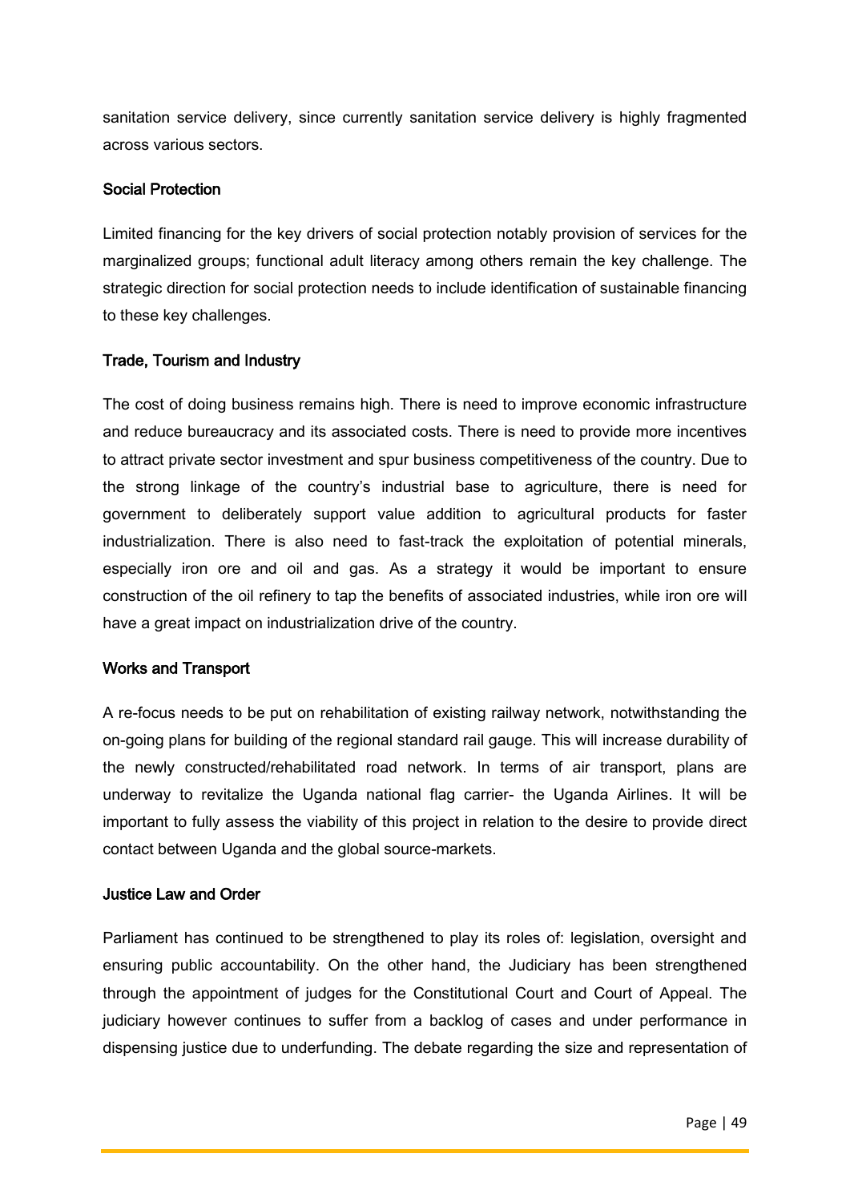sanitation service delivery, since currently sanitation service delivery is highly fragmented across various sectors.

### Social Protection

Limited financing for the key drivers of social protection notably provision of services for the marginalized groups; functional adult literacy among others remain the key challenge. The strategic direction for social protection needs to include identification of sustainable financing to these key challenges.

### Trade, Tourism and Industry

The cost of doing business remains high. There is need to improve economic infrastructure and reduce bureaucracy and its associated costs. There is need to provide more incentives to attract private sector investment and spur business competitiveness of the country. Due to the strong linkage of the country's industrial base to agriculture, there is need for government to deliberately support value addition to agricultural products for faster industrialization. There is also need to fast-track the exploitation of potential minerals, especially iron ore and oil and gas. As a strategy it would be important to ensure construction of the oil refinery to tap the benefits of associated industries, while iron ore will have a great impact on industrialization drive of the country.

### Works and Transport

A re-focus needs to be put on rehabilitation of existing railway network, notwithstanding the on-going plans for building of the regional standard rail gauge. This will increase durability of the newly constructed/rehabilitated road network. In terms of air transport, plans are underway to revitalize the Uganda national flag carrier- the Uganda Airlines. It will be important to fully assess the viability of this project in relation to the desire to provide direct contact between Uganda and the global source-markets.

### Justice Law and Order

Parliament has continued to be strengthened to play its roles of: legislation, oversight and ensuring public accountability. On the other hand, the Judiciary has been strengthened through the appointment of judges for the Constitutional Court and Court of Appeal. The judiciary however continues to suffer from a backlog of cases and under performance in dispensing justice due to underfunding. The debate regarding the size and representation of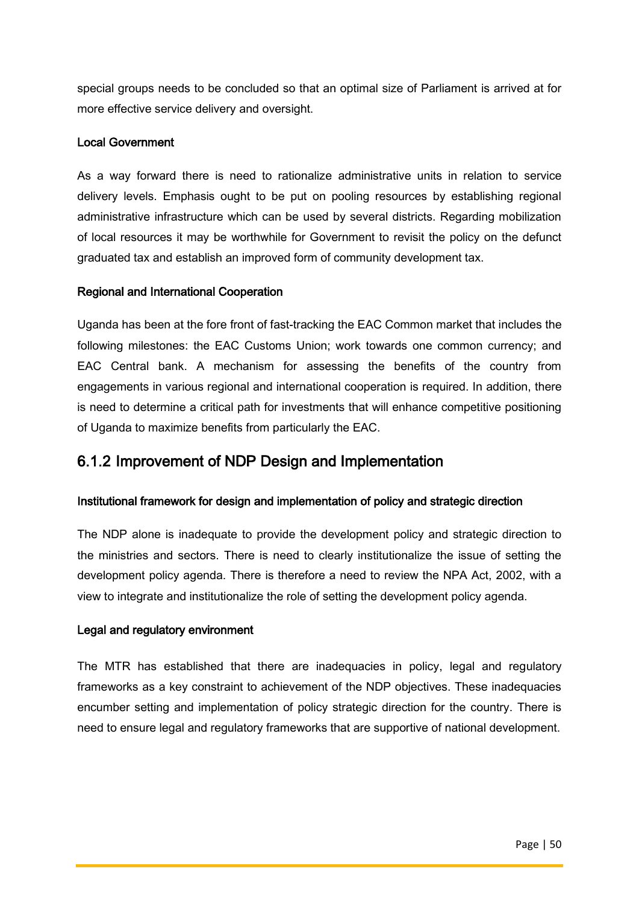special groups needs to be concluded so that an optimal size of Parliament is arrived at for more effective service delivery and oversight.

**Local Government**

As a way forward there is need to rationalize administrative units in relation to service delivery levels. Emphasis ought to be put on pooling resources by establishing regional administrative infrastructure which can be used by several districts. Regarding mobilization of local resources it may be worthwhile for Government to revisit the policy on the defunct graduated tax and establish an improved form of community development tax.

**Regional and International Cooperation**

Uganda has been at the fore front of fast-tracking the EAC Common market that includes the following milestones: the EAC Customs Union; work towards one common currency; and EAC Central bank. A mechanism for assessing the benefits of the country from engagements in various regional and international cooperation is required. In addition, there is need to determine a critical path for investments that will enhance competitive positioning of Uganda to maximize benefits from particularly the EAC.

## 6.1.2 Improvement of NDP Design and Implementation

**Institutional framework for design and implementation of policy and strategic direction**

The NDP alone is inadequate to provide the development policy and strategic direction to the ministries and sectors. There is need to clearly institutionalize the issue of setting the development policy agenda. There is therefore a need to review the NPA Act, 2002, with a view to integrate and institutionalize the role of setting the development policy agenda.

**Legal and regulatory environment**

The MTR has established that there are inadequacies in policy, legal and regulatory frameworks as a key constraint to achievement of the NDP objectives. These inadequacies encumber setting and implementation of policy strategic direction for the country. There is need to ensure legal and regulatory frameworks that are supportive of national development.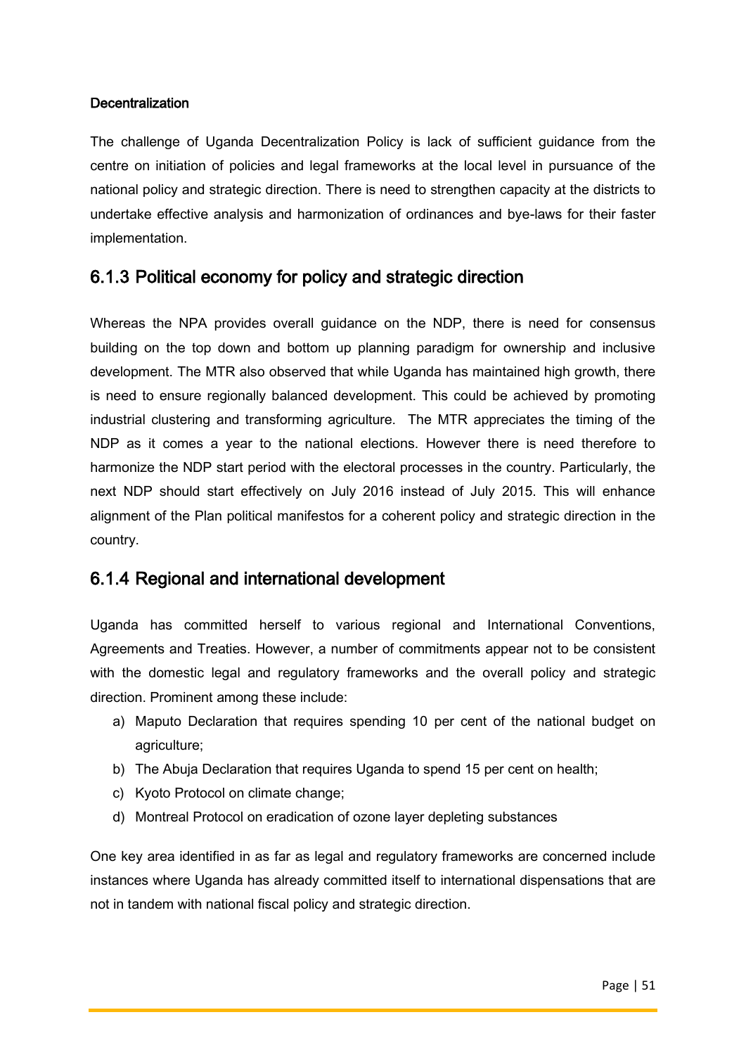**Decentralization**

The challenge of Uganda Decentralization Policy is lack of sufficient guidance from the centre on initiation of policies and legal frameworks at the local level in pursuance of the national policy and strategic direction. There is need to strengthen capacity at the districts to undertake effective analysis and harmonization of ordinances and bye-laws for their faster implementation.

### 6.1.3 Political economy for policy and strategic direction

Whereas the NPA provides overall guidance on the NDP, there is need for consensus building on the top down and bottom up planning paradigm for ownership and inclusive development. The MTR also observed that while Uganda has maintained high growth, there is need to ensure regionally balanced development. This could be achieved by promoting industrial clustering and transforming agriculture. The MTR appreciates the timing of the NDP as it comes a year to the national elections. However there is need therefore to harmonize the NDP start period with the electoral processes in the country. Particularly, the next NDP should start effectively on July 2016 instead of July 2015. This will enhance alignment of the Plan political manifestos for a coherent policy and strategic direction in the country.

### 6.1.4 Regional and international development

Uganda has committed herself to various regional and International Conventions, Agreements and Treaties. However, a number of commitments appear not to be consistent with the domestic legal and regulatory frameworks and the overall policy and strategic direction. Prominent among these include:

a) Maputo Declaration that requires spending 10 per cent of the national budget on agriculture;
b) The Abuja Declaration that requires Uganda to spend 15 per cent on health;
c) Kyoto Protocol on climate change;
d) Montreal Protocol on eradication of ozone layer depleting substances

One key area identified in as far as legal and regulatory frameworks are concerned include instances where Uganda has already committed itself to international dispensations that are not in tandem with national fiscal policy and strategic direction.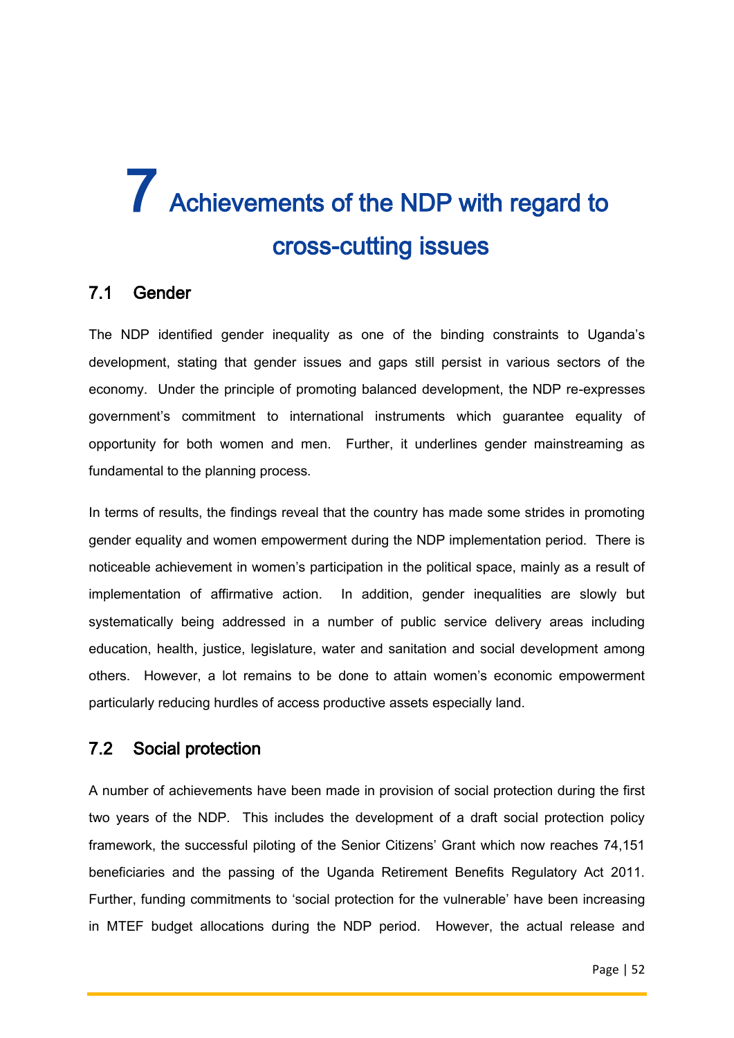# 7 Achievements of the NDP with regard to cross-cutting issues

## 7.1 Gender

The NDP identified gender inequality as one of the binding constraints to Uganda's development, stating that gender issues and gaps still persist in various sectors of the economy. Under the principle of promoting balanced development, the NDP re-expresses government's commitment to international instruments which guarantee equality of opportunity for both women and men. Further, it underlines gender mainstreaming as fundamental to the planning process.

In terms of results, the findings reveal that the country has made some strides in promoting gender equality and women empowerment during the NDP implementation period. There is noticeable achievement in women's participation in the political space, mainly as a result of implementation of affirmative action. In addition, gender inequalities are slowly but systematically being addressed in a number of public service delivery areas including education, health, justice, legislature, water and sanitation and social development among others. However, a lot remains to be done to attain women's economic empowerment particularly reducing hurdles of access productive assets especially land.

## 7.2 Social protection

A number of achievements have been made in provision of social protection during the first two years of the NDP. This includes the development of a draft social protection policy framework, the successful piloting of the Senior Citizens' Grant which now reaches 74,151 beneficiaries and the passing of the Uganda Retirement Benefits Regulatory Act 2011. Further, funding commitments to 'social protection for the vulnerable' have been increasing in MTEF budget allocations during the NDP period. However, the actual release and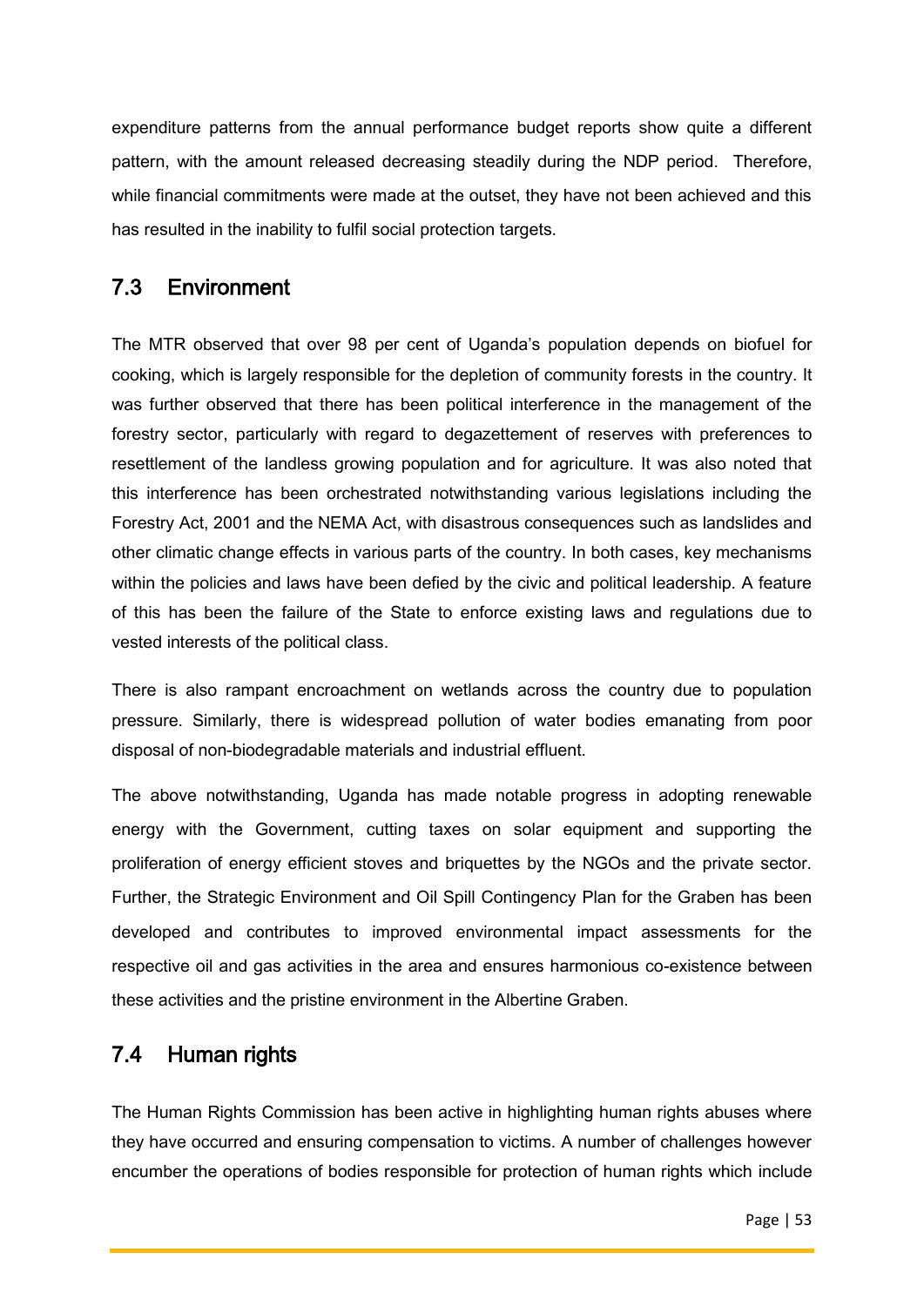expenditure patterns from the annual performance budget reports show quite a different pattern, with the amount released decreasing steadily during the NDP period. Therefore, while financial commitments were made at the outset, they have not been achieved and this has resulted in the inability to fulfil social protection targets.

## 7.3 Environment

The MTR observed that over 98 per cent of Uganda's population depends on biofuel for cooking, which is largely responsible for the depletion of community forests in the country. It was further observed that there has been political interference in the management of the forestry sector, particularly with regard to degazettement of reserves with preferences to resettlement of the landless growing population and for agriculture. It was also noted that this interference has been orchestrated notwithstanding various legislations including the Forestry Act, 2001 and the NEMA Act, with disastrous consequences such as landslides and other climatic change effects in various parts of the country. In both cases, key mechanisms within the policies and laws have been defied by the civic and political leadership. A feature of this has been the failure of the State to enforce existing laws and regulations due to vested interests of the political class.

There is also rampant encroachment on wetlands across the country due to population pressure. Similarly, there is widespread pollution of water bodies emanating from poor disposal of non-biodegradable materials and industrial effluent.

The above notwithstanding, Uganda has made notable progress in adopting renewable energy with the Government, cutting taxes on solar equipment and supporting the proliferation of energy efficient stoves and briquettes by the NGOs and the private sector. Further, the Strategic Environment and Oil Spill Contingency Plan for the Graben has been developed and contributes to improved environmental impact assessments for the respective oil and gas activities in the area and ensures harmonious co-existence between these activities and the pristine environment in the Albertine Graben.

## 7.4 Human rights

The Human Rights Commission has been active in highlighting human rights abuses where they have occurred and ensuring compensation to victims. A number of challenges however encumber the operations of bodies responsible for protection of human rights which include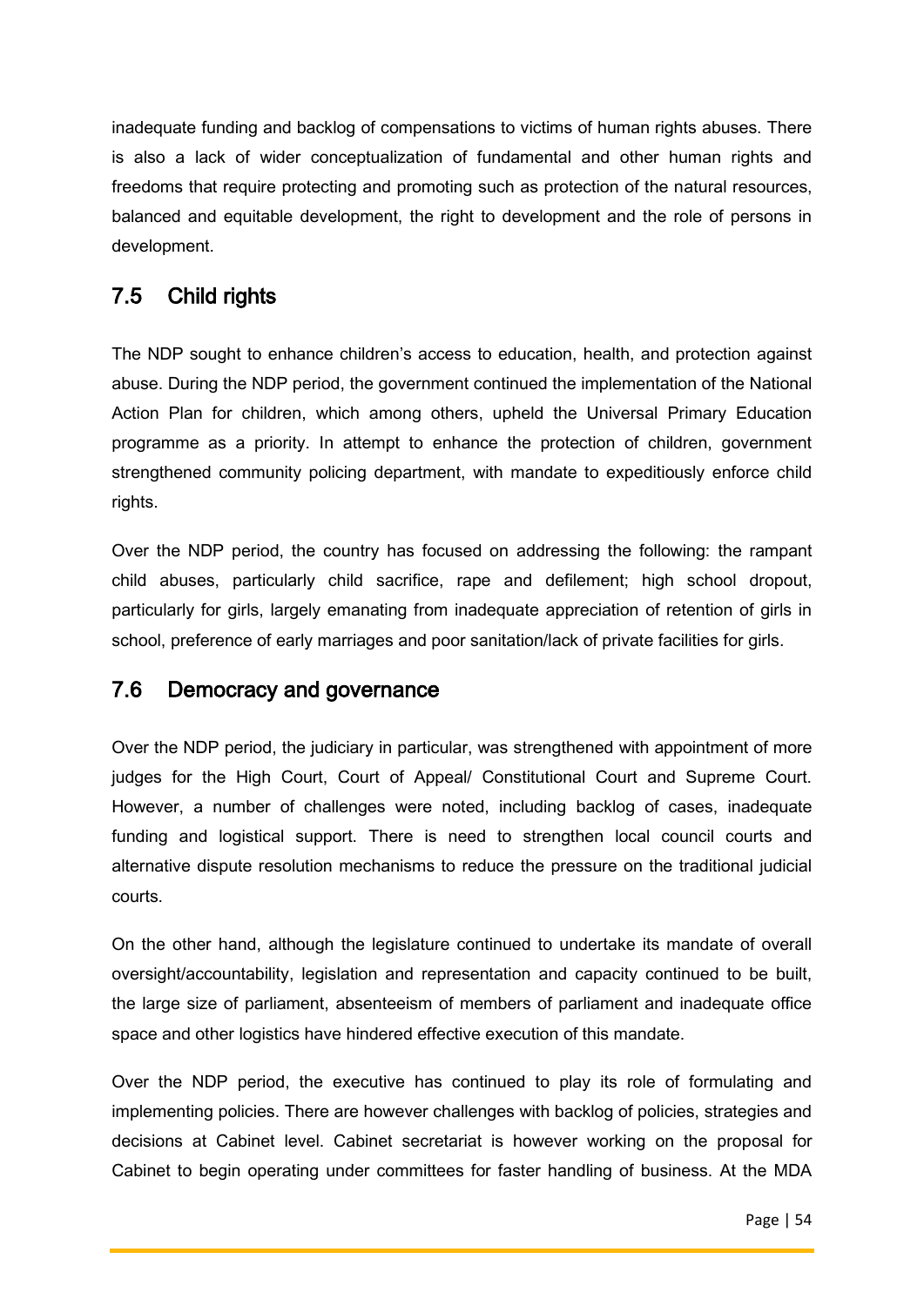inadequate funding and backlog of compensations to victims of human rights abuses. There is also a lack of wider conceptualization of fundamental and other human rights and freedoms that require protecting and promoting such as protection of the natural resources, balanced and equitable development, the right to development and the role of persons in development.

## 7.5 Child rights

The NDP sought to enhance children's access to education, health, and protection against abuse. During the NDP period, the government continued the implementation of the National Action Plan for children, which among others, upheld the Universal Primary Education programme as a priority. In attempt to enhance the protection of children, government strengthened community policing department, with mandate to expeditiously enforce child rights.

Over the NDP period, the country has focused on addressing the following: the rampant child abuses, particularly child sacrifice, rape and defilement; high school dropout, particularly for girls, largely emanating from inadequate appreciation of retention of girls in school, preference of early marriages and poor sanitation/lack of private facilities for girls.

## 7.6 Democracy and governance

Over the NDP period, the judiciary in particular, was strengthened with appointment of more judges for the High Court, Court of Appeal/ Constitutional Court and Supreme Court. However, a number of challenges were noted, including backlog of cases, inadequate funding and logistical support. There is need to strengthen local council courts and alternative dispute resolution mechanisms to reduce the pressure on the traditional judicial courts.

On the other hand, although the legislature continued to undertake its mandate of overall oversight/accountability, legislation and representation and capacity continued to be built, the large size of parliament, absenteeism of members of parliament and inadequate office space and other logistics have hindered effective execution of this mandate.

Over the NDP period, the executive has continued to play its role of formulating and implementing policies. There are however challenges with backlog of policies, strategies and decisions at Cabinet level. Cabinet secretariat is however working on the proposal for Cabinet to begin operating under committees for faster handling of business. At the MDA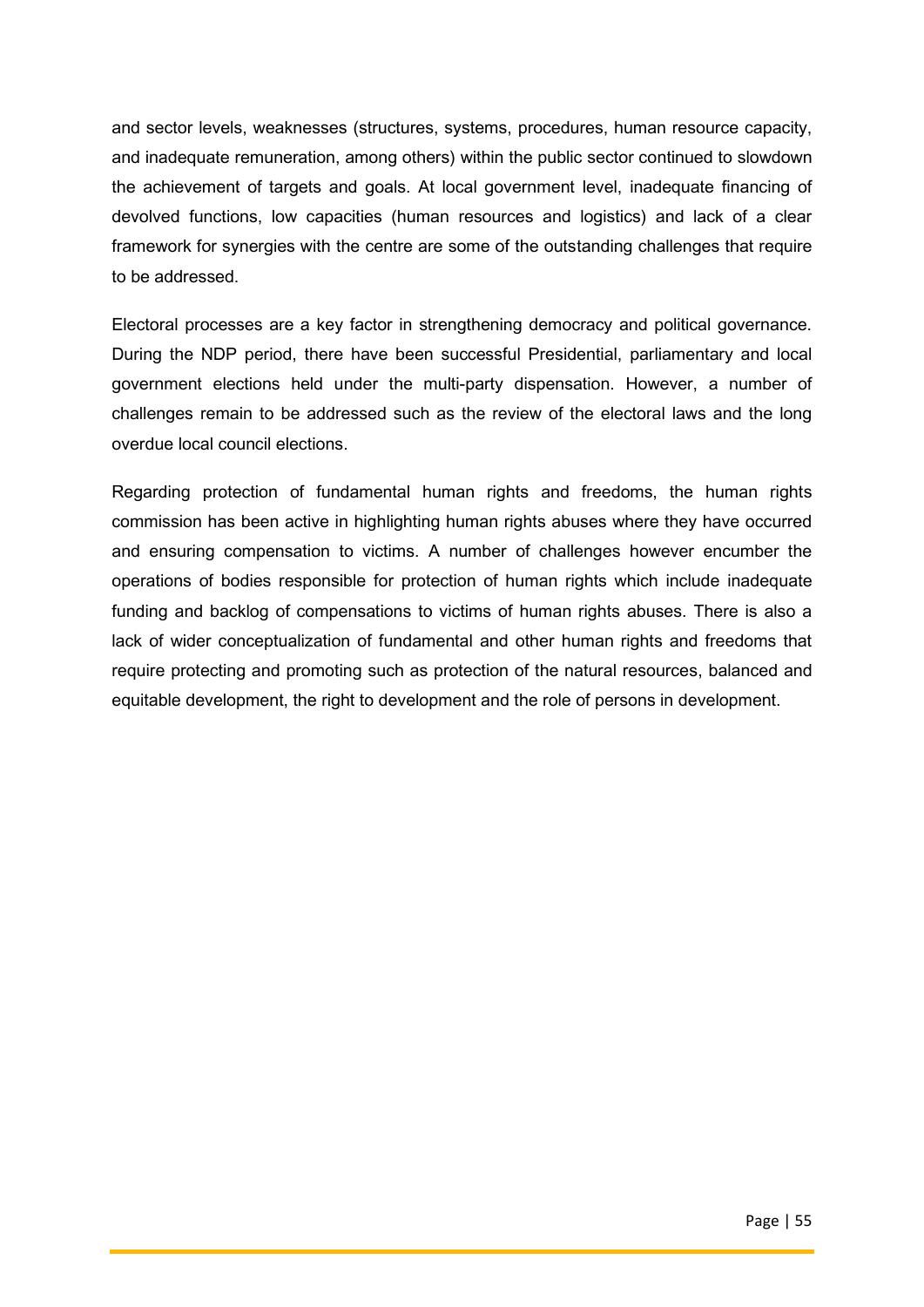and sector levels, weaknesses (structures, systems, procedures, human resource capacity, and inadequate remuneration, among others) within the public sector continued to slowdown the achievement of targets and goals. At local government level, inadequate financing of devolved functions, low capacities (human resources and logistics) and lack of a clear framework for synergies with the centre are some of the outstanding challenges that require to be addressed.

Electoral processes are a key factor in strengthening democracy and political governance. During the NDP period, there have been successful Presidential, parliamentary and local government elections held under the multi-party dispensation. However, a number of challenges remain to be addressed such as the review of the electoral laws and the long overdue local council elections.

Regarding protection of fundamental human rights and freedoms, the human rights commission has been active in highlighting human rights abuses where they have occurred and ensuring compensation to victims. A number of challenges however encumber the operations of bodies responsible for protection of human rights which include inadequate funding and backlog of compensations to victims of human rights abuses. There is also a lack of wider conceptualization of fundamental and other human rights and freedoms that require protecting and promoting such as protection of the natural resources, balanced and equitable development, the right to development and the role of persons in development.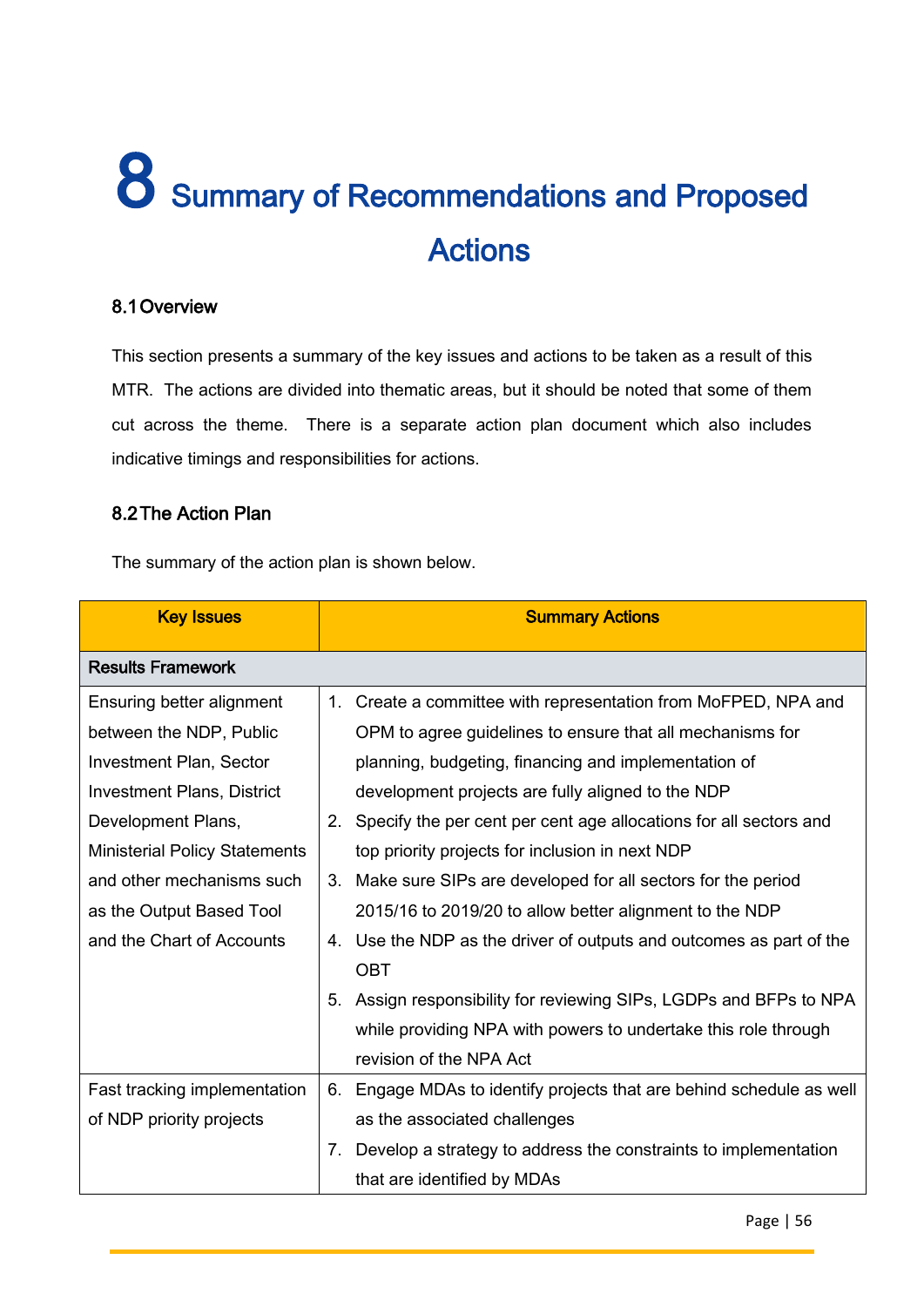# 8 Summary of Recommendations and Proposed Actions

## 8.1 Overview

This section presents a summary of the key issues and actions to be taken as a result of this MTR. The actions are divided into thematic areas, but it should be noted that some of them cut across the theme. There is a separate action plan document which also includes indicative timings and responsibilities for actions.

## 8.2 The Action Plan

The summary of the action plan is shown below.

| Key Issues | Summary Actions |
|---|---|
| **Results Framework** | |
| Ensuring better alignment between the NDP, Public Investment Plan, Sector Investment Plans, District Development Plans, Ministerial Policy Statements and other mechanisms such as the Output Based Tool and the Chart of Accounts | 1. Create a committee with representation from MoFPED, NPA and OPM to agree guidelines to ensure that all mechanisms for planning, budgeting, financing and implementation of development projects are fully aligned to the NDP<br>2. Specify the per cent per cent age allocations for all sectors and top priority projects for inclusion in next NDP<br>3. Make sure SIPs are developed for all sectors for the period 2015/16 to 2019/20 to allow better alignment to the NDP<br>4. Use the NDP as the driver of outputs and outcomes as part of the OBT<br>5. Assign responsibility for reviewing SIPs, LGDPs and BFPs to NPA while providing NPA with powers to undertake this role through revision of the NPA Act |
| Fast tracking implementation of NDP priority projects | 6. Engage MDAs to identify projects that are behind schedule as well as the associated challenges<br>7. Develop a strategy to address the constraints to implementation that are identified by MDAs |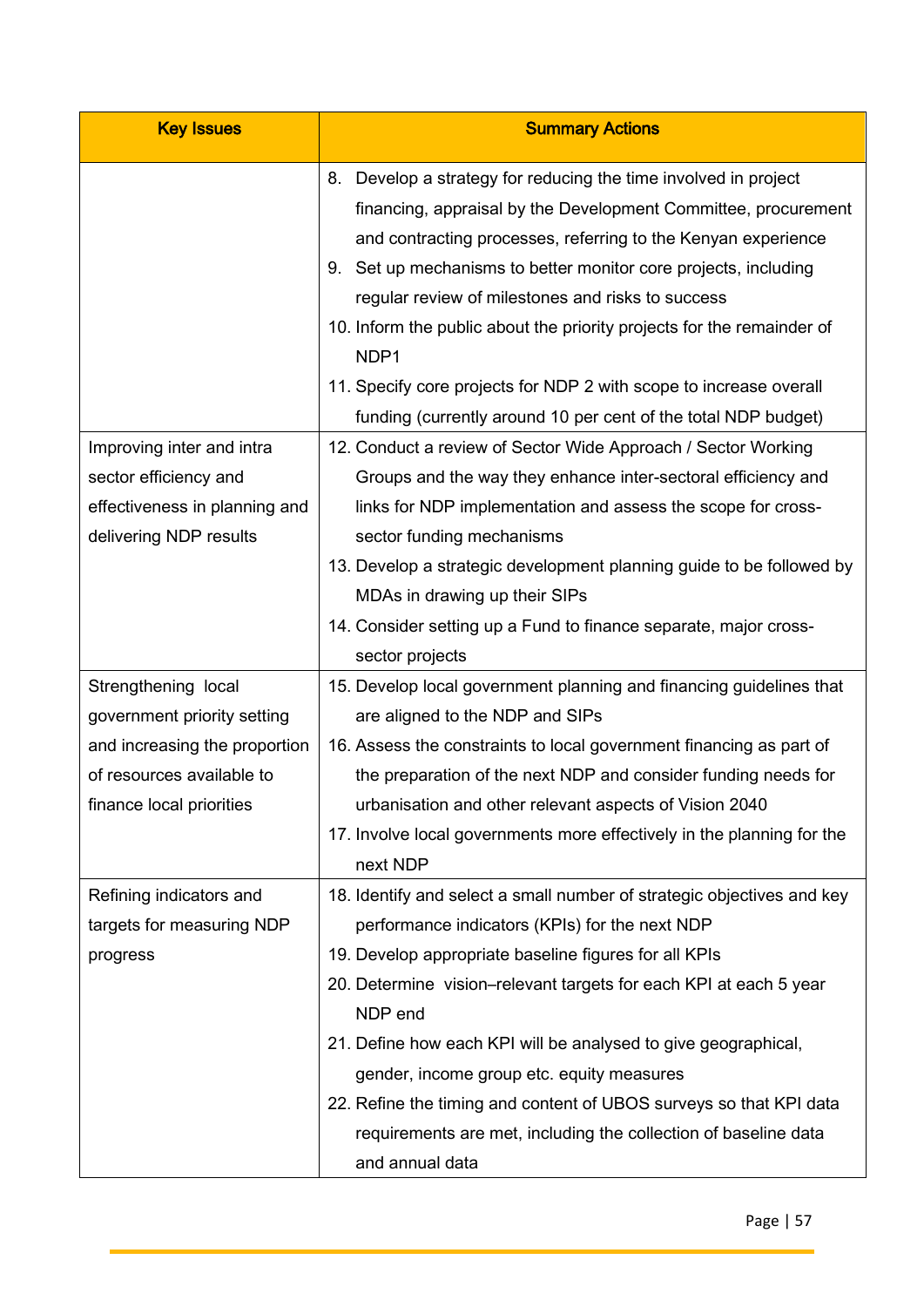| Key Issues | Summary Actions |
|---|---|
| | 8. Develop a strategy for reducing the time involved in project financing, appraisal by the Development Committee, procurement and contracting processes, referring to the Kenyan experience<br>9. Set up mechanisms to better monitor core projects, including regular review of milestones and risks to success<br>10. Inform the public about the priority projects for the remainder of NDP1<br>11. Specify core projects for NDP 2 with scope to increase overall funding (currently around 10 per cent of the total NDP budget) |
| Improving inter and intra sector efficiency and effectiveness in planning and delivering NDP results | 12. Conduct a review of Sector Wide Approach / Sector Working Groups and the way they enhance inter-sectoral efficiency and links for NDP implementation and assess the scope for cross-sector funding mechanisms<br>13. Develop a strategic development planning guide to be followed by MDAs in drawing up their SIPs<br>14. Consider setting up a Fund to finance separate, major cross-sector projects |
| Strengthening local government priority setting and increasing the proportion of resources available to finance local priorities | 15. Develop local government planning and financing guidelines that are aligned to the NDP and SIPs<br>16. Assess the constraints to local government financing as part of the preparation of the next NDP and consider funding needs for urbanisation and other relevant aspects of Vision 2040<br>17. Involve local governments more effectively in the planning for the next NDP |
| Refining indicators and targets for measuring NDP progress | 18. Identify and select a small number of strategic objectives and key performance indicators (KPIs) for the next NDP<br>19. Develop appropriate baseline figures for all KPIs<br>20. Determine vision–relevant targets for each KPI at each 5 year NDP end<br>21. Define how each KPI will be analysed to give geographical, gender, income group etc. equity measures<br>22. Refine the timing and content of UBOS surveys so that KPI data requirements are met, including the collection of baseline data and annual data |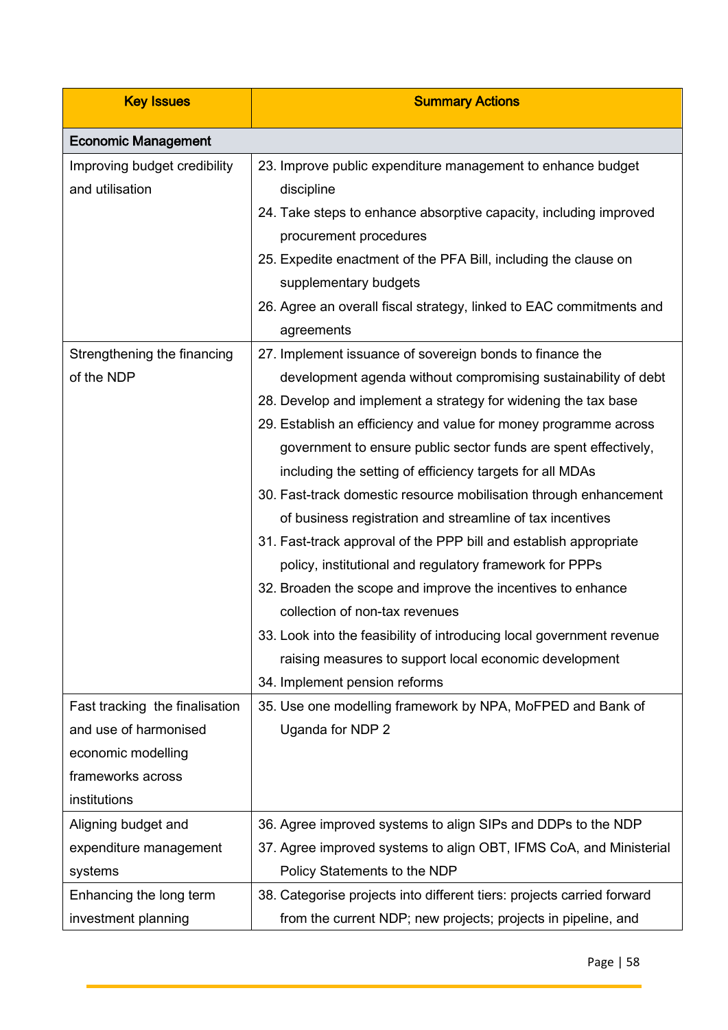| Key Issues | Summary Actions |
|---|---|
| **Economic Management** | |
| Improving budget credibility and utilisation | 23. Improve public expenditure management to enhance budget discipline<br>24. Take steps to enhance absorptive capacity, including improved procurement procedures<br>25. Expedite enactment of the PFA Bill, including the clause on supplementary budgets<br>26. Agree an overall fiscal strategy, linked to EAC commitments and agreements |
| Strengthening the financing of the NDP | 27. Implement issuance of sovereign bonds to finance the development agenda without compromising sustainability of debt<br>28. Develop and implement a strategy for widening the tax base<br>29. Establish an efficiency and value for money programme across government to ensure public sector funds are spent effectively, including the setting of efficiency targets for all MDAs<br>30. Fast-track domestic resource mobilisation through enhancement of business registration and streamline of tax incentives<br>31. Fast-track approval of the PPP bill and establish appropriate policy, institutional and regulatory framework for PPPs<br>32. Broaden the scope and improve the incentives to enhance collection of non-tax revenues<br>33. Look into the feasibility of introducing local government revenue raising measures to support local economic development<br>34. Implement pension reforms |
| Fast tracking the finalisation and use of harmonised economic modelling frameworks across institutions | 35. Use one modelling framework by NPA, MoFPED and Bank of Uganda for NDP 2 |
| Aligning budget and expenditure management systems | 36. Agree improved systems to align SIPs and DDPs to the NDP<br>37. Agree improved systems to align OBT, IFMS CoA, and Ministerial Policy Statements to the NDP |
| Enhancing the long term investment planning | 38. Categorise projects into different tiers: projects carried forward from the current NDP; new projects; projects in pipeline, and |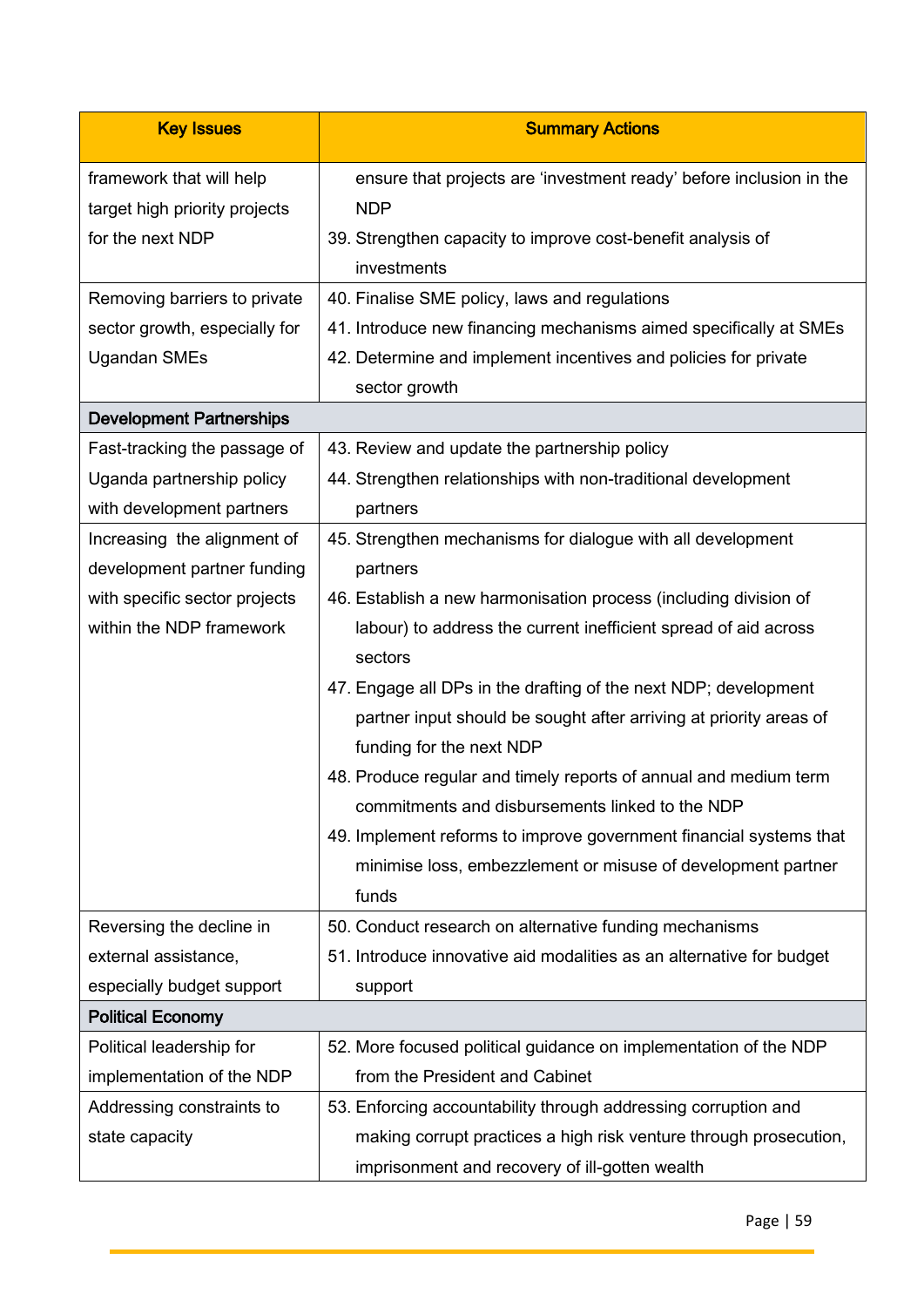| Key Issues | Summary Actions |
|---|---|
| framework that will help target high priority projects for the next NDP | ensure that projects are 'investment ready' before inclusion in the NDP<br>39. Strengthen capacity to improve cost-benefit analysis of investments |
| Removing barriers to private sector growth, especially for Ugandan SMEs | 40. Finalise SME policy, laws and regulations<br>41. Introduce new financing mechanisms aimed specifically at SMEs<br>42. Determine and implement incentives and policies for private sector growth |
| **Development Partnerships** | |
| Fast-tracking the passage of Uganda partnership policy with development partners | 43. Review and update the partnership policy<br>44. Strengthen relationships with non-traditional development partners |
| Increasing the alignment of development partner funding with specific sector projects within the NDP framework | 45. Strengthen mechanisms for dialogue with all development partners<br>46. Establish a new harmonisation process (including division of labour) to address the current inefficient spread of aid across sectors<br>47. Engage all DPs in the drafting of the next NDP; development partner input should be sought after arriving at priority areas of funding for the next NDP<br>48. Produce regular and timely reports of annual and medium term commitments and disbursements linked to the NDP<br>49. Implement reforms to improve government financial systems that minimise loss, embezzlement or misuse of development partner funds |
| Reversing the decline in external assistance, especially budget support | 50. Conduct research on alternative funding mechanisms<br>51. Introduce innovative aid modalities as an alternative for budget support |
| **Political Economy** | |
| Political leadership for implementation of the NDP | 52. More focused political guidance on implementation of the NDP from the President and Cabinet |
| Addressing constraints to state capacity | 53. Enforcing accountability through addressing corruption and making corrupt practices a high risk venture through prosecution, imprisonment and recovery of ill-gotten wealth |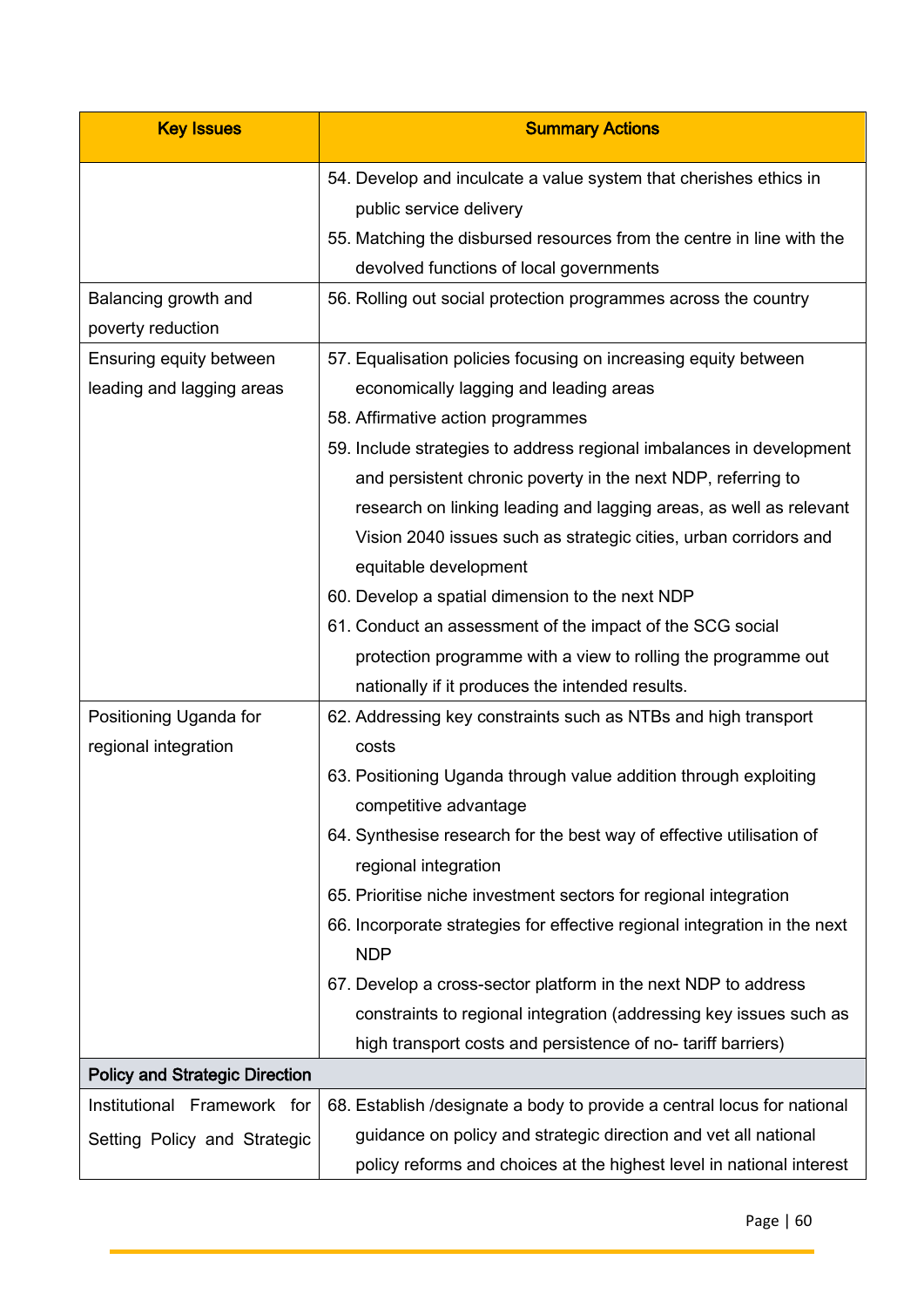| Key Issues | Summary Actions |
|---|---|
| | 54. Develop and inculcate a value system that cherishes ethics in public service delivery<br>55. Matching the disbursed resources from the centre in line with the devolved functions of local governments |
| Balancing growth and poverty reduction | 56. Rolling out social protection programmes across the country |
| Ensuring equity between leading and lagging areas | 57. Equalisation policies focusing on increasing equity between economically lagging and leading areas<br>58. Affirmative action programmes<br>59. Include strategies to address regional imbalances in development and persistent chronic poverty in the next NDP, referring to research on linking leading and lagging areas, as well as relevant Vision 2040 issues such as strategic cities, urban corridors and equitable development<br>60. Develop a spatial dimension to the next NDP<br>61. Conduct an assessment of the impact of the SCG social protection programme with a view to rolling the programme out nationally if it produces the intended results. |
| Positioning Uganda for regional integration | 62. Addressing key constraints such as NTBs and high transport costs<br>63. Positioning Uganda through value addition through exploiting competitive advantage<br>64. Synthesise research for the best way of effective utilisation of regional integration<br>65. Prioritise niche investment sectors for regional integration<br>66. Incorporate strategies for effective regional integration in the next NDP<br>67. Develop a cross-sector platform in the next NDP to address constraints to regional integration (addressing key issues such as high transport costs and persistence of no- tariff barriers) |
| **Policy and Strategic Direction** | |
| Institutional Framework for Setting Policy and Strategic | 68. Establish /designate a body to provide a central locus for national guidance on policy and strategic direction and vet all national policy reforms and choices at the highest level in national interest |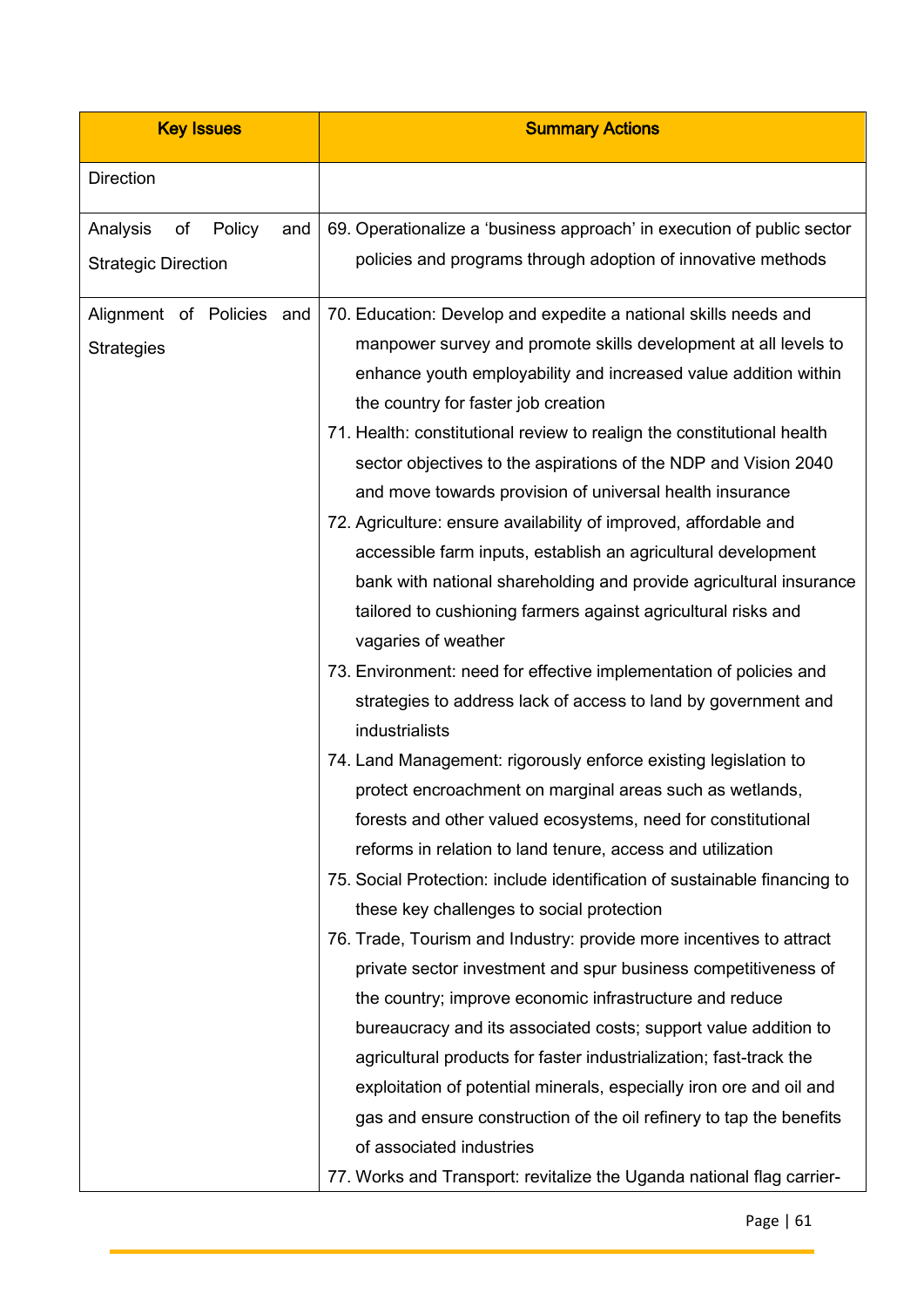| Key Issues | Summary Actions |
|---|---|
| Direction | |
| Analysis of Policy and Strategic Direction | 69. Operationalize a 'business approach' in execution of public sector policies and programs through adoption of innovative methods |
| Alignment of Policies and Strategies | 70. Education: Develop and expedite a national skills needs and manpower survey and promote skills development at all levels to enhance youth employability and increased value addition within the country for faster job creation<br>71. Health: constitutional review to realign the constitutional health sector objectives to the aspirations of the NDP and Vision 2040 and move towards provision of universal health insurance<br>72. Agriculture: ensure availability of improved, affordable and accessible farm inputs, establish an agricultural development bank with national shareholding and provide agricultural insurance tailored to cushioning farmers against agricultural risks and vagaries of weather<br>73. Environment: need for effective implementation of policies and strategies to address lack of access to land by government and industrialists<br>74. Land Management: rigorously enforce existing legislation to protect encroachment on marginal areas such as wetlands, forests and other valued ecosystems, need for constitutional reforms in relation to land tenure, access and utilization<br>75. Social Protection: include identification of sustainable financing to these key challenges to social protection<br>76. Trade, Tourism and Industry: provide more incentives to attract private sector investment and spur business competitiveness of the country; improve economic infrastructure and reduce bureaucracy and its associated costs; support value addition to agricultural products for faster industrialization; fast-track the exploitation of potential minerals, especially iron ore and oil and gas and ensure construction of the oil refinery to tap the benefits of associated industries<br>77. Works and Transport: revitalize the Uganda national flag carrier- |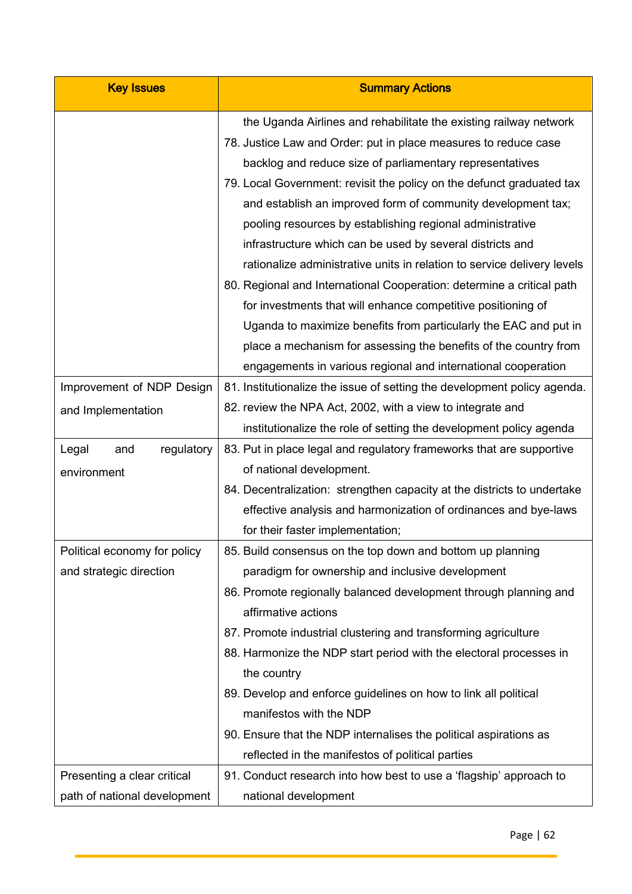| Key Issues | Summary Actions |
|---|---|
| | the Uganda Airlines and rehabilitate the existing railway network<br>78. Justice Law and Order: put in place measures to reduce case backlog and reduce size of parliamentary representatives<br>79. Local Government: revisit the policy on the defunct graduated tax and establish an improved form of community development tax; pooling resources by establishing regional administrative infrastructure which can be used by several districts and rationalize administrative units in relation to service delivery levels<br>80. Regional and International Cooperation: determine a critical path for investments that will enhance competitive positioning of Uganda to maximize benefits from particularly the EAC and put in place a mechanism for assessing the benefits of the country from engagements in various regional and international cooperation |
| Improvement of NDP Design and Implementation | 81. Institutionalize the issue of setting the development policy agenda.<br>82. review the NPA Act, 2002, with a view to integrate and institutionalize the role of setting the development policy agenda |
| Legal and regulatory environment | 83. Put in place legal and regulatory frameworks that are supportive of national development.<br>84. Decentralization: strengthen capacity at the districts to undertake effective analysis and harmonization of ordinances and bye-laws for their faster implementation; |
| Political economy for policy and strategic direction | 85. Build consensus on the top down and bottom up planning paradigm for ownership and inclusive development<br>86. Promote regionally balanced development through planning and affirmative actions<br>87. Promote industrial clustering and transforming agriculture<br>88. Harmonize the NDP start period with the electoral processes in the country<br>89. Develop and enforce guidelines on how to link all political manifestos with the NDP<br>90. Ensure that the NDP internalises the political aspirations as reflected in the manifestos of political parties |
| Presenting a clear critical path of national development | 91. Conduct research into how best to use a 'flagship' approach to national development |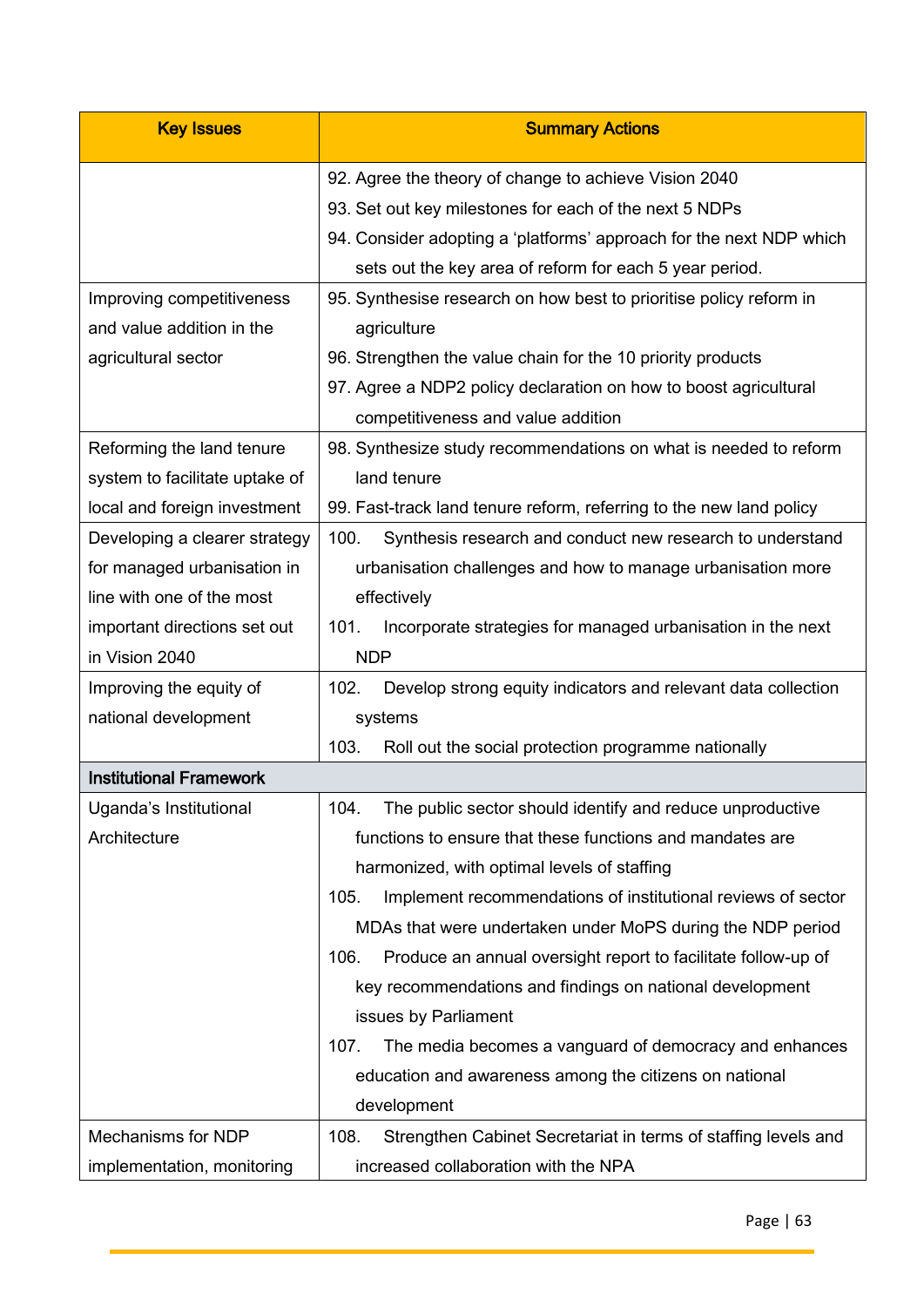| Key Issues | Summary Actions |
|---|---|
| | 92. Agree the theory of change to achieve Vision 2040<br>93. Set out key milestones for each of the next 5 NDPs<br>94. Consider adopting a 'platforms' approach for the next NDP which sets out the key area of reform for each 5 year period. |
| Improving competitiveness and value addition in the agricultural sector | 95. Synthesise research on how best to prioritise policy reform in agriculture<br>96. Strengthen the value chain for the 10 priority products<br>97. Agree a NDP2 policy declaration on how to boost agricultural competitiveness and value addition |
| Reforming the land tenure system to facilitate uptake of local and foreign investment | 98. Synthesize study recommendations on what is needed to reform land tenure<br>99. Fast-track land tenure reform, referring to the new land policy |
| Developing a clearer strategy for managed urbanisation in line with one of the most important directions set out in Vision 2040 | 100. Synthesis research and conduct new research to understand urbanisation challenges and how to manage urbanisation more effectively<br>101. Incorporate strategies for managed urbanisation in the next NDP |
| Improving the equity of national development | 102. Develop strong equity indicators and relevant data collection systems<br>103. Roll out the social protection programme nationally |
| **Institutional Framework** | |
| Uganda's Institutional Architecture | 104. The public sector should identify and reduce unproductive functions to ensure that these functions and mandates are harmonized, with optimal levels of staffing<br>105. Implement recommendations of institutional reviews of sector MDAs that were undertaken under MoPS during the NDP period<br>106. Produce an annual oversight report to facilitate follow-up of key recommendations and findings on national development issues by Parliament<br>107. The media becomes a vanguard of democracy and enhances education and awareness among the citizens on national development |
| Mechanisms for NDP implementation, monitoring | 108. Strengthen Cabinet Secretariat in terms of staffing levels and increased collaboration with the NPA |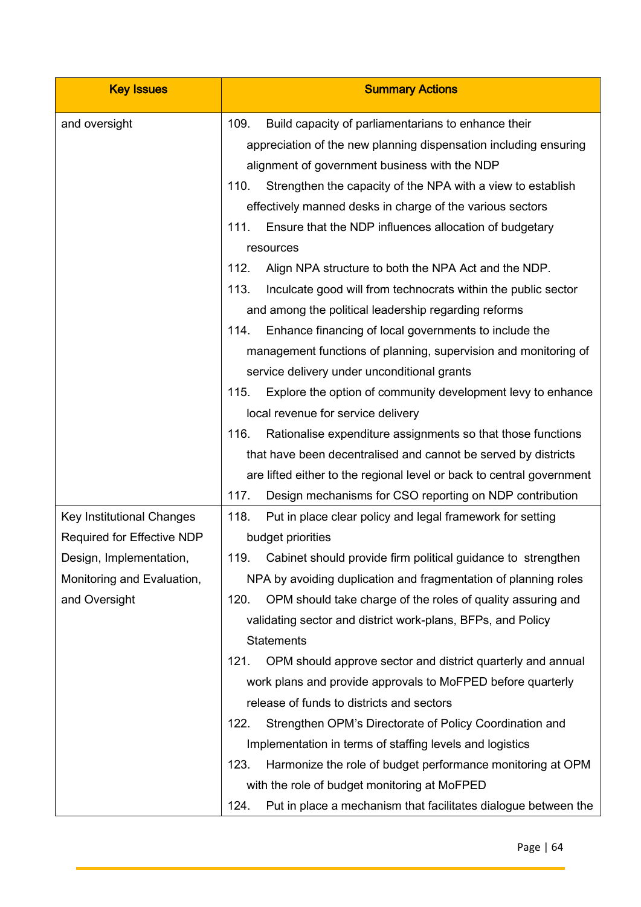| Key Issues | Summary Actions |
|---|---|
| and oversight | 109. Build capacity of parliamentarians to enhance their appreciation of the new planning dispensation including ensuring alignment of government business with the NDP<br>110. Strengthen the capacity of the NPA with a view to establish effectively manned desks in charge of the various sectors<br>111. Ensure that the NDP influences allocation of budgetary resources<br>112. Align NPA structure to both the NPA Act and the NDP.<br>113. Inculcate good will from technocrats within the public sector and among the political leadership regarding reforms<br>114. Enhance financing of local governments to include the management functions of planning, supervision and monitoring of service delivery under unconditional grants<br>115. Explore the option of community development levy to enhance local revenue for service delivery<br>116. Rationalise expenditure assignments so that those functions that have been decentralised and cannot be served by districts are lifted either to the regional level or back to central government<br>117. Design mechanisms for CSO reporting on NDP contribution |
| Key Institutional Changes Required for Effective NDP Design, Implementation, Monitoring and Evaluation, and Oversight | 118. Put in place clear policy and legal framework for setting budget priorities<br>119. Cabinet should provide firm political guidance to strengthen NPA by avoiding duplication and fragmentation of planning roles<br>120. OPM should take charge of the roles of quality assuring and validating sector and district work-plans, BFPs, and Policy Statements<br>121. OPM should approve sector and district quarterly and annual work plans and provide approvals to MoFPED before quarterly release of funds to districts and sectors<br>122. Strengthen OPM's Directorate of Policy Coordination and Implementation in terms of staffing levels and logistics<br>123. Harmonize the role of budget performance monitoring at OPM with the role of budget monitoring at MoFPED<br>124. Put in place a mechanism that facilitates dialogue between the |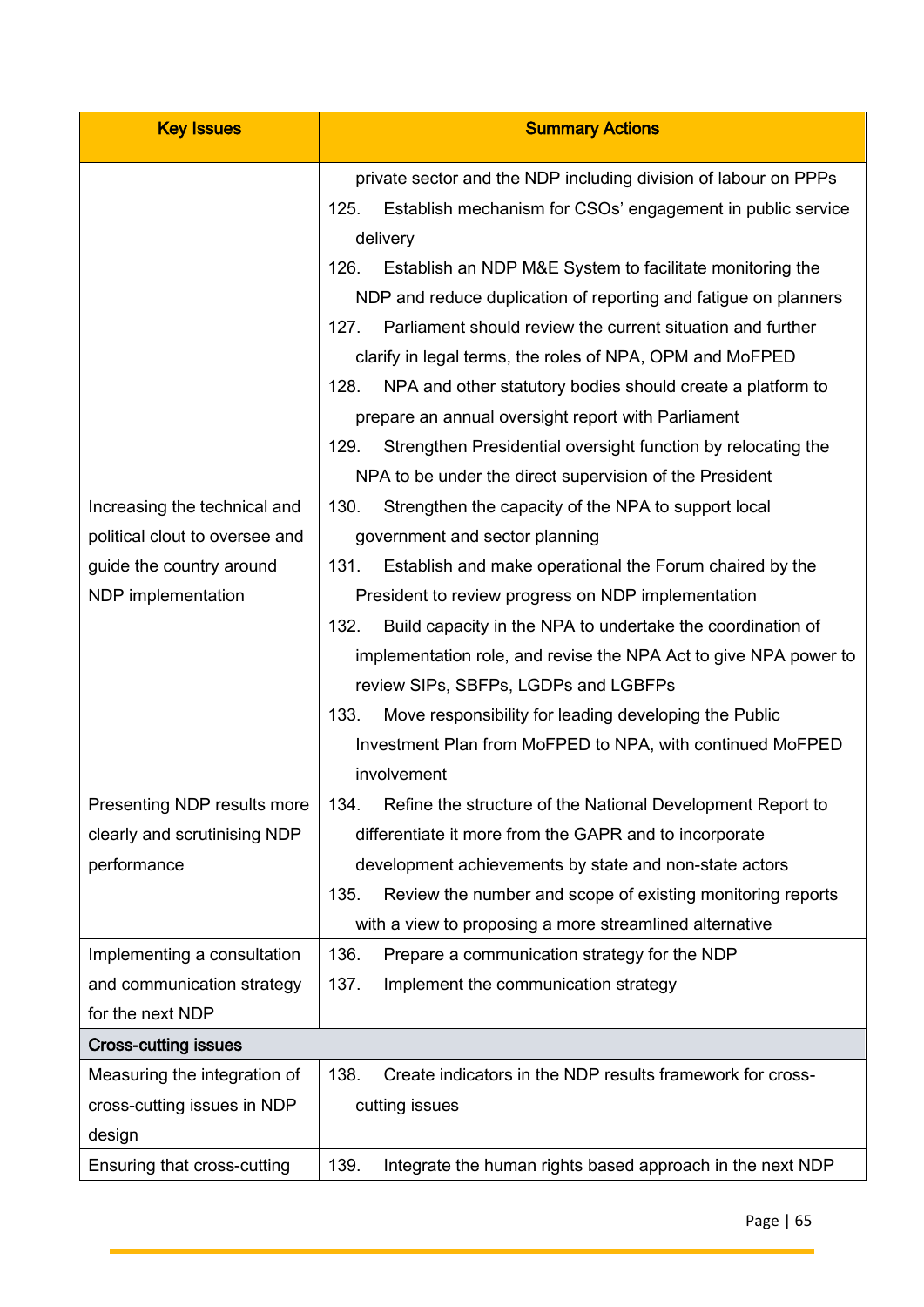| Key Issues | Summary Actions |
|---|---|
| | private sector and the NDP including division of labour on PPPs<br>125. Establish mechanism for CSOs' engagement in public service delivery<br>126. Establish an NDP M&E System to facilitate monitoring the NDP and reduce duplication of reporting and fatigue on planners<br>127. Parliament should review the current situation and further clarify in legal terms, the roles of NPA, OPM and MoFPED<br>128. NPA and other statutory bodies should create a platform to prepare an annual oversight report with Parliament<br>129. Strengthen Presidential oversight function by relocating the NPA to be under the direct supervision of the President |
| Increasing the technical and political clout to oversee and guide the country around NDP implementation | 130. Strengthen the capacity of the NPA to support local government and sector planning<br>131. Establish and make operational the Forum chaired by the President to review progress on NDP implementation<br>132. Build capacity in the NPA to undertake the coordination of implementation role, and revise the NPA Act to give NPA power to review SIPs, SBFPs, LGDPs and LGBFPs<br>133. Move responsibility for leading developing the Public Investment Plan from MoFPED to NPA, with continued MoFPED involvement |
| Presenting NDP results more clearly and scrutinising NDP performance | 134. Refine the structure of the National Development Report to differentiate it more from the GAPR and to incorporate development achievements by state and non-state actors<br>135. Review the number and scope of existing monitoring reports with a view to proposing a more streamlined alternative |
| Implementing a consultation and communication strategy for the next NDP | 136. Prepare a communication strategy for the NDP<br>137. Implement the communication strategy |
| **Cross-cutting issues** | |
| Measuring the integration of cross-cutting issues in NDP design | 138. Create indicators in the NDP results framework for cross-cutting issues |
| Ensuring that cross-cutting | 139. Integrate the human rights based approach in the next NDP |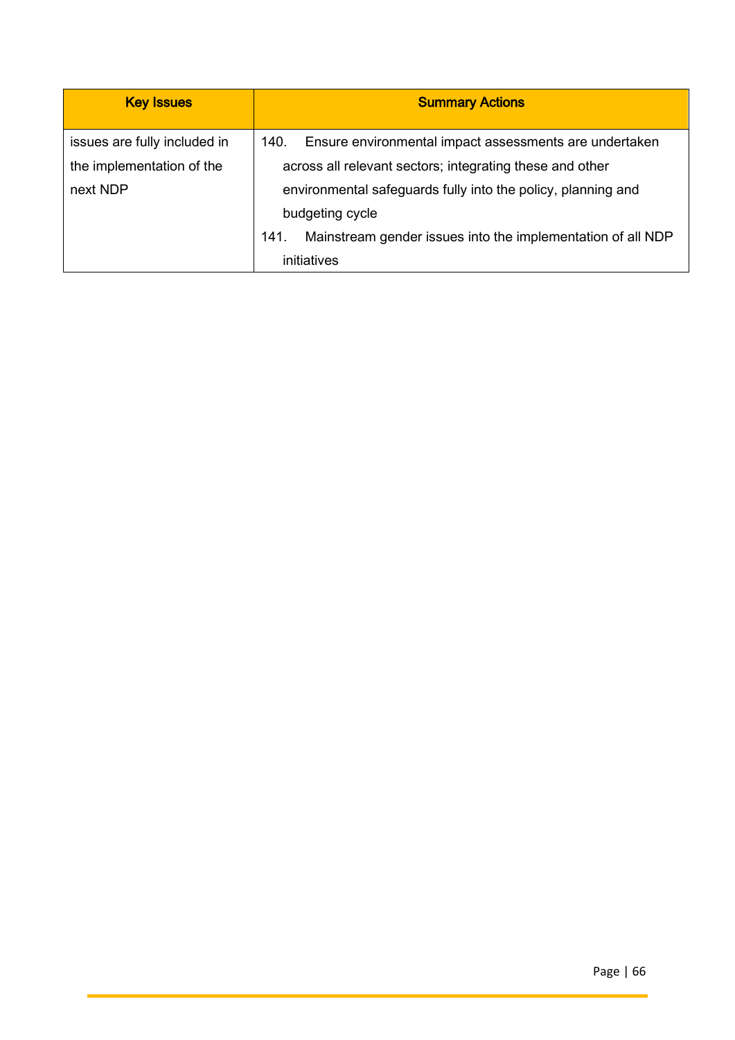| Key Issues | Summary Actions |
|---|---|
| issues are fully included in the implementation of the next NDP | 140. Ensure environmental impact assessments are undertaken across all relevant sectors; integrating these and other environmental safeguards fully into the policy, planning and budgeting cycle<br>141. Mainstream gender issues into the implementation of all NDP initiatives |